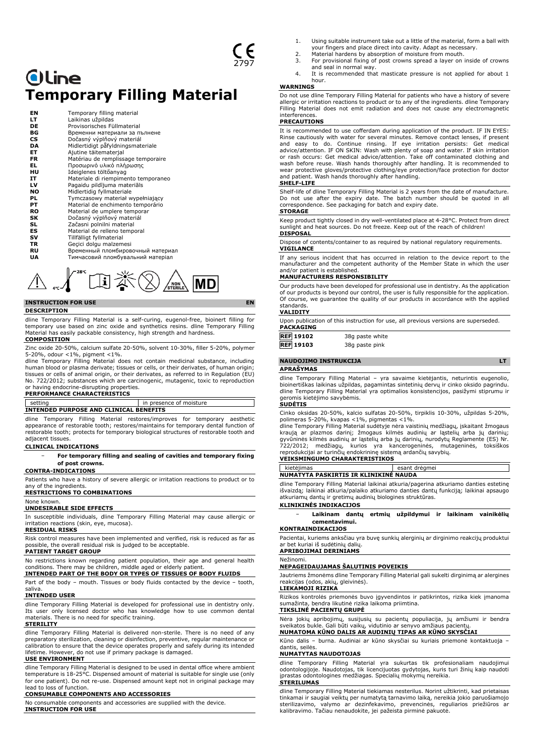CE 2797

# dline

# Temporary Filling Material

| | |
|---|---|
| EN | Temporary filling material |
| LT | Laikinas užpildas |
| DE | Provisorisches Füllmaterial |
| BG | Временни материали за пълнене |
| CS | Dočasný výplňový materiál |
| DA | Midlertidigt påfyldningsmateriale |
| ET | Ajutine täitematerjal |
| FR | Matériau de remplissage temporaire |
| EL | Προσωρινό υλικό πλήρωσης |
| HU | Ideiglenes töltőanyag |
| IT | Materiale di riempimento temporaneo |
| LV | Pagaidu pildījuma materiāls |
| NO | Midlertidig fyllmateriale |
| PL | Tymczasowy materiał wypełniający |
| PT | Material de enchimento temporário |
| RO | Material de umplere temporar |
| SK | Dočasný výplňový materiál |
| SL | Začasni polnilni material |
| ES | Material de relleno temporal |
| SV | Tillfälligt fyllmaterial |
| TR | Geçici dolgu malzemesi |
| RU | Временный пломбировочный материал |
| UA | Тимчасовий пломбувальний матеріал |

4°C 28°C NON STERILE MD

## INSTRUCTION FOR USE EN

### DESCRIPTION

dline Temporary Filling Material is a self-curing, eugenol-free, bioinert filling for temporary use based on zinc oxide and synthetics resins. dline Temporary Filling Material has easily packable consistency, high strength and hardness.

### COMPOSITION

Zinc oxide 20-50%, calcium sulfate 20-50%, solvent 10-30%, filler 5-20%, polymer 5-20%, odour <1%, pigment <1%.

dline Temporary Filling Material does not contain medicinal substance, including human blood or plasma derivate; tissues or cells, or their derivates, of human origin; tissues or cells of animal origin, or their derivates, as referred to in Regulation (EU) No. 722/2012; substances which are carcinogenic, mutagenic, toxic to reproduction or having endocrine-disrupting properties.

### PERFORMANCE CHARACTERISTICS

| setting | in presence of moisture |
|---|---|

### INTENDED PURPOSE AND CLINICAL BENEFITS

dline Temporary Filling Material restores/improves for temporary aesthetic appearance of restorable tooth; restores/maintains for temporary dental function of restorable tooth; protects for temporary biological structures of restorable tooth and adjacent tissues.

### CLINICAL INDICATIONS

- **For temporary filling and sealing of cavities and temporary fixing of post crowns.**

### CONTRA-INDICATIONS

Patients who have a history of severe allergic or irritation reactions to product or to any of the ingredients.

### RESTRICTIONS TO COMBINATIONS

None known.

### UNDESIRABLE SIDE EFFECTS

In susceptible individuals, dline Temporary Filling Material may cause allergic or irritation reactions (skin, eye, mucosa).

### RESIDUAL RISKS

Risk control measures have been implemented and verified, risk is reduced as far as possible, the overall residual risk is judged to be acceptable.

### PATIENT TARGET GROUP

No restrictions known regarding patient population, their age and general health conditions. There may be children, middle aged or elderly patient.

### INTENDED PART OF THE BODY OR TYPES OF TISSUES OF BODY FLUIDS

Part of the body – mouth. Tissues or body fluids contacted by the device – tooth, saliva.

### INTENDED USER

dline Temporary Filling Material is developed for professional use in dentistry only. Its user only licensed doctor who has knowledge how to use common dental materials. There is no need for specific training.

### STERILITY

dline Temporary Filling Material is delivered non-sterile. There is no need of any preparatory sterilization, cleaning or disinfection, preventive, regular maintenance or calibration to ensure that the device operates properly and safely during its intended lifetime. However, do not use if primary package is damaged.

### USE ENVIRONMENT

dline Temporary Filling Material is designed to be used in dental office where ambient temperature is 18-25°C. Dispensed amount of material is suitable for single use (only for one patient). Do not re-use. Dispensed amount kept not in original package may lead to loss of function.

### CONSUMABLE COMPONENTS AND ACCESSORIES

No consumable components and accessories are supplied with the device.

### INSTRUCTION FOR USE

1. Using suitable instrument take out a little of the material, form a ball with your fingers and place direct into cavity. Adapt as necessary.
2. Material hardens by absorption of moisture from mouth.
3. For provisional fixing of post crowns spread a layer on inside of crowns and seal in normal way.
4. It is recommended that masticate pressure is not applied for about 1 hour.

### WARNINGS

Do not use dline Temporary Filling Material for patients who have a history of severe allergic or irritation reactions to product or to any of the ingredients. dline Temporary Filling Material does not emit radiation and does not cause any electromagnetic interferences.

### PRECAUTIONS

It is recommended to use cofferdam during application of the product. IF IN EYES: Rinse cautiously with water for several minutes. Remove contact lenses, if present and easy to do. Continue rinsing. If eye irritation persists: Get medical advice/attention. IF ON SKIN: Wash with plenty of soap and water. If skin irritation or rash occurs: Get medical advice/attention. Take off contaminated clothing and wash before reuse. Wash hands thoroughly after handling. It is recommended to wear protective gloves/protective clothing/eye protection/face protection for doctor and patient. Wash hands thoroughly after handling.

### SHELF-LIFE

Shelf-life of dline Temporary Filling Material is 2 years from the date of manufacture. Do not use after the expiry date. The batch number should be quoted in all correspondence. See packaging for batch and expiry date.

### STORAGE

Keep product tightly closed in dry well-ventilated place at 4-28°C. Protect from direct sunlight and heat sources. Do not freeze. Keep out of the reach of children!

### DISPOSAL

Dispose of contents/container to as required by national regulatory requirements.

### VIGILANCE

If any serious incident that has occurred in relation to the device report to the manufacturer and the competent authority of the Member State in which the user and/or patient is established.

### MANUFACTURERS RESPONSIBILITY

Our products have been developed for professional use in dentistry. As the application of our products is beyond our control, the user is fully responsible for the application. Of course, we guarantee the quality of our products in accordance with the applied standards.

### VALIDITY

Upon publication of this instruction for use, all previous versions are superseded.

### PACKAGING

| | |
|---|---|
| REF 19102 | 38g paste white |
| REF 19103 | 38g paste pink |

## NAUDOJIMO INSTRUKCIJA LT

### APRAŠYMAS

dline Temporary Filling Material – yra savaime kietėjantis, neturintis eugenolio, bioinertiškas laikinas užpildas, pagamintas sintetinių dervų ir cinko oksido pagrindu. dline Temporary Filling Material yra optimalios konsistencijos, pasižymi stiprumu ir geromis kietėjimo savybėmis.

### SUDĖTIS

Cinko oksidas 20-50%, kalcio sulfatas 20-50%, tirpiklis 10-30%, užpildas 5-20%, polimeras 5-20%, kvapas <1%, pigmentas <1%.

dline Temporary Filling Material sudėtyje nėra vaistinių medžiagų, įskaitant žmogaus kraują ar plazmos darinį; žmogaus kilmės audinių ar ląstelių arba jų darinių; gyvūninės kilmės audinių ar ląstelių arba jų darinių, nurodytų Reglamente (ES) Nr. 722/2012; medžiagų, kurios yra kancerogeninės, mutageninės, toksiškos reprodukcijai ar turinčių endokrininę sistemą ardančių savybių.

### VEIKSMINGUMO CHARAKTERISTIKOS

| kietėjimas | esant drėgmei |
|---|---|

### NUMATYTA PASKIRTIS IR KLINIKINĖ NAUDA

dline Temporary Filling Material laikinai atkuria/pagerina atkuriamo danties estetinę išvaizdą; laikinai atkuria/palaiko atkuriamo danties dantų funkciją; laikinai apsaugo atkuriamų dantų ir gretimų audinių biologines struktūras.

### KLINIKINĖS INDIKACIJOS

- **Laikinam dantų ertmių užpildymui ir laikinam vainikėlių cementavimui.**

### KONTRAINDIKACIJOS

Pacientai, kuriems anksčiau yra buvę sunkių alerginių ar dirginimo reakcijų produktui ar bet kuriai iš sudėtinių dalių.

### APRIBOJIMAI DERINIAMS

Nežinomi.

### NEPAGEIDAUJAMAS ŠALUTINIS POVEIKIS

Jautriems žmonėms dline Temporary Filling Material gali sukelti dirginimą ar alergines reakcijas (odos, akių, gleivinės).

### LIEKAMOJI RIZIKA

Rizikos kontrolės priemonės buvo įgyvendintos ir patikrintos, rizika kiek įmanoma sumažinta, bendra likutinė rizika laikoma priimtina.

### TIKSLINĖ PACIENTŲ GRUPĖ

Nėra jokių apribojimų, susijusių su pacientų populiacija, jų amžiumi ir bendra sveikatos būkle. Gali būti vaikų, vidutinio ar senyvo amžiaus pacientų.

### NUMATOMA KŪNO DALIS AR AUDINIŲ TIPAS AR KŪNO SKYSČIAI

Kūno dalis – burna. Audiniai ar kūno skysčiai su kuriais priemonė kontaktuoja – dantis, seilės.

### NUMATYTAS NAUDOTOJAS

dline Temporary Filling Material yra sukurtas tik profesionaliam naudojimui odontologijoje. Naudotojas, tik licencijuotas gydytojas, kuris turi žinių kaip naudoti įprastas odontologines medžiagas. Specialių mokymų nereikia.

### STERILUMAS

dline Temporary Filling Material tiekiamas nesterilus. Norint užtikrinti, kad prietaisas tinkamai ir saugiai veiktų per numatytą tarnavimo laiką, nereikia jokio paruošiamojo sterilizavimo, valymo ar dezinfekavimo, prevencinės, reguliarios priežiūros ar kalibravimo. Tačiau nenaudokite, jei pažeista pirminė pakuotė.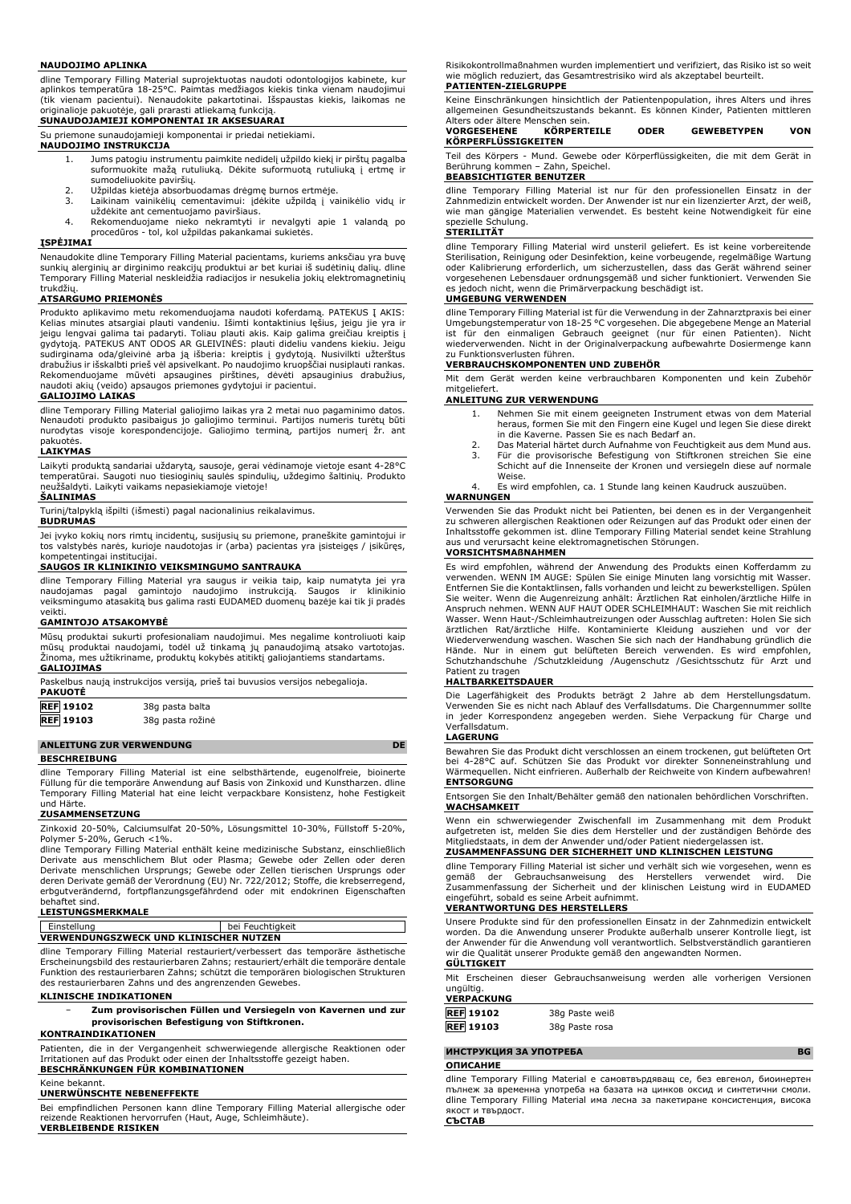**NAUDOJIMO APLINKA**

dline Temporary Filling Material suprojektuotas naudoti odontologijos kabinete, kur aplinkos temperatūra 18-25°C. Paimtas medžiagos kiekis tinka vienam naudojimui (tik vienam pacientui). Nenaudokite pakartotinai. Išspaustas kiekis, laikomas ne originalioje pakuotėje, gali prarasti atliekamą funkciją.

**SUNAUDOJAMIEJI KOMPONENTAI IR AKSESUARAI**

Su priemone sunaudojamieji komponentai ir priedai netiekiami.

**NAUDOJIMO INSTRUKCIJA**

1. Jums patogiu instrumentu paimkite nedidelį užpildo kiekį ir pirštų pagalba suformuokite mažą rutuliuką. Dėkite suformuotą rutuliuką į ertmę ir sumodeliuokite paviršių.
2. Užpildas kietėja absorbuodamas drėgmę burnos ertmėje.
3. Laikinam vainikėlių cementavimui: įdėkite užpildą į vainikėlio vidų ir uždėkite ant cementuojamo paviršiaus.
4. Rekomenduojame nieko nekramtyti ir nevalgyti apie 1 valandą po procedūros - tol, kol užpildas pakankamai sukietės.

**ĮSPĖJIMAI**

Nenaudokite dline Temporary Filling Material pacientams, kuriems anksčiau yra buvę sunkių alerginių ar dirginimo reakcijų produktui ar bet kuriai iš sudėtinių dalių. dline Temporary Filling Material neskleidžia radiacijos ir nesukelia jokių elektromagnetinių trukdžių.

**ATSARGUMO PRIEMONĖS**

Produkto aplikavimo metu rekomenduojama naudoti koferdamą. PATEKUS Į AKIS: Kelias minutes atsargiai plauti vandeniu. Išimti kontaktinius lęšius, jeigu jie yra ir jeigu lengvai galima tai padaryti. Toliau plauti akis. Kaip galima greičiau kreiptis į gydytoją. PATEKUS ANT ODOS AR GLEIVINĖS: plauti dideliu vandens kiekiu. Jeigu sudirginama oda/gleivinė arba ją išberia: kreiptis į gydytoją. Nusivilkti užterštus drabužius ir išskalbti prieš vėl apsivelkant. Po naudojimo kruopščiai nusiplauti rankas. Rekomenduojame mūvėti apsaugines pirštines, dėvėti apsauginius drabužius, naudoti akių (veido) apsaugos priemones gydytojui ir pacientui.

**GALIOJIMO LAIKAS**

dline Temporary Filling Material galiojimo laikas yra 2 metai nuo pagaminimo datos. Nenaudoti produkto pasibaigus jo galiojimo terminui. Partijos numeris turėtų būti nurodytas visoje korespondencijoje. Galiojimo terminą, partijos numerį žr. ant pakuotės.

**LAIKYMAS**

Laikyti produktą sandariai uždarytą, sausoje, gerai vėdinamoje vietoje esant 4-28°C temperatūrai. Saugoti nuo tiesioginių saulės spindulių, uždegimo šaltinių. Produkto neužšaldyti. Laikyti vaikams nepasiekiamoje vietoje!

**ŠALINIMAS**

Turinį/talpyklą išpilti (išmesti) pagal nacionalinius reikalavimus.

**BUDRUMAS**

Jei įvyko kokių nors rimtų incidentų, susijusių su priemone, praneškite gamintojui ir tos valstybės narės, kurioje naudotojas ir (arba) pacientas yra įsisteigęs / įsikūręs, kompetentingai institucijai.

**SAUGOS IR KLINIKINIO VEIKSMINGUMO SANTRAUKA**

dline Temporary Filling Material yra saugus ir veikia taip, kaip numatyta jei yra naudojamas pagal gamintojo naudojimo instrukciją. Saugos ir klinikinio veiksmingumo atasakitą bus galima rasti EUDAMED duomenų bazėje kai tik ji pradės veikti.

**GAMINTOJO ATSAKOMYBĖ**

Mūsų produktai sukurti profesionaliam naudojimui. Mes negalime kontroliuoti kaip mūsų produktai naudojami, todėl už tinkamą jų panaudojimą atsako vartotojas. Žinoma, mes užtikriname, produktų kokybės atitiktį galiojantiems standartams.

**GALIOJIMAS**

Paskelbus naują instrukcijos versiją, prieš tai buvusios versijos nebegalioja.

**PAKUOTĖ**

| | |
|---|---|
| REF 19102 | 38g pasta balta |
| REF 19103 | 38g pasta rožinė |

## ANLEITUNG ZUR VERWENDUNG DE

**BESCHREIBUNG**

dline Temporary Filling Material ist eine selbsthärtende, eugenolfreie, bioinerte Füllung für die temporäre Anwendung auf Basis von Zinkoxid und Kunstharzen. dline Temporary Filling Material hat eine leicht verpackbare Konsistenz, hohe Festigkeit und Härte.

**ZUSAMMENSETZUNG**

Zinkoxid 20-50%, Calciumsulfat 20-50%, Lösungsmittel 10-30%, Füllstoff 5-20%, Polymer 5-20%, Geruch <1%.

dline Temporary Filling Material enthält keine medizinische Substanz, einschließlich Derivate aus menschlichem Blut oder Plasma; Gewebe oder Zellen oder deren Derivate menschlichen Ursprungs; Gewebe oder Zellen tierischen Ursprungs oder deren Derivate gemäß der Verordnung (EU) Nr. 722/2012; Stoffe, die krebserregend, erbgutverändernd, fortpflanzungsgefährdend oder mit endokrinen Eigenschaften behaftet sind.

**LEISTUNGSMERKMALE**

| Einstellung | bei Feuchtigkeit |
|---|---|

**VERWENDUNGSZWECK UND KLINISCHER NUTZEN**

dline Temporary Filling Material restauriert/verbessert das temporäre ästhetische Erscheinungsbild des restaurierbaren Zahns; restauriert/erhält die temporäre dentale Funktion des restaurierbaren Zahns; schützt die temporären biologischen Strukturen des restaurierbaren Zahns und des angrenzenden Gewebes.

**KLINISCHE INDIKATIONEN**

- **Zum provisorischen Füllen und Versiegeln von Kavernen und zur provisorischen Befestigung von Stiftkronen.**

**KONTRAINDIKATIONEN**

Patienten, die in der Vergangenheit schwerwiegende allergische Reaktionen oder Irritationen auf das Produkt oder einen der Inhaltsstoffe gezeigt haben.

**BESCHRÄNKUNGEN FÜR KOMBINATIONEN**

Keine bekannt.

**UNERWÜNSCHTE NEBENEFFEKTE**

Bei empfindlichen Personen kann dline Temporary Filling Material allergische oder reizende Reaktionen hervorrufen (Haut, Auge, Schleimhäute).

**VERBLEIBENDE RISIKEN**

Risikokontrollmaßnahmen wurden implementiert und verifiziert, das Risiko ist so weit wie möglich reduziert, das Gesamtrestrisiko wird als akzeptabel beurteilt.

**PATIENTEN-ZIELGRUPPE**

Keine Einschränkungen hinsichtlich der Patientenpopulation, ihres Alters und ihres allgemeinen Gesundheitszustands bekannt. Es können Kinder, Patienten mittleren Alters oder ältere Menschen sein.

**VORGESEHENE KÖRPERTEILE ODER GEWEBETYPEN VON KÖRPERFLÜSSIGKEITEN**

Teil des Körpers - Mund. Gewebe oder Körperflüssigkeiten, die mit dem Gerät in Berührung kommen – Zahn, Speichel.

**BEABSICHTIGTER BENUTZER**

dline Temporary Filling Material ist nur für den professionellen Einsatz in der Zahnmedizin entwickelt worden. Der Anwender ist nur ein lizenzierter Arzt, der weiß, wie man gängige Materialien verwendet. Es besteht keine Notwendigkeit für eine spezielle Schulung.

**STERILITÄT**

dline Temporary Filling Material wird unsteril geliefert. Es ist keine vorbereitende Sterilisation, Reinigung oder Desinfektion, keine vorbeugende, regelmäßige Wartung oder Kalibrierung erforderlich, um sicherzustellen, dass das Gerät während seiner vorgesehenen Lebensdauer ordnungsgemäß und sicher funktioniert. Verwenden Sie es jedoch nicht, wenn die Primärverpackung beschädigt ist.

**UMGEBUNG VERWENDEN**

dline Temporary Filling Material ist für die Verwendung in der Zahnarztpraxis bei einer Umgebungstemperatur von 18-25 °C vorgesehen. Die abgegebene Menge an Material ist für den einmaligen Gebrauch geeignet (nur für einen Patienten). Nicht wiederverwenden. Nicht in der Originalverpackung aufbewahrte Dosiermenge kann zu Funktionsverlusten führen.

**VERBRAUCHSKOMPONENTEN UND ZUBEHÖR**

Mit dem Gerät werden keine verbrauchbaren Komponenten und kein Zubehör mitgeliefert.

**ANLEITUNG ZUR VERWENDUNG**

1. Nehmen Sie mit einem geeigneten Instrument etwas von dem Material heraus, formen Sie mit den Fingern eine Kugel und legen Sie diese direkt in die Kaverne. Passen Sie es nach Bedarf an.
2. Das Material härtet durch Aufnahme von Feuchtigkeit aus dem Mund aus.
3. Für die provisorische Befestigung von Stiftkronen streichen Sie eine Schicht auf die Innenseite der Kronen und versiegeln diese auf normale Weise.
4. Es wird empfohlen, ca. 1 Stunde lang keinen Kaudruck auszuüben.

**WARNUNGEN**

Verwenden Sie das Produkt nicht bei Patienten, bei denen es in der Vergangenheit zu schweren allergischen Reaktionen oder Reizungen auf das Produkt oder einen der Inhaltsstoffe gekommen ist. dline Temporary Filling Material sendet keine Strahlung aus und verursacht keine elektromagnetischen Störungen.

**VORSICHTSMAßNAHMEN**

Es wird empfohlen, während der Anwendung des Produkts einen Kofferdamm zu verwenden. WENN IM AUGE: Spülen Sie einige Minuten lang vorsichtig mit Wasser. Entfernen Sie die Kontaktlinsen, falls vorhanden und leicht zu bewerkstelligen. Spülen Sie weiter. Wenn die Augenreizung anhält: Ärztlichen Rat einholen/ärztliche Hilfe in Anspruch nehmen. WENN AUF HAUT ODER SCHLEIMHAUT: Waschen Sie mit reichlich Wasser. Wenn Haut-/Schleimhautreizungen oder Ausschlag auftreten: Holen Sie sich ärztlichen Rat/ärztliche Hilfe. Kontaminierte Kleidung ausziehen und vor der Wiederverwendung waschen. Waschen Sie sich nach der Handhabung gründlich die Hände. Nur in einem gut belüfteten Bereich verwenden. Es wird empfohlen, Schutzhandschuhe /Schutzkleidung /Augenschutz /Gesichtsschutz für Arzt und Patient zu tragen

**HALTBARKEITSDAUER**

Die Lagerfähigkeit des Produkts beträgt 2 Jahre ab dem Herstellungsdatum. Verwenden Sie es nicht nach Ablauf des Verfallsdatums. Die Chargennummer sollte in jeder Korrespondenz angegeben werden. Siehe Verpackung für Charge und Verfallsdatum.

**LAGERUNG**

Bewahren Sie das Produkt dicht verschlossen an einem trockenen, gut belüfteten Ort bei 4-28°C auf. Schützen Sie das Produkt vor direkter Sonneneinstrahlung und Wärmequellen. Nicht einfrieren. Außerhalb der Reichweite von Kindern aufbewahren!

**ENTSORGUNG**

Entsorgen Sie den Inhalt/Behälter gemäß den nationalen behördlichen Vorschriften.

**WACHSAMKEIT**

Wenn ein schwerwiegender Zwischenfall im Zusammenhang mit dem Produkt aufgetreten ist, melden Sie dies dem Hersteller und der zuständigen Behörde des Mitgliedstaats, in dem der Anwender und/oder Patient niedergelassen ist.

**ZUSAMMENFASSUNG DER SICHERHEIT UND KLINISCHEN LEISTUNG**

dline Temporary Filling Material ist sicher und verhält sich wie vorgesehen, wenn es gemäß der Gebrauchsanweisung des Herstellers verwendet wird. Die Zusammenfassung der Sicherheit und der klinischen Leistung wird in EUDAMED eingeführt, sobald es seine Arbeit aufnimmt.

**VERANTWORTUNG DES HERSTELLERS**

Unsere Produkte sind für den professionellen Einsatz in der Zahnmedizin entwickelt worden. Da die Anwendung unserer Produkte außerhalb unserer Kontrolle liegt, ist der Anwender für die Anwendung voll verantwortlich. Selbstverständlich garantieren wir die Qualität unserer Produkte gemäß den angewandten Normen.

**GÜLTIGKEIT**

Mit Erscheinen dieser Gebrauchsanweisung werden alle vorherigen Versionen ungültig.

**VERPACKUNG**

| | |
|---|---|
| REF 19102 | 38g Paste weiß |
| REF 19103 | 38g Paste rosa |

## ИНСТРУКЦИЯ ЗА УПОТРЕБА BG

**ОПИСАНИЕ**

dline Temporary Filling Material е самовтвърдяващ се, без евгенол, биоинертен пълнеж за временна употреба на базата на цинков оксид и синтетични смоли. dline Temporary Filling Material има лесна за пакетиране консистенция, висока якост и твърдост.

**СЪСТАВ**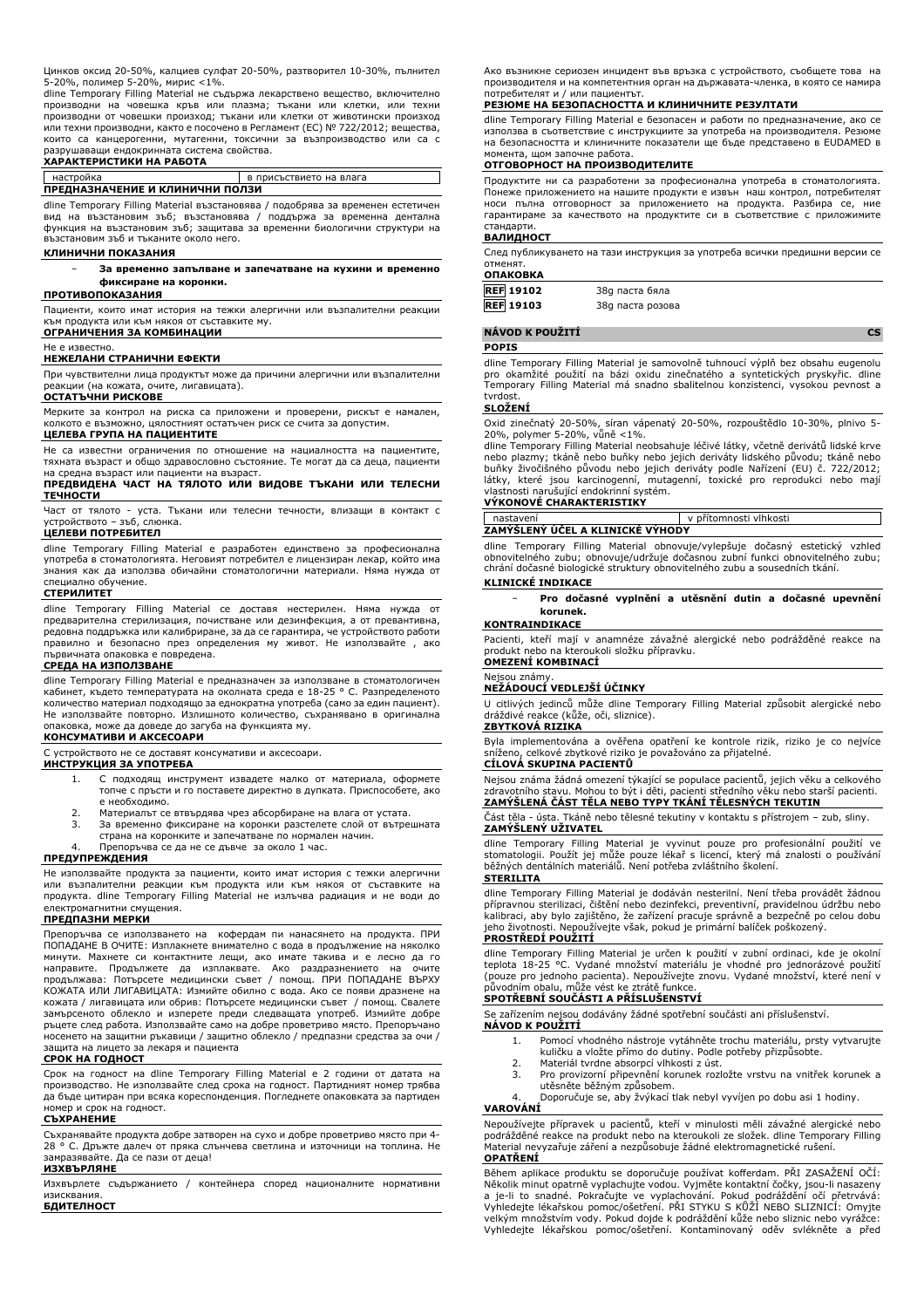Цинков оксид 20-50%, калциев сулфат 20-50%, разтворител 10-30%, пълнител 5-20%, полимер 5-20%, мирис <1%.

dline Temporary Filling Material не съдържа лекарствено вещество, включително производни на човешка кръв или плазма; тъкани или клетки, или техни производни от човешки произход; тъкани или клетки от животински произход или техни производни, както е посочено в Регламент (ЕС) № 722/2012; вещества, които са канцерогенни, мутагенни, токсични за възпроизводство или са с разрушаващи ендокринната система свойства.

**ХАРАКТЕРИСТИКИ НА РАБОТА**

| настройка | в присъствието на влага |
| --- | --- |

**ПРЕДНАЗНАЧЕНИЕ И КЛИНИЧНИ ПОЛЗИ**

dline Temporary Filling Material възстановява / подобрява за временен естетичен вид на възстановим зъб; възстановява / поддържа за временна дентална функция на възстановим зъб; защитава за временни биологични структури на възстановим зъб и тъканите около него.

**КЛИНИЧНИ ПОКАЗАНИЯ**

- **За временно запълване и запечатване на кухини и временно фиксиране на коронки.**

**ПРОТИВОПОКАЗАНИЯ**

Пациенти, които имат история на тежки алергични или възпалителни реакции към продукта или към някоя от съставките му.

**ОГРАНИЧЕНИЯ ЗА КОМБИНАЦИИ**

Не е известно.

**НЕЖЕЛАНИ СТРАНИЧНИ ЕФЕКТИ**

При чувствителни лица продуктът може да причини алергични или възпалителни реакции (на кожата, очите, лигавицата).

**ОСТАТЪЧНИ РИСКОВЕ**

Мерките за контрол на риска са приложени и проверени, рискът е намален, колкото е възможно, цялостният остатъчен риск се счита за допустим.

**ЦЕЛЕВА ГРУПА НА ПАЦИЕНТИТЕ**

Не са известни ограничения по отношение на нациалността на пациентите, тяхната възраст и общо здравословно състояние. Те могат да са деца, пациенти на средна възраст или пациенти на възраст.

**ПРЕДВИДЕНА ЧАСТ НА ТЯЛОТО ИЛИ ВИДОВЕ ТЪКАНИ ИЛИ ТЕЛЕСНИ ТЕЧНОСТИ**

Част от тялото - уста. Тъкани или телесни течности, влизащи в контакт с устройството – зъб, слюнка.

**ЦЕЛЕВИ ПОТРЕБИТЕЛ**

dline Temporary Filling Material е разработен единствено за професионална употреба в стоматологията. Неговият потребител е лицензиран лекар, който има знания как да използва обичайни стоматологични материали. Няма нужда от специално обучение.

**СТЕРИЛИТЕТ**

dline Temporary Filling Material се доставя нестерилен. Няма нужда от предварителна стерилизация, почистване или дезинфекция, а от превантивна, редовна поддръжка или калибриране, за да се гарантира, че устройството работи правилно и безопасно през определения му живот. Не използвайте , ако първичната опаковка е повредена.

**СРЕДА НА ИЗПОЛЗВАНЕ**

dline Temporary Filling Material е предназначен за използване в стоматологичен кабинет, където температурата на околната среда е 18-25 ° C. Разпределеното количество материал подходящо за еднократна употреба (само за един пациент). Не използвайте повторно. Излишното количество, съхранявано в оригинална опаковка, може да доведе до загуба на функцията му.

**КОНСУМАТИВИ И АКСЕСОАРИ**

С устройството не се доставят консумативи и аксесоари.

**ИНСТРУКЦИЯ ЗА УПОТРЕБА**

1. С подходящ инструмент извадете малко от материала, оформете топче с пръсти и го поставете директно в дупката. Приспособете, ако е необходимо.
2. Материалът се втвърдява чрез абсорбиране на влага от устата.
3. За временно фиксиране на коронки разстелете слой от вътрешната страна на коронките и запечатване по нормален начин.
4. Препоръчва се да не се дъвче за около 1 час.

**ПРЕДУПРЕЖДЕНИЯ**

Не използвайте продукта за пациенти, които имат история с тежки алергични или възпалителни реакции към продукта или към някоя от съставките на продукта. dline Temporary Filling Material не излъчва радиация и не води до електромагнитни смущения.

**ПРЕДПАЗНИ МЕРКИ**

Препоръчва се използването на кофердам пи нанасянето на продукта. ПРИ ПОПАДАНЕ В ОЧИТЕ: Изплакнете внимателно с вода в продължение на няколко минути. Махнете си контактните лещи, ако имате такива и е лесно да го направите. Продължете да изплаквате. Ако раздразнението на очите продължава: Потърсете медицински съвет / помощ. ПРИ ПОПАДАНЕ ВЪРХУ КОЖАТА ИЛИ ЛИГАВИЦАТА: Измийте обилно с вода. Ако се появи дразнене на кожата / лигавицата или обрив: Потърсете медицински съвет / помощ. Свалете замърсеното облекло и изперете преди следващата употреб. Измийте добре ръцете след работа. Използвайте само на добре проветриво място. Препоръчано носенето на защитни ръкавици / защитно облекло / предпазни средства за очи / защита на лицето за лекаря и пациента

**СРОК НА ГОДНОСТ**

Срок на годност на dline Temporary Filling Material е 2 години от датата на производство. Не използвайте след срока на годност. Партидният номер трябва да бъде цитиран при всяка кореспонденция. Погледнете опаковката за партиден номер и срок на годност.

**СЪХРАНЕНИЕ**

Съхранявайте продукта добре затворен на сухо и добре проветриво място при 4-28 ° C. Дръжте далеч от пряка слънчева светлина и източници на топлина. Не замразявайте. Да се пази от деца!

**ИЗХВЪРЛЯНЕ**

Изхвърлете съдържанието / контейнера според националните нормативни изисквания.

**БДИТЕЛНОСТ**

Ако възникне сериозен инцидент във връзка с устройството, съобщете това на производителя и на компетентния орган на държавата-членка, в която се намира потребителят и / или пациентът.

**РЕЗЮМЕ НА БЕЗОПАСНОСТТА И КЛИНИЧНИТЕ РЕЗУЛТАТИ**

dline Temporary Filling Material е безопасен и работи по предназначение, ако се използва в съответствие с инструкциите за употреба на производителя. Резюме на безопасността и клиничните показатели ще бъде представено в EUDAMED в момента, щом започне работа.

**ОТГОВОРНОСТ НА ПРОИЗВОДИТЕЛИТЕ**

Продуктите ни са разработени за професионална употреба в стоматологията. Понеже приложението на нашите продукти е извън наш контрол, потребителят носи пълна отговорност за приложението на продукта. Разбира се, ние гарантираме за качеството на продуктите си в съответствие с приложимите стандарти.

**ВАЛИДНОСТ**

След публикуването на тази инструкция за употреба всички предишни версии се отменят.

**ОПАКОВКА**

| | |
| --- | --- |
| REF 19102 | 38g паста бяла |
| REF 19103 | 38g паста розова |

## NÁVOD K POUŽITÍ CS

**POPIS**

dline Temporary Filling Material je samovolně tuhnoucí výplň bez obsahu eugenolu pro okamžité použití na bázi oxidu zinečnatého a syntetických pryskyřic. dline Temporary Filling Material má snadno sbalitelnou konzistenci, vysokou pevnost a tvrdost.

**SLOŽENÍ**

Oxid zinečnatý 20-50%, síran vápenatý 20-50%, rozpouštědlo 10-30%, plnivo 5-20%, polymer 5-20%, vůně <1%.

dline Temporary Filling Material neobsahuje léčivé látky, včetně derivátů lidské krve nebo plazmy; tkáně nebo buňky nebo jejich deriváty lidského původu; tkáně nebo buňky živočišného původu nebo jejich deriváty podle Nařízení (EU) č. 722/2012; látky, které jsou karcinogenní, mutagenní, toxické pro reprodukci nebo mají vlastnosti narušující endokrinní systém.

**VÝKONOVÉ CHARAKTERISTIKY**

| nastavení | v přítomnosti vlhkosti |
| --- | --- |

**ZAMÝŠLENÝ ÚČEL A KLINICKÉ VÝHODY**

dline Temporary Filling Material obnovuje/vylepšuje dočasný estetický vzhled obnovitelného zubu; obnovuje/udržuje dočasnou zubní funkci obnovitelného zubu; chrání dočasné biologické struktury obnovitelného zubu a sousedních tkání.

**KLINICKÉ INDIKACE**

- **Pro dočasné vyplnění a utěsnění dutin a dočasné upevnění korunek.**

**KONTRAINDIKACE**

Pacienti, kteří mají v anamnéze závažné alergické nebo podrážděné reakce na produkt nebo na kteroukoli složku přípravku.

**OMEZENÍ KOMBINACÍ**

Nejsou známy.

**NEŽÁDOUCÍ VEDLEJŠÍ ÚČINKY**

U citlivých jedinců může dline Temporary Filling Material způsobit alergické nebo dráždivé reakce (kůže, oči, sliznice).

**ZBYTKOVÁ RIZIKA**

Byla implementována a ověřena opatření ke kontrole rizik, riziko je co nejvíce sníženo, celkové zbytkové riziko je považováno za přijatelné.

**CÍLOVÁ SKUPINA PACIENTŮ**

Nejsou známa žádná omezení týkající se populace pacientů, jejich věku a celkového zdravotního stavu. Mohou to být i děti, pacienti středního věku nebo starší pacienti.

**ZAMÝŠLENÁ ČÁST TĚLA NEBO TYPY TKÁNÍ TĚLESNÝCH TEKUTIN**

Část těla - ústa. Tkáně nebo tělesné tekutiny v kontaktu s přístrojem – zub, sliny.

**ZAMÝŠLENÝ UŽIVATEL**

dline Temporary Filling Material je vyvinut pouze pro profesionální použití ve stomatologii. Použít jej může pouze lékař s licencí, který má znalosti o používání běžných dentálních materiálů. Není potřeba zvláštního školení.

**STERILITA**

dline Temporary Filling Material je dodáván nesterilní. Není třeba provádět žádnou přípravnou sterilizaci, čištění nebo dezinfekci, preventivní, pravidelnou údržbu nebo kalibraci, aby bylo zajištěno, že zařízení pracuje správně a bezpečně po celou dobu jeho životnosti. Nepoužívejte však, pokud je primární balíček poškozený.

**PROSTŘEDÍ POUŽITÍ**

dline Temporary Filling Material je určen k použití v zubní ordinaci, kde je okolní teplota 18-25 °C. Vydané množství materiálu je vhodné pro jednorázové použití (pouze pro jednoho pacienta). Nepoužívejte znovu. Vydané množství, které není v původním obalu, může vést ke ztrátě funkce.

**SPOTŘEBNÍ SOUČÁSTI A PŘÍSLUŠENSTVÍ**

Se zařízením nejsou dodávány žádné spotřební součásti ani příslušenství.

**NÁVOD K POUŽITÍ**

1. Pomocí vhodného nástroje vytáhněte trochu materiálu, prsty vytvarujte kuličku a vložte přímo do dutiny. Podle potřeby přizpůsobte.
2. Materiál tvrdne absorpcí vlhkosti z úst.
3. Pro provizorní připevnění korunek rozložte vrstvu na vnitřek korunek a utěsněte běžným způsobem.
4. Doporučuje se, aby žvýkací tlak nebyl vyvíjen po dobu asi 1 hodiny.

**VAROVÁNÍ**

Nepoužívejte přípravek u pacientů, kteří v minulosti měli závažné alergické nebo podrážděné reakce na produkt nebo na kteroukoli ze složek. dline Temporary Filling Material nevyzařuje záření a nezpůsobuje žádné elektromagnetické rušení.

**OPATŘENÍ**

Během aplikace produktu se doporučuje používat kofferdam. PŘI ZASAŽENÍ OČÍ: Několik minut opatrně vyplachujte vodou. Vyjměte kontaktní čočky, jsou-li nasazeny a je-li to snadné. Pokračujte ve vyplachování. Pokud podráždění očí přetrvává: Vyhledejte lékařskou pomoc/ošetření. PŘI STYKU S KŮŽÍ NEBO SLIZNICÍ: Omyjte velkým množstvím vody. Pokud dojde k podráždění kůže nebo sliznic nebo vyrážce: Vyhledejte lékařskou pomoc/ošetření. Kontaminovaný oděv svlékněte a před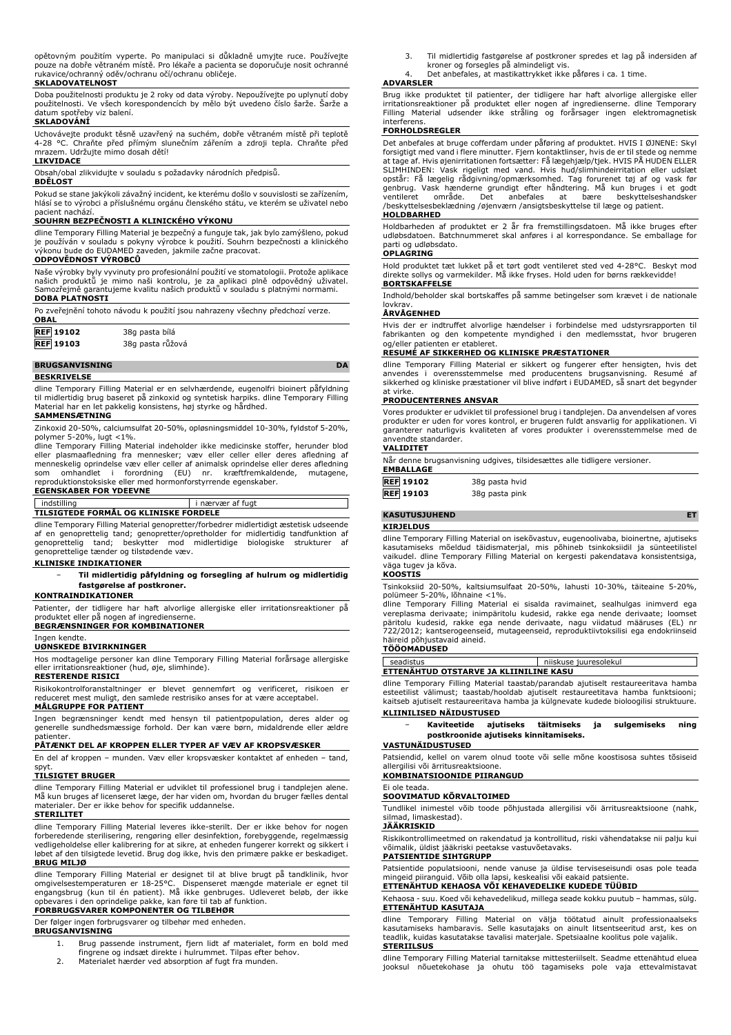opětovným použitím vyperte. Po manipulaci si důkladně umyjte ruce. Používejte pouze na dobře větraném místě. Pro lékaře a pacienta se doporučuje nosit ochranné rukavice/ochranný oděv/ochranu očí/ochranu obličeje.

**SKLADOVATELNOST**

Doba použitelnosti produktu je 2 roky od data výroby. Nepoužívejte po uplynutí doby použitelnosti. Ve všech korespondencích by mělo být uvedeno číslo šarže. Šarže a datum spotřeby viz balení.

**SKLADOVÁNÍ**

Uchovávejte produkt těsně uzavřený na suchém, dobře větraném místě při teplotě 4-28 °C. Chraňte před přímým slunečním zářením a zdroji tepla. Chraňte před mrazem. Udržujte mimo dosah dětí!

**LIKVIDACE**

Obsah/obal zlikvidujte v souladu s požadavky národních předpisů.

**BDĚLOST**

Pokud se stane jakýkoli závažný incident, ke kterému došlo v souvislosti se zařízením, hlásí se to výrobci a příslušnému orgánu členského státu, ve kterém se uživatel nebo pacient nachází.

**SOUHRN BEZPEČNOSTI A KLINICKÉHO VÝKONU**

dline Temporary Filling Material je bezpečný a funguje tak, jak bylo zamýšleno, pokud je používán v souladu s pokyny výrobce k použití. Souhrn bezpečnosti a klinického výkonu bude do EUDAMED zaveden, jakmile začne pracovat.

**ODPOVĚDNOST VÝROBCŮ**

Naše výrobky byly vyvinuty pro profesionální použití ve stomatologii. Protože aplikace našich produktů je mimo naši kontrolu, je za aplikaci plně odpovědný uživatel. Samozřejmě garantujeme kvalitu našich produktů v souladu s platnými normami.

**DOBA PLATNOSTI**

Po zveřejnění tohoto návodu k použití jsou nahrazeny všechny předchozí verze.

**OBAL**

| | |
|---|---|
| REF 19102 | 38g pasta bílá |
| REF 19103 | 38g pasta růžová |

## BRUGSANVISNING DA

**BESKRIVELSE**

dline Temporary Filling Material er en selvhærdende, eugenolfri bioinert påfyldning til midlertidig brug baseret på zinkoxid og syntetisk harpiks. dline Temporary Filling Material har en let pakkelig konsistens, høj styrke og hårdhed.

**SAMMENSÆTNING**

Zinkoxid 20-50%, calciumsulfat 20-50%, opløsningsmiddel 10-30%, fyldstof 5-20%, polymer 5-20%, lugt <1%.

dline Temporary Filling Material indeholder ikke medicinske stoffer, herunder blod eller plasmaafledning fra mennesker; væv eller celler eller deres afledning af menneskelig oprindelse væv eller celler af animalsk oprindelse eller deres afledning som omhandlet i forordning (EU) nr. kræftfremkaldende, mutagene, reproduktionstoksiske eller med hormonforstyrrende egenskaber.

**EGENSKABER FOR YDEEVNE**

| indstilling | i nærvær af fugt |
|---|---|

**TILSIGTEDE FORMÅL OG KLINISKE FORDELE**

dline Temporary Filling Material genopretter/forbedrer midlertidigt æstetisk udseende af en genoprettelig tand; genopretter/opretholder for midlertidig tandfunktion af genoprettelig tand; beskytter mod midlertidige biologiske strukturer af genoprettelige tænder og tilstødende væv.

**KLINISKE INDIKATIONER**

- **Til midlertidig påfyldning og forsegling af hulrum og midlertidig fastgørelse af postkroner.**

**KONTRAINDIKATIONER**

Patienter, der tidligere har haft alvorlige allergiske eller irritationsreaktioner på produktet eller på nogen af ingredienserne.

**BEGRÆNSNINGER FOR KOMBINATIONER**

Ingen kendte.

**UØNSKEDE BIVIRKNINGER**

Hos modtagelige personer kan dline Temporary Filling Material forårsage allergiske eller irritationsreaktioner (hud, øje, slimhinde).

**RESTERENDE RISICI**

Risikokontrolforanstaltninger er blevet gennemført og verificeret, risikoen er reduceret mest muligt, den samlede restrisiko anses for at være acceptabel.

**MÅLGRUPPE FOR PATIENT**

Ingen begrænsninger kendt med hensyn til patientpopulation, deres alder og generelle sundhedsmæssige forhold. Der kan være børn, midaldrende eller ældre patienter.

**PÅTÆNKT DEL AF KROPPEN ELLER TYPER AF VÆV AF KROPSVÆSKER**

En del af kroppen – munden. Væv eller kropsvæsker kontaktet af enheden – tand, spyt.

**TILSIGTET BRUGER**

dline Temporary Filling Material er udviklet til professionel brug i tandplejen alene. Må kun bruges af licenseret læge, der har viden om, hvordan du bruger fælles dental materialer. Der er ikke behov for specifik uddannelse.

**STERILITET**

dline Temporary Filling Material leveres ikke-sterilt. Der er ikke behov for nogen forberedende sterilisering, rengøring eller desinfektion, forebyggende, regelmæssig vedligeholdelse eller kalibrering for at sikre, at enheden fungerer korrekt og sikkert i løbet af den tilsigtede levetid. Brug dog ikke, hvis den primære pakke er beskadiget.

**BRUG MILJØ**

dline Temporary Filling Material er designet til at blive brugt på tandklinik, hvor omgivelsestemperaturen er 18-25°C. Dispenseret mængde materiale er egnet til engangsbrug (kun til én patient). Må ikke genbruges. Udleveret beløb, der ikke opbevares i den oprindelige pakke, kan føre til tab af funktion.

**FORBRUGSVARER KOMPONENTER OG TILBEHØR**

Der følger ingen forbrugsvarer og tilbehør med enheden.

**BRUGSANVISNING**

1. Brug passende instrument, fjern lidt af materialet, form en bold med fingrene og indsæt direkte i hulrummet. Tilpas efter behov.
2. Materialet hærder ved absorption af fugt fra munden.
3. Til midlertidig fastgørelse af postkroner spredes et lag på indersiden af kroner og forsegles på almindeligt vis.
4. Det anbefales, at mastikattrykket ikke påføres i ca. 1 time.

**ADVARSLER**

Brug ikke produktet til patienter, der tidligere har haft alvorlige allergiske eller irritationsreaktioner på produktet eller nogen af ingredienserne. dline Temporary Filling Material udsender ikke stråling og forårsager ingen elektromagnetisk interferens.

**FORHOLDSREGLER**

Det anbefales at bruge cofferdam under påføring af produktet. HVIS I ØJNENE: Skyl forsigtigt med vand i flere minutter. Fjern kontaktlinser, hvis de er til stede og nemme at tage af. Hvis øjenirritationen fortsætter: Få lægehjælp/tjek. HVIS PÅ HUDEN ELLER SLIMHINDEN: Vask rigeligt med vand. Hvis hud/slimhindeirritation eller udslæt opstår: Få lægelig rådgivning/opmærksomhed. Tag forurenet tøj af og vask før genbrug. Vask hænderne grundigt efter håndtering. Må kun bruges i et godt ventileret område. Det anbefales at bære beskyttelseshandsker /beskyttelsesbeklædning /øjenværn /ansigtsbeskyttelse til læge og patient.

**HOLDBARHED**

Holdbarheden af produktet er 2 år fra fremstillingsdatoen. Må ikke bruges efter udløbsdatoen. Batchnummeret skal anføres i al korrespondance. Se emballage for parti og udløbsdato.

**OPLAGRING**

Hold produktet tæt lukket på et tørt godt ventileret sted ved 4-28°C. Beskyt mod direkte sollys og varmekilder. Må ikke fryses. Hold uden for børns rækkevidde!

**BORTSKAFFELSE**

Indhold/beholder skal bortskaffes på samme betingelser som krævet i de nationale lovkrav.

**ÅRVÅGENHED**

Hvis der er indtruffet alvorlige hændelser i forbindelse med udstyrsrapporten til fabrikanten og den kompetente myndighed i den medlemsstat, hvor brugeren og/eller patienten er etableret.

**RESUMÉ AF SIKKERHED OG KLINISKE PRÆSTATIONER**

dline Temporary Filling Material er sikkert og fungerer efter hensigten, hvis det anvendes i overensstemmelse med producentens brugsanvisning. Resumé af sikkerhed og kliniske præstationer vil blive indført i EUDAMED, så snart det begynder at virke.

**PRODUCENTERNES ANSVAR**

Vores produkter er udviklet til professionel brug i tandplejen. Da anvendelsen af vores produkter er uden for vores kontrol, er brugeren fuldt ansvarlig for applikationen. Vi garanterer naturligvis kvaliteten af vores produkter i overensstemmelse med de anvendte standarder.

**VALIDITET**

Når denne brugsanvisning udgives, tilsidesættes alle tidligere versioner.

**EMBALLAGE**

| | |
|---|---|
| REF 19102 | 38g pasta hvid |
| REF 19103 | 38g pasta pink |

## KASUTUSJUHEND ET

**KIRJELDUS**

dline Temporary Filling Material on isekõvastuv, eugenoolivaba, bioinertne, ajutiseks kasutamiseks mõeldud täidismaterjal, mis põhineb tsinkoksiidil ja sünteetilistel vaikudel. dline Temporary Filling Material on kergesti pakendatava konsistentsiga, väga tugev ja kõva.

**KOOSTIS**

Tsinkoksiid 20-50%, kaltsiumsulfaat 20-50%, lahusti 10-30%, täiteaine 5-20%, polümeer 5-20%, lõhnaine <1%.

dline Temporary Filling Material ei sisalda ravimainet, sealhulgas inimverd ega vereplasma derivaate; inimpäritolu kudesid, rakke ega nende derivaate; loomset päritolu kudesid, rakke ega nende derivaate, nagu viidatud määruses (EL) nr 722/2012; kantserogeenseid, mutageenseid, reproduktiivtoksilisi ega endokriinseid häireid põhjustavaid aineid.

**TÖÖOMADUSED**

| seadistus | niiskuse juuresolekul |
|---|---|

**ETTENÄHTUD OTSTARVE JA KLIINILINE KASU**

dline Temporary Filling Material taastab/parandab ajutiselt restaureeritava hamba esteetilist välimust; taastab/hooldab ajutiselt restaureeritava hamba funktsiooni; kaitseb ajutiselt restaureeritava hamba ja külgnevate kudede bioloogilist struktuure.

**KLIINILISED NÄIDUSTUSED**

- **Kaviteetide ajutiseks täitmiseks ja sulgemiseks ning postkroonide ajutiseks kinnitamiseks.**

**VASTUNÄIDUSTUSED**

Patsiendid, kellel on varem olnud toote või selle mõne koostisosa suhtes tõsiseid allergilisi või ärritusreaktsioone.

**KOMBINATSIOONIDE PIIRANGUD**

Ei ole teada.

**SOOVIMATUD KÕRVALTOIMED**

Tundlikel inimestel võib toode põhjustada allergilisi või ärritusreaktsioone (nahk, silmad, limaskestad).

**JÄÄKRISKID**

Riskikontrollimeetmed on rakendatud ja kontrollitud, riski vähendatakse nii palju kui võimalik, üldist jääkriski peetakse vastuvõetavaks.

**PATSIENTIDE SIHTGRUPP**

Patsientide populatsiooni, nende vanuse ja üldise terviseseisundi osas pole teada mingeid piiranguid. Võib olla lapsi, keskealisi või eakaid patsiente.

**ETTENÄHTUD KEHAOSA VÕI KEHAVEDELIKE KUDEDE TÜÜBID**

Kehaosa - suu. Koed või kehavedelikud, millega seade kokku puutub – hammas, sülg.

**ETTENÄHTUD KASUTAJA**

dline Temporary Filling Material on välja töötatud ainult professionaalseks kasutamiseks hambaravis. Selle kasutajaks on ainult litsentseeritud arst, kes on teadlik, kuidas kasutatakse tavalisi materjale. Spetsiaalne koolitus pole vajalik.

**STERIILSUS**

dline Temporary Filling Material tarnitakse mittesteriilselt. Seadme ettenähtud eluea jooksul nõuetekohase ja ohutu töö tagamiseks pole vaja ettevalmistavat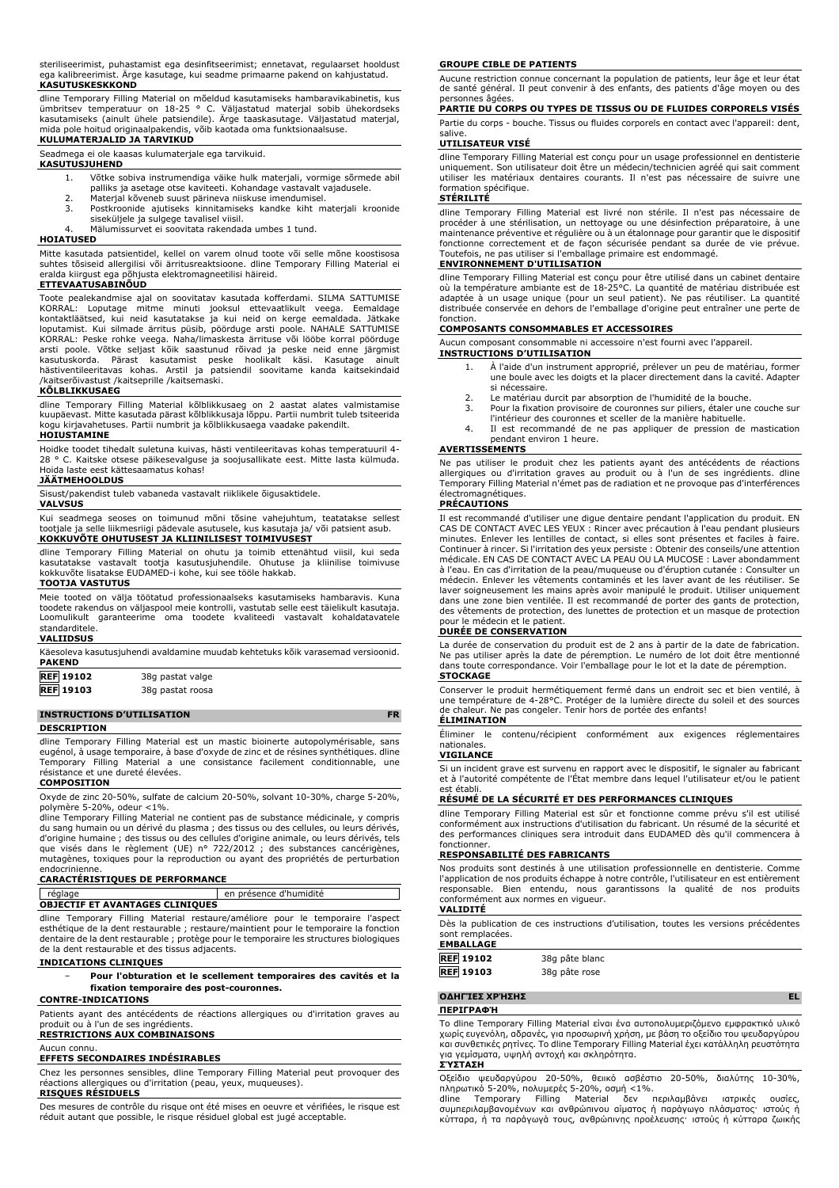steriliseerimist, puhastamist ega desinfitseerimist; ennetavat, regulaarset hooldust ega kalibreerimist. Ärge kasutage, kui seadme primaarne pakend on kahjustatud.

**KASUTUSKESKKOND**

dline Temporary Filling Material on mõeldud kasutamiseks hambaravikabinetis, kus ümbritsev temperatuur on 18-25 ° C. Väljastatud materjal sobib ühekordseks kasutamiseks (ainult ühele patsiendile). Ärge taaskasutage. Väljastatud materjal, mida pole hoitud originaalpakendis, võib kaotada oma funktsionaalsuse.

**KULUMATERJALID JA TARVIKUD**

Seadmega ei ole kaasas kulumaterjale ega tarvikuid.

**KASUTUSJUHEND**

1. Võtke sobiva instrumendiga väike hulk materjali, vormige sõrmede abil palliks ja asetage otse kaviteeti. Kohandage vastavalt vajadusele.
2. Materjal kõveneb suust pärineva niiskuse imendumisel.
3. Postkroonide ajutiseks kinnitamiseks kandke kiht materjali kroonide siseküljele ja sulgege tavalisel viisil.
4. Mälumissurvet ei soovitata rakendada umbes 1 tund.

**HOIATUSED**

Mitte kasutada patsientidel, kellel on varem olnud toote või selle mõne koostisosa suhtes tõsiseid allergilisi või ärritusreaktsioone. dline Temporary Filling Material ei eralda kiirgust ega põhjusta elektromagneetilisi häireid.

**ETTEVAATUSABINÕUD**

Toote pealekandmise ajal on soovitatav kasutada kofferdami. SILMA SATTUMISE KORRAL: Loputage mitme minuti jooksul ettevaatlikult veega. Eemaldage kontaktläätsed, kui neid kasutatakse ja kui neid on kerge eemaldada. Jätkake loputamist. Kui silmade ärritus püsib, pöörduge arsti poole. NAHALE SATTUMISE KORRAL: Peske rohke veega. Naha/limaskesta ärrituse või lööbe korral pöörduge arsti poole. Võtke seljast kõik saastunud rõivad ja peske neid enne järgmist kasutuskorda. Pärast kasutamist peske hoolikalt käsi. Kasutage ainult hästiventileeritavas kohas. Arstil ja patsiendil soovitame kanda kaitsekindaid /kaitserõivastust /kaitseprille /kaitsemaski.

**KÕLBLIKKUSAEG**

dline Temporary Filling Material kõlblikkusaeg on 2 aastat alates valmistamise kuupäevast. Mitte kasutada pärast kõlblikkusaja lõppu. Partii numbrit tuleb tsiteerida kogu kirjavahetuses. Partii numbrit ja kõlblikkusaega vaadake pakendilt.

**HOIUSTAMINE**

Hoidke toodet tihedalt suletuna kuivas, hästi ventileeritavas kohas temperatuuril 4-28 ° C. Kaitske otsese päikesevalguse ja soojusallikate eest. Mitte lasta külmuda. Hoida laste eest kättesaamatus kohas!

**JÄÄTMEHOOLDUS**

Sisust/pakendist tuleb vabaneda vastavalt riiklikele õigusaktidele.

**VALVSUS**

Kui seadmega seoses on toimunud mõni tõsine vahejuhtum, teatatakse sellest tootjale ja selle liikmesriigi pädevale asutusele, kus kasutaja ja/ või patsient asub.

**KOKKUVÕTE OHUTUSEST JA KLIINILISEST TOIMIVUSEST**

dline Temporary Filling Material on ohutu ja toimib ettenähtud viisil, kui seda kasutatakse vastavalt tootja kasutusjuhendile. Ohutuse ja kliinilise toimivuse kokkuvõte lisatakse EUDAMED-i kohe, kui see tööle hakkab.

**TOOTJA VASTUTUS**

Meie tooted on välja töötatud professionaalseks kasutamiseks hambaravis. Kuna toodete rakendus on väljaspool meie kontrolli, vastutab selle eest täielikult kasutaja. Loomulikult garanteerime oma toodete kvaliteedi vastavalt kohaldatavatele standarditele.

**VALIIDSUS**

Käesoleva kasutusjuhendi avaldamine muudab kehtetuks kõik varasemad versioonid.

**PAKEND**

| REF 19102 | 38g pastat valge |
|---|---|
| REF 19103 | 38g pastat roosa |

## INSTRUCTIONS D'UTILISATION FR

**DESCRIPTION**

dline Temporary Filling Material est un mastic bioinerte autopolymérisable, sans eugénol, à usage temporaire, à base d'oxyde de zinc et de résines synthétiques. dline Temporary Filling Material a une consistance facilement conditionnable, une résistance et une dureté élevées.

**COMPOSITION**

Oxyde de zinc 20-50%, sulfate de calcium 20-50%, solvant 10-30%, charge 5-20%, polymère 5-20%, odeur <1%.
dline Temporary Filling Material ne contient pas de substance médicinale, y compris du sang humain ou un dérivé du plasma ; des tissus ou des cellules, ou leurs dérivés, d'origine humaine ; des tissus ou des cellules d'origine animale, ou leurs dérivés, tels que visés dans le règlement (UE) n° 722/2012 ; des substances cancérigènes, mutagènes, toxiques pour la reproduction ou ayant des propriétés de perturbation endocrinienne.

**CARACTÉRISTIQUES DE PERFORMANCE**

| réglage | en présence d'humidité |
|---|---|

**OBJECTIF ET AVANTAGES CLINIQUES**

dline Temporary Filling Material restaure/améliore pour le temporaire l'aspect esthétique de la dent restaurable ; restaure/maintient pour le temporaire la fonction dentaire de la dent restaurable ; protège pour le temporaire les structures biologiques de la dent restaurable et des tissus adjacents.

**INDICATIONS CLINIQUES**

- **Pour l'obturation et le scellement temporaires des cavités et la fixation temporaire des post-couronnes.**

**CONTRE-INDICATIONS**

Patients ayant des antécédents de réactions allergiques ou d'irritation graves au produit ou à l'un de ses ingrédients.

**RESTRICTIONS AUX COMBINAISONS**

Aucun connu.

**EFFETS SECONDAIRES INDÉSIRABLES**

Chez les personnes sensibles, dline Temporary Filling Material peut provoquer des réactions allergiques ou d'irritation (peau, yeux, muqueuses).

**RISQUES RÉSIDUELS**

Des mesures de contrôle du risque ont été mises en oeuvre et vérifiées, le risque est réduit autant que possible, le risque résiduel global est jugé acceptable.

**GROUPE CIBLE DE PATIENTS**

Aucune restriction connue concernant la population de patients, leur âge et leur état de santé général. Il peut convenir à des enfants, des patients d'âge moyen ou des personnes âgées.

**PARTIE DU CORPS OU TYPES DE TISSUS OU DE FLUIDES CORPORELS VISÉS**

Partie du corps - bouche. Tissus ou fluides corporels en contact avec l'appareil: dent, salive.

**UTILISATEUR VISÉ**

dline Temporary Filling Material est conçu pour un usage professionnel en dentisterie uniquement. Son utilisateur doit être un médecin/technicien agréé qui sait comment utiliser les matériaux dentaires courants. Il n'est pas nécessaire de suivre une formation spécifique.

**STÉRILITÉ**

dline Temporary Filling Material est livré non stérile. Il n'est pas nécessaire de procéder à une stérilisation, un nettoyage ou une désinfection préparatoire, à une maintenance préventive et régulière ou à un étalonnage pour garantir que le dispositif fonctionne correctement et de façon sécurisée pendant sa durée de vie prévue. Toutefois, ne pas utiliser si l'emballage primaire est endommagé.

**ENVIRONNEMENT D'UTILISATION**

dline Temporary Filling Material est conçu pour être utilisé dans un cabinet dentaire où la température ambiante est de 18-25°C. La quantité de matériau distribuée est adaptée à un usage unique (pour un seul patient). Ne pas réutiliser. La quantité distribuée conservée en dehors de l'emballage d'origine peut entraîner une perte de fonction.

**COMPOSANTS CONSOMMABLES ET ACCESSOIRES**

Aucun composant consommable ni accessoire n'est fourni avec l'appareil.

**INSTRUCTIONS D'UTILISATION**

1. À l'aide d'un instrument approprié, prélever un peu de matériau, former une boule avec les doigts et la placer directement dans la cavité. Adapter si nécessaire.
2. Le matériau durcit par absorption de l'humidité de la bouche.
3. Pour la fixation provisoire de couronnes sur piliers, étaler une couche sur l'intérieur des couronnes et sceller de la manière habituelle.
4. Il est recommandé de ne pas appliquer de pression de mastication pendant environ 1 heure.

**AVERTISSEMENTS**

Ne pas utiliser le produit chez les patients ayant des antécédents de réactions allergiques ou d'irritation graves au produit ou à l'un de ses ingrédients. dline Temporary Filling Material n'émet pas de radiation et ne provoque pas d'interférences électromagnétiques.

**PRÉCAUTIONS**

Il est recommandé d'utiliser une digue dentaire pendant l'application du produit. EN CAS DE CONTACT AVEC LES YEUX : Rincer avec précaution à l'eau pendant plusieurs minutes. Enlever les lentilles de contact, si elles sont présentes et faciles à faire. Continuer à rincer. Si l'irritation des yeux persiste : Obtenir des conseils/une attention médicale. EN CAS DE CONTACT AVEC LA PEAU OU LA MUCOSE : Laver abondamment à l'eau. En cas d'irritation de la peau/muqueuse ou d'éruption cutanée : Consulter un médecin. Enlever les vêtements contaminés et les laver avant de les réutiliser. Se laver soigneusement les mains après avoir manipulé le produit. Utiliser uniquement dans une zone bien ventilée. Il est recommandé de porter des gants de protection, des vêtements de protection, des lunettes de protection et un masque de protection pour le médecin et le patient.

**DURÉE DE CONSERVATION**

La durée de conservation du produit est de 2 ans à partir de la date de fabrication. Ne pas utiliser après la date de péremption. Le numéro de lot doit être mentionné dans toute correspondance. Voir l'emballage pour le lot et la date de péremption.

**STOCKAGE**

Conserver le produit hermétiquement fermé dans un endroit sec et bien ventilé, à une température de 4-28°C. Protéger de la lumière directe du soleil et des sources de chaleur. Ne pas congeler. Tenir hors de portée des enfants!

**ÉLIMINATION**

Éliminer le contenu/récipient conformément aux exigences réglementaires nationales.

**VIGILANCE**

Si un incident grave est survenu en rapport avec le dispositif, le signaler au fabricant et à l'autorité compétente de l'État membre dans lequel l'utilisateur et/ou le patient est établi.

**RÉSUMÉ DE LA SÉCURITÉ ET DES PERFORMANCES CLINIQUES**

dline Temporary Filling Material est sûr et fonctionne comme prévu s'il est utilisé conformément aux instructions d'utilisation du fabricant. Un résumé de la sécurité et des performances cliniques sera introduit dans EUDAMED dès qu'il commencera à fonctionner.

**RESPONSABILITÉ DES FABRICANTS**

Nos produits sont destinés à une utilisation professionnelle en dentisterie. Comme l'application de nos produits échappe à notre contrôle, l'utilisateur en est entièrement responsable. Bien entendu, nous garantissons la qualité de nos produits conformément aux normes en vigueur.

**VALIDITÉ**

Dès la publication de ces instructions d'utilisation, toutes les versions précédentes sont remplacées.

**EMBALLAGE**

| REF 19102 | 38g pâte blanc |
|---|---|
| REF 19103 | 38g pâte rose |

## ΟΔΗΓΊΕΣ ΧΡΉΣΗΣ EL

**ΠΕΡΙΓΡΑΦΉ**

Το dline Temporary Filling Material είναι ένα αυτοπολυμεριζόμενο εμφρακτικό υλικό χωρίς ευγενόλη, αδρανές, για προσωρινή χρήση, με βάση το οξείδιο του ψευδαργύρου και συνθετικές ρητίνες. Το dline Temporary Filling Material έχει κατάλληλη ρευστότητα για γεμίσματα, υψηλή αντοχή και σκληρότητα.

**ΣΎΣΤΑΣΗ**

Οξείδιο ψευδαργύρου 20-50%, θειικό ασβέστιο 20-50%, διαλύτης 10-30%, πληρωτικό 5-20%, πολυμερές 5-20%, οσμή <1%.
dline Temporary Filling Material δεν περιλαμβάνει ιατρικές ουσίες, συμπεριλαμβανομένων και ανθρώπινου αίματος ή παράγωγο πλάσματος· ιστούς ή κύτταρα, ή τα παράγωγά τους, ανθρώπινης προέλευσης· ιστούς ή κύτταρα ζωικής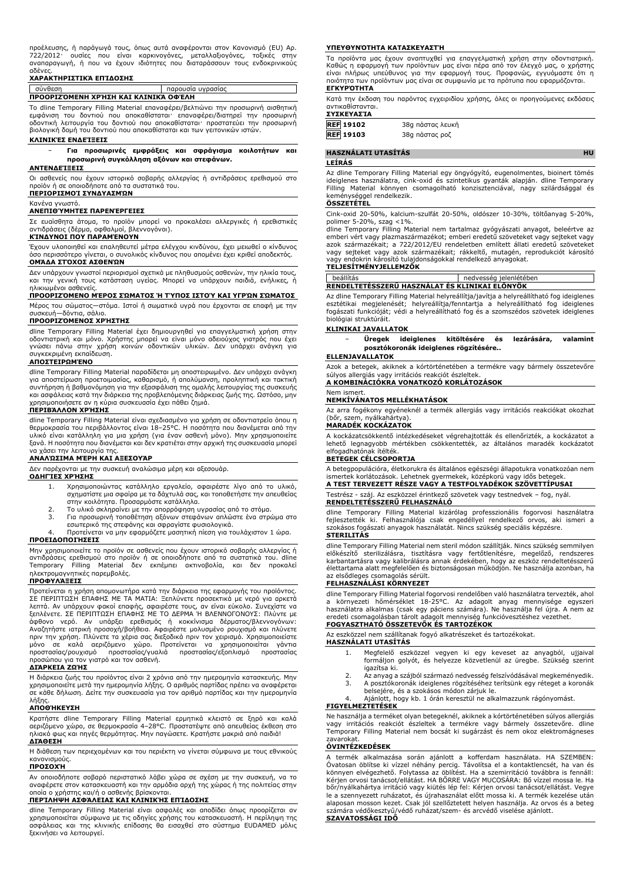προέλευσης, ή παράγωγά τους, όπως αυτά αναφέρονται στον Κανονισμό (EU) Αρ. 722/2012· ουσίες που είναι καρκινογόνες, μεταλλαξιογόνες, τοξικές στην αναπαραγωγή, ή που να έχουν ιδιότητες που διαταράσσουν τους ενδοκρινικούς αδένες.

**ΧΑΡΑΚΤΗΡΙΣΤΙΚΑ ΕΠΙΔΟΣΗΣ**

| σύνθεση | παρουσία υγρασίας |
|---|---|

**ΠΡΟΟΡΙΖΟΜΕΝΗ ΧΡΗΣΗ ΚΑΙ ΚΛΙΝΙΚΑ ΟΦΕΛΗ**

Το dline Temporary Filling Material επαναφέρει/βελτιώνει την προσωρινή αισθητική εμφάνιση του δοντιού που αποκαθίσταται· επαναφέρει/διατηρεί την προσωρινή οδοντική λειτουργία του δοντιού που αποκαθίσταται· προστατεύει την προσωρινή βιολογική δομή του δοντιού που αποκαθίσταται και των γειτονικών ιστών.

**ΚΛΙΝΙΚΈΣ ΕΝΔΕΊΞΕΙΣ**

- **Για προσωρινές εμφράξεις και σφράγισμα κοιλοτήτων και προσωρινή συγκόλληση αξόνων και στεφάνων.**

**ΑΝΤΕΝΔΕΊΞΕΙΣ**

Οι ασθενείς που έχουν ιστορικό σοβαρής αλλεργίας ή αντιδράσεις ερεθισμού στο προϊόν ή σε οποιοδήποτε από τα συστατικά του.

**ΠΕΡΙΟΡΙΣΜΟΊ ΣΥΝΔΥΑΣΜΏΝ**

Κανένα γνωστό.

**ΑΝΕΠΙΘΎΜΗΤΕΣ ΠΑΡΕΝΈΡΓΕΙΕΣ**

Σε ευαίσθητα άτομα, το προϊόν μπορεί να προκαλέσει αλλεργικές ή ερεθιστικές αντιδράσεις (δέρμα, οφθαλμοί, βλεννογόνοι).

**ΚΊΝΔΥΝΟΙ ΠΟΥ ΠΑΡΑΜΈΝΟΥΝ**

Έχουν υλοποιηθεί και επαληθευτεί μέτρα ελέγχου κινδύνου, έχει μειωθεί ο κίνδυνος όσο περισσότερο γίνεται, ο συνολικός κίνδυνος που απομένει έχει κριθεί αποδεκτός.

**ΟΜΆΔΑ ΣΤΌΧΟΣ ΑΣΘΕΝΏΝ**

Δεν υπάρχουν γνωστοί περιορισμοί σχετικά με πληθυσμούς ασθενών, την ηλικία τους, και την γενική τους κατάσταση υγείας. Μπορεί να υπάρχουν παιδιά, ενήλικες, ή ηλικιωμένοι ασθενείς.

**ΠΡΟΟΡΙΖΌΜΕΝΟ ΜΈΡΟΣ ΣΏΜΑΤΟΣ Ή ΤΎΠΟΣ ΙΣΤΟΎ ΚΑΙ ΥΓΡΏΝ ΣΏΜΑΤΟΣ**

Μέρος του σώματος—στόμα. Ιστοί ή σωματικά υγρά που έρχονται σε επαφή με την συσκευή—δόντια, σάλιο.

**ΠΡΟΟΡΙΖΌΜΕΝΟΣ ΧΡΉΣΤΗΣ**

dline Temporary Filling Material έχει δημιουργηθεί για επαγγελματική χρήση στην οδοντιατρική και μόνο. Χρήστης μπορεί να είναι μόνο αδειούχος γιατρός που έχει γνώση πάνω στην χρήση κοινών οδοντικών υλικών. Δεν υπάρχει ανάγκη για συγκεκριμένη εκπαίδευση.

**ΑΠΟΣΤΕΙΡΩΜΈΝΟ**

dline Temporary Filling Material παραδίδεται μη αποστειρωμένο. Δεν υπάρχει ανάγκη για αποστείρωση προετοιμασίας, καθαρισμό, ή απολύμανση, προληπτική και τακτική συντήρηση ή βαθμονόμηση για την εξασφάλιση της ομαλής λειτουργίας της συσκευής και ασφάλειας κατά την διάρκεια της προβλεπόμενης διάρκειας ζωής της. Ωστόσο, μην χρησιμοποιήσετε αν η κύρια συσκευασία έχει πάθει ζημιά.

**ΠΕΡΙΒΆΛΛΟΝ ΧΡΉΣΗΣ**

dline Temporary Filling Material είναι σχεδιασμένο για χρήση σε οδοντιατρείο όπου η θερμοκρασία του περιβάλλοντος είναι 18–25°C. Η ποσότητα που διανέμεται από την υλικό είναι κατάλληλη για μια χρήση (για έναν ασθενή μόνο). Μην χρησιμοποιείτε ξανά. Η ποσότητα που διανέμεται και δεν κρατιέται στην αρχική της συσκευασία μπορεί να χάσει την λειτουργία της.

**ΑΝΑΛΏΣΙΜΑ ΜΈΡΗ ΚΑΙ ΑΞΕΣΟΥΆΡ**

Δεν παρέχονται με την συσκευή αναλώσιμα μέρη και αξεσουάρ.

**ΟΔΗΓΊΕΣ ΧΡΉΣΗΣ**

1. Χρησιμοποιώντας κατάλληλο εργαλείο, αφαιρέστε λίγο από το υλικό, σχηματίστε μια σφαίρα με τα δάχτυλά σας, και τοποθετήστε την απευθείας στην κοιλότητα. Προσαρμόστε κατάλληλα.
2. Το υλικό σκληραίνει με την απορρόφηση υγρασίας από το στόμα.
3. Για προσωρινή τοποθέτηση αξόνων στεφάνων απλώστε ένα στρώμα στο εσωτερικό της στεφάνης και σφραγίστε φυσιολογικά.
4. Προτείνεται να μην εφαρμόζετε μασητική πίεση για τουλάχιστον 1 ώρα.

**ΠΡΟΕΙΔΟΠΟΙΉΣΕΙΣ**

Μην χρησιμοποιείτε το προϊόν σε ασθενείς που έχουν ιστορικό σοβαρής αλλεργίας ή αντιδράσεις ερεθισμού στο προϊόν ή σε οποιοδήποτε από τα συστατικά του. dline Temporary Filling Material δεν εκπέμπει ακτινοβολία, και δεν προκαλεί ηλεκτρομαγνητικές παρεμβολές.

**ΠΡΟΦΥΛΆΞΕΙΣ**

Προτείνεται η χρήση απομονωτήρα κατά την διάρκεια της εφαρμογής του προϊόντος. ΣΕ ΠΕΡΙΠΤΩΣΗ ΕΠΑΦΗΣ ΜΕ ΤΑ ΜΑΤΙΑ: Ξεπλύνετε προσεκτικά με νερό για αρκετά λεπτά. Αν υπάρχουν φακοί επαφής, αφαιρέστε τους, αν είναι εύκολο. Συνεχίστε να ξεπλένετε. ΣΕ ΠΕΡΙΠΤΩΣΗ ΕΠΑΦΗΣ ΜΕ ΤΟ ΔΕΡΜΑ Ή ΒΛΕΝΝΟΓΟΝΟΥΣ: Πλύντε με άφθονο νερό. Αν υπάρξει ερεθισμός ή κοκκίνισμα δέρματος/βλεννογόνων: Αναζητήστε ιατρική προσοχή/βοήθεια. Αφαιρέστε μολυσμένο ρουχισμό και πλύνετε πριν την χρήση. Πλύντε τα χέρια σας διεξοδικά πριν τον χειρισμό. Χρησιμοποιείστε μόνο σε καλά αεριζόμενο χώρο. Προτείνεται να χρησιμοποιείται γάντια προστασίας/ρουχισμό προστασίας/γυαλιά προστασίας/εξοπλισμό προστασίας προσώπου για τον γιατρό και τον ασθενή.

**ΔΙΆΡΚΕΙΑ ΖΩΉΣ**

Η διάρκεια ζωής του προϊόντος είναι 2 χρόνια από την ημερομηνία κατασκευής. Μην χρησιμοποιείτε μετά την ημερομηνία λήξης. Ο αριθμός παρτίδας πρέπει να αναφέρεται σε κάθε δήλωση. Δείτε την συσκευασία για τον αριθμό παρτίδας και την ημερομηνία λήξης.

**ΑΠΟΘΉΚΕΥΣΗ**

Κρατήστε dline Temporary Filling Material ερμητικά κλειστό σε ξηρό και καλά αεριζόμενο χώρο, σε θερμοκρασία 4–28°C. Προστατέψτε από απευθείας έκθεση στο ηλιακό φως και πηγές θερμότητας. Μην παγώσετε. Κρατήστε μακριά από παιδιά!

**ΔΙΆΘΕΣΗ**

Η διάθεση των περιεχομένων και του περιέκτη να γίνεται σύμφωνα με τους εθνικούς κανονισμούς.

**ΠΡΟΣΟΧΉ**

Αν οποιοδήποτε σοβαρό περιστατικό λάβει χώρα σε σχέση με την συσκευή, να το αναφέρετε στον κατασκευαστή και την αρμόδια αρχή της χώρας ή της πολιτείας στην οποία ο χρήστης και/ή ο ασθενής βρίσκονται.

**ΠΕΡΊΛΗΨΗ ΑΣΦΆΛΕΙΑΣ ΚΑΙ ΚΛΙΝΙΚΉΣ ΕΠΊΔΟΣΗΣ**

dline Temporary Filling Material είναι ασφαλές και αποδίδει όπως προορίζεται αν χρησιμοποιείται σύμφωνα με τις οδηγίες χρήσης του κατασκευαστή. Η περίληψη της ασφάλειας και της κλινικής επίδοσης θα εισαχθεί στο σύστημα EUDAMED μόλις ξεκινήσει να λειτουργεί.

**ΥΠΕΥΘΥΝΌΤΗΤΑ ΚΑΤΑΣΚΕΥΑΣΤΉ**

Τα προϊόντα μας έχουν αναπτυχθεί για επαγγελματική χρήση στην οδοντιατρική. Καθώς η εφαρμογή των προϊόντων μας είναι πέρα από τον έλεγχό μας, ο χρήστης είναι πλήρως υπεύθυνος για την εφαρμογή τους. Προφανώς, εγγυόμαστε ότι η ποιότητα των προϊόντων μας είναι σε συμφωνία με τα πρότυπα που εφαρμόζονται.

**ΕΓΚΥΡΌΤΗΤΑ**

Κατά την έκδοση του παρόντος εγχειριδίου χρήσης, όλες οι προηγούμενες εκδόσεις αντικαθίστανται.

**ΣΥΣΚΕΥΑΣΊΑ**

| | |
|---|---|
| REF 19102 | 38g πάστας λευκή |
| REF 19103 | 38g πάστας ροζ |

## HASZNÁLATI UTASÍTÁS — HU

**LEÍRÁS**

Az dline Temporary Filling Material egy öngyógyító, eugenolmentes, bioinert tömés ideiglenes használatra, cink-oxid és szintetikus gyanták alapján. dline Temporary Filling Material könnyen csomagolható konzisztenciával, nagy szilárdsággal és keménységgel rendelkezik.

**ÖSSZETÉTEL**

Cink-oxid 20-50%, kalcium-szulfát 20-50%, oldószer 10-30%, töltőanyag 5-20%, polimer 5-20%, szag <1%.

dline Temporary Filling Material nem tartalmaz gyógyászati anyagot, beleértve az emberi vért vagy plazmaszármazékot; emberi eredetű szöveteket vagy sejteket vagy azok származékait; a 722/2012/EU rendeletben említett állati eredetű szöveteket vagy sejteket vagy azok származékait; rákkeltő, mutagén, reprodukciót károsító vagy endokrin károsító tulajdonságokkal rendelkező anyagokat.

**TELJESÍTMÉNYJELLEMZŐK**

| beállítás | nedvesség jelenlétében |
|---|---|

**RENDELTETÉSSZERŰ HASZNÁLAT ÉS KLINIKAI ELŐNYÖK**

Az dline Temporary Filling Material helyreállítja/javítja a helyreállítható fog ideiglenes esztétikai megjelenését; helyreállítja/fenntartja a helyreállítható fog ideiglenes fogászati funkcióját; védi a helyreállítható fog és a szomszédos szövetek ideiglenes biológiai struktúráit.

**KLINIKAI JAVALLATOK**

- **Üregek ideiglenes kitöltésére és lezárására, valamint posztókoronák ideiglenes rögzítésére..**

**ELLENJAVALLATOK**

Azok a betegek, akiknek a kórtörténetében a termékre vagy bármely összetevőre súlyos allergiás vagy irritációs reakciót észleltek.

**A KOMBINÁCIÓKRA VONATKOZÓ KORLÁTOZÁSOK**

Nem ismert.

**NEMKÍVÁNATOS MELLÉKHATÁSOK**

Az arra fogékony egyéneknél a termék allergiás vagy irritációs reakciókat okozhat (bőr, szem, nyálkahártya).

**MARADÉK KOCKÁZATOK**

A kockázatcsökkentő intézkedéseket végrehajtották és ellenőrizték, a kockázatot a lehető legnagyobb mértékben csökkentették, az általános maradék kockázatot elfogadhatónak ítélték.

**BETEGEK CÉLCSOPORTJA**

A betegpopulációra, életkorukra és általános egészségi állapotukra vonatkozóan nem ismertek korlátozások. Lehetnek gyermekek, középkorú vagy idős betegek.

**A TEST TERVEZETT RÉSZE VAGY A TESTFOLYADÉKOK SZÖVETTÍPUSAI**

Testrész - száj. Az eszközzel érintkező szövetek vagy testnedvek – fog, nyál.

**RENDELTETÉSSZERŰ FELHASZNÁLÓ**

dline Temporary Filling Material kizárólag professzionális fogorvosi használatra fejlesztették ki. Felhasználója csak engedéllyel rendelkező orvos, aki ismeri a szokásos fogászati anyagok használatát. Nincs szükség speciális képzésre.

**STERILITÁS**

dline Temporary Filling Material nem steril módon szállítják. Nincs szükség semmilyen előkészítő sterilizálásra, tisztításra vagy fertőtlenítésre, megelőző, rendszeres karbantartásra vagy kalibrálásra annak érdekében, hogy az eszköz rendeltetésszerű élettartama alatt megfelelően és biztonságosan működjön. Ne használja azonban, ha az elsődleges csomagolás sérült.

**FELHASZNÁLÁSI KÖRNYEZET**

dline Temporary Filling Material fogorvosi rendelőben való használatra tervezték, ahol a környezeti hőmérséklet 18-25°C. Az adagolt anyag mennyisége egyszeri használatra alkalmas (csak egy páciens számára). Ne használja fel újra. A nem az eredeti csomagolásban tárolt adagolt mennyiség funkcióvesztéshez vezethet.

**FOGYASZTHATÓ ÖSSZETEVŐK ÉS TARTOZÉKOK**

Az eszközzel nem szállítanak fogyó alkatrészeket és tartozékokat.

**HASZNÁLATI UTASÍTÁS**

1. Megfelelő eszközzel vegyen ki egy keveset az anyagból, ujjaival formáljon golyót, és helyezze közvetlenül az üregbe. Szükség szerint igazítsa ki.
2. Az anyag a szájból származó nedvesség felszívódásával megkeményedik.
3. A posztókoronák ideiglenes rögzítéséhez terítsünk egy réteget a koronák belsejére, és a szokásos módon zárjuk le.
4. Ajánlott, hogy kb. 1 órán keresztül ne alkalmazzunk rágónyomást.

**FIGYELMEZTETÉSEK**

Ne használja a terméket olyan betegeknél, akiknek a kórtörténetében súlyos allergiás vagy irritációs reakciót észleltek a termékre vagy bármely összetevőre. dline Temporary Filling Material nem bocsát ki sugárzást és nem okoz elektromágneses zavarokat.

**ÓVINTÉZKEDÉSEK**

A termék alkalmazása során ajánlott a kofferdam használata. HA SZEMBEN: Óvatosan öblítse ki vízzel néhány percig. Távolítsa el a kontaktlencsét, ha van és könnyen elvégezhető. Folytassa az öblítést. Ha a szemirritáció továbbra is fennáll: Kérjen orvosi tanácsot/ellátást. HA BŐRRE VAGY MUCOSÁRA: Bő vízzel mossa le. Ha bőr/nyálkahártya irritáció vagy kiütés lép fel: Kérjen orvosi tanácsot/ellátást. Vegye le a szennyezett ruházatot, és újrahasználat előtt mossa ki. A termék kezelése után alaposan mossa kezet. Csak jól szellőztetett helyen használja. Az orvos és a beteg számára védőkesztyű/védő ruházat/szem- és arcvédő viselése ajánlott.

**SZAVATOSSÁGI IDŐ**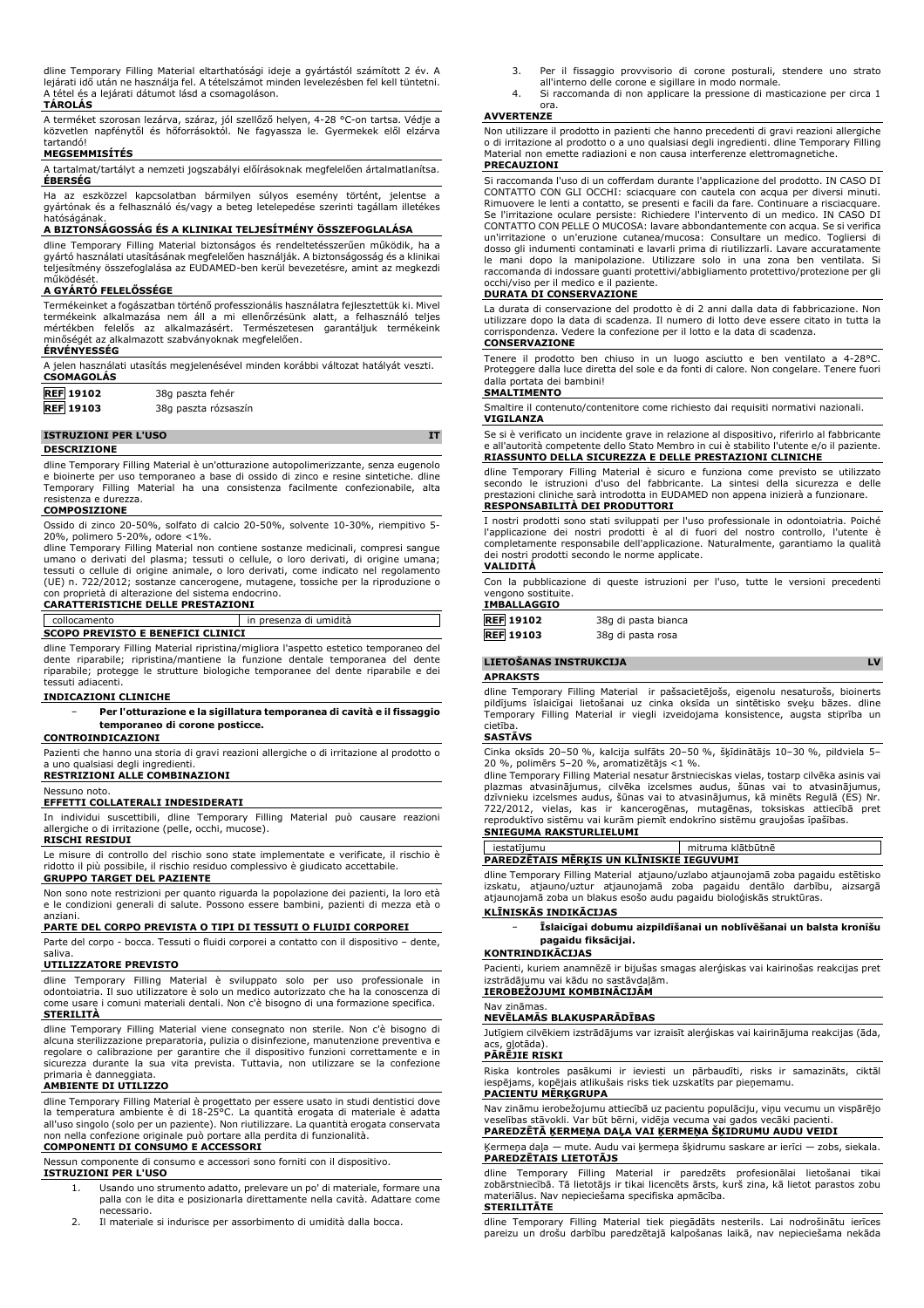dline Temporary Filling Material eltarthatósági ideje a gyártástól számított 2 év. A lejárati idő után ne használja fel. A tételszámot minden levelezésben fel kell tüntetni. A tétel és a lejárati dátumot lásd a csomagoláson.

**TÁROLÁS**

A terméket szorosan lezárva, száraz, jól szellőző helyen, 4-28 °C-on tartsa. Védje a közvetlen napfénytől és hőforrásoktól. Ne fagyassza le. Gyermekek elől elzárva tartandó!

**MEGSEMMISÍTÉS**

A tartalmat/tartályt a nemzeti jogszabályi előírásoknak megfelelően ártalmatlanítsa.

**ÉBERSÉG**

Ha az eszközzel kapcsolatban bármilyen súlyos esemény történt, jelentse a gyártónak és a felhasználó és/vagy a beteg letelepedése szerinti tagállam illetékes hatóságának.

**A BIZTONSÁGOSSÁG ÉS A KLINIKAI TELJESÍTMÉNY ÖSSZEFOGLALÁSA**

dline Temporary Filling Material biztonságos és rendeltetésszerűen működik, ha a gyártó használati utasításának megfelelően használják. A biztonságosság és a klinikai teljesítmény összefoglalása az EUDAMED-ben kerül bevezetésre, amint az megkezdi működését.

**A GYÁRTÓ FELELŐSSÉGE**

Termékeinket a fogászatban történő professzionális használatra fejlesztettük ki. Mivel termékeink alkalmazása nem áll a mi ellenőrzésünk alatt, a felhasználó teljes mértékben felelős az alkalmazásért. Természetesen garantáljuk termékeink minőségét az alkalmazott szabványoknak megfelelően.

**ÉRVÉNYESSÉG**

A jelen használati utasítás megjelenésével minden korábbi változat hatályát veszti.

**CSOMAGOLÁS**

| | |
|---|---|
| **REF 19102** | 38g paszta fehér |
| **REF 19103** | 38g paszta rózsaszín |

## ISTRUZIONI PER L'USO — IT

**DESCRIZIONE**

dline Temporary Filling Material è un'otturazione autopolimerizzante, senza eugenolo e bioinerte per uso temporaneo a base di ossido di zinco e resine sintetiche. dline Temporary Filling Material ha una consistenza facilmente confezionabile, alta resistenza e durezza.

**COMPOSIZIONE**

Ossido di zinco 20-50%, solfato di calcio 20-50%, solvente 10-30%, riempitivo 5-20%, polimero 5-20%, odore <1%.

dline Temporary Filling Material non contiene sostanze medicinali, compresi sangue umano o derivati del plasma; tessuti o cellule, o loro derivati, di origine umana; tessuti o cellule di origine animale, o loro derivati, come indicato nel regolamento (UE) n. 722/2012; sostanze cancerogene, mutagene, tossiche per la riproduzione o con proprietà di alterazione del sistema endocrino.

**CARATTERISTICHE DELLE PRESTAZIONI**

| | |
|---|---|
| collocamento | in presenza di umidità |

**SCOPO PREVISTO E BENEFICI CLINICI**

dline Temporary Filling Material ripristina/migliora l'aspetto estetico temporaneo del dente riparabile; ripristina/mantiene la funzione dentale temporanea del dente riparabile; protegge le strutture biologiche temporanee del dente riparabile e dei tessuti adiacenti.

**INDICAZIONI CLINICHE**

- **Per l'otturazione e la sigillatura temporanea di cavità e il fissaggio temporaneo di corone posticce.**

**CONTROINDICAZIONI**

Pazienti che hanno una storia di gravi reazioni allergiche o di irritazione al prodotto o a uno qualsiasi degli ingredienti.

**RESTRIZIONI ALLE COMBINAZIONI**

Nessuno noto.

**EFFETTI COLLATERALI INDESIDERATI**

In individui suscettibili, dline Temporary Filling Material può causare reazioni allergiche o di irritazione (pelle, occhi, mucose).

**RISCHI RESIDUI**

Le misure di controllo del rischio sono state implementate e verificate, il rischio è ridotto il più possibile, il rischio residuo complessivo è giudicato accettabile.

**GRUPPO TARGET DEL PAZIENTE**

Non sono note restrizioni per quanto riguarda la popolazione dei pazienti, la loro età e le condizioni generali di salute. Possono essere bambini, pazienti di mezza età o anziani.

**PARTE DEL CORPO PREVISTA O TIPI DI TESSUTI O FLUIDI CORPOREI**

Parte del corpo - bocca. Tessuti o fluidi corporei a contatto con il dispositivo – dente, saliva.

**UTILIZZATORE PREVISTO**

dline Temporary Filling Material è sviluppato solo per uso professionale in odontoiatria. Il suo utilizzatore è solo un medico autorizzato che ha la conoscenza di come usare i comuni materiali dentali. Non c'è bisogno di una formazione specifica.

**STERILITÀ**

dline Temporary Filling Material viene consegnato non sterile. Non c'è bisogno di alcuna sterilizzazione preparatoria, pulizia o disinfezione, manutenzione preventiva e regolare o calibrazione per garantire che il dispositivo funzioni correttamente e in sicurezza durante la sua vita prevista. Tuttavia, non utilizzare se la confezione primaria è danneggiata.

**AMBIENTE DI UTILIZZO**

dline Temporary Filling Material è progettato per essere usato in studi dentistici dove la temperatura ambiente è di 18-25°C. La quantità erogata di materiale è adatta all'uso singolo (solo per un paziente). Non riutilizzare. La quantità erogata conservata non nella confezione originale può portare alla perdita di funzionalità.

**COMPONENTI DI CONSUMO E ACCESSORI**

Nessun componente di consumo e accessori sono forniti con il dispositivo.

**ISTRUZIONI PER L'USO**

1. Usando uno strumento adatto, prelevare un po' di materiale, formare una palla con le dita e posizionarla direttamente nella cavità. Adattare come necessario.
2. Il materiale si indurisce per assorbimento di umidità dalla bocca.
3. Per il fissaggio provvisorio di corone posturali, stendere uno strato all'interno delle corone e sigillare in modo normale.
4. Si raccomanda di non applicare la pressione di masticazione per circa 1 ora.

**AVVERTENZE**

Non utilizzare il prodotto in pazienti che hanno precedenti di gravi reazioni allergiche o di irritazione al prodotto o a uno qualsiasi degli ingredienti. dline Temporary Filling Material non emette radiazioni e non causa interferenze elettromagnetiche.

**PRECAUZIONI**

Si raccomanda l'uso di un cofferdam durante l'applicazione del prodotto. IN CASO DI CONTATTO CON GLI OCCHI: sciacquare con cautela con acqua per diversi minuti. Rimuovere le lenti a contatto, se presenti e facili da fare. Continuare a risciacquare. Se l'irritazione oculare persiste: Richiedere l'intervento di un medico. IN CASO DI CONTATTO CON PELLE O MUCOSA: lavare abbondantemente con acqua. Se si verifica un'irritazione o un'eruzione cutanea/mucosa: Consultare un medico. Togliersi di dosso gli indumenti contaminati e lavarli prima di riutilizzarli. Lavare accuratamente le mani dopo la manipolazione. Utilizzare solo in una zona ben ventilata. Si raccomanda di indossare guanti protettivi/abbigliamento protettivo/protezione per gli occhi/viso per il medico e il paziente.

**DURATA DI CONSERVAZIONE**

La durata di conservazione del prodotto è di 2 anni dalla data di fabbricazione. Non utilizzare dopo la data di scadenza. Il numero di lotto deve essere citato in tutta la corrispondenza. Vedere la confezione per il lotto e la data di scadenza.

**CONSERVAZIONE**

Tenere il prodotto ben chiuso in un luogo asciutto e ben ventilato a 4-28°C. Proteggere dalla luce diretta del sole e da fonti di calore. Non congelare. Tenere fuori dalla portata dei bambini!

**SMALTIMENTO**

Smaltire il contenuto/contenitore come richiesto dai requisiti normativi nazionali.

**VIGILANZA**

Se si è verificato un incidente grave in relazione al dispositivo, riferirlo al fabbricante e all'autorità competente dello Stato Membro in cui è stabilito l'utente e/o il paziente.

**RIASSUNTO DELLA SICUREZZA E DELLE PRESTAZIONI CLINICHE**

dline Temporary Filling Material è sicuro e funziona come previsto se utilizzato secondo le istruzioni d'uso del fabbricante. La sintesi della sicurezza e delle prestazioni cliniche sarà introdotta in EUDAMED non appena inizierà a funzionare.

**RESPONSABILITÀ DEI PRODUTTORI**

I nostri prodotti sono stati sviluppati per l'uso professionale in odontoiatria. Poiché l'applicazione dei nostri prodotti è al di fuori del nostro controllo, l'utente è completamente responsabile dell'applicazione. Naturalmente, garantiamo la qualità dei nostri prodotti secondo le norme applicate.

**VALIDITÀ**

Con la pubblicazione di queste istruzioni per l'uso, tutte le versioni precedenti vengono sostituite.

**IMBALLAGGIO**

| | |
|---|---|
| **REF 19102** | 38g di pasta bianca |
| **REF 19103** | 38g di pasta rosa |

## LIETOŠANAS INSTRUKCIJA — LV

**APRAKSTS**

dline Temporary Filling Material ir pašsacietējošs, eigenolu nesaturošs, bioinerts pildījums īslaicīgai lietošanai uz cinka oksīda un sintētisko sveķu bāzes. dline Temporary Filling Material ir viegli izveidojama konsistence, augsta stiprība un cietība.

**SASTĀVS**

Cinka oksīds 20–50 %, kalcija sulfāts 20–50 %, šķīdinātājs 10–30 %, pildviela 5–20 %, polimērs 5–20 %, aromatizētājs <1 %.

dline Temporary Filling Material nesatur ārstnieciskas vielas, tostarp cilvēka asinis vai plazmas atvasinājumus, cilvēka izcelsmes audus, šūnas vai to atvasinājumus, dzīvnieku izcelsmes audus, šūnas vai to atvasinājumus, kā minēts Regulā (ES) Nr. 722/2012, vielas, kas ir kancerogēnas, mutagēnas, toksiskas attiecībā pret reproduktīvo sistēmu vai kurām piemīt endokrīno sistēmu graujošas īpašības.

**SNIEGUMA RAKSTURLIELUMI**

| | |
|---|---|
| iestatījumu | mitruma klātbūtnē |

**PAREDZĒTAIS MĒRĶIS UN KLĪNISKIE IEGUVUMI**

dline Temporary Filling Material atjauno/uzlabo atjaunojamā zoba pagaidu estētisko izskatu, atjauno/uztur atjaunojamā zoba pagaidu dentālo darbību, aizsargā atjaunojamā zoba un blakus esošo audu pagaidu bioloģiskās struktūras.

**KLĪNISKĀS INDIKĀCIJAS**

- **Īslaicīgai dobumu aizpildīšanai un noblīvēšanai un balsta kronīšu pagaidu fiksācijai.**

**KONTRINDIKĀCIJAS**

Pacienti, kuriem anamnēzē ir bijušas smagas alerģiskas vai kairinošas reakcijas pret izstrādājumu vai kādu no sastāvdaļām.

**IEROBEŽOJUMI KOMBINĀCIJĀM**

Nav zināmas.

**NEVĒLAMĀS BLAKUSPARĀDĪBAS**

Jutīgiem cilvēkiem izstrādājums var izraisīt alerģiskas vai kairinājuma reakcijas (āda, acs, gļotāda).

**PĀRĒJIE RISKI**

Riska kontroles pasākumi ir ieviesti un pārbaudīti, risks ir samazināts, ciktāl iespējams, kopējais atlikušais risks tiek uzskatīts par pieņemamu.

**PACIENTU MĒRĶGRUPA**

Nav zināmu ierobežojumu attiecībā uz pacientu populāciju, viņu vecumu un vispārējo veselības stāvokli. Var būt bērni, vidēja vecuma vai gados vecāki pacienti.

**PAREDZĒTĀ ĶERMEŅA DAĻA VAI ĶERMEŅA ŠĶIDRUMU AUDU VEIDI**

Ķermeņa daļa — mute. Audu vai ķermeņa šķidrumu saskare ar ierīci — zobs, siekala.

**PAREDZĒTAIS LIETOTĀJS**

dline Temporary Filling Material ir paredzēts profesionālai lietošanai tikai zobārstniecībā. Tā lietotājs ir tikai licencēts ārsts, kurš zina, kā lietot parastos zobu materiālus. Nav nepieciešama specifiska apmācība.

**STERILITĀTE**

dline Temporary Filling Material tiek piegādāts nesterils. Lai nodrošinātu ierīces pareizu un drošu darbību paredzētajā kalpošanas laikā, nav nepieciešama nekāda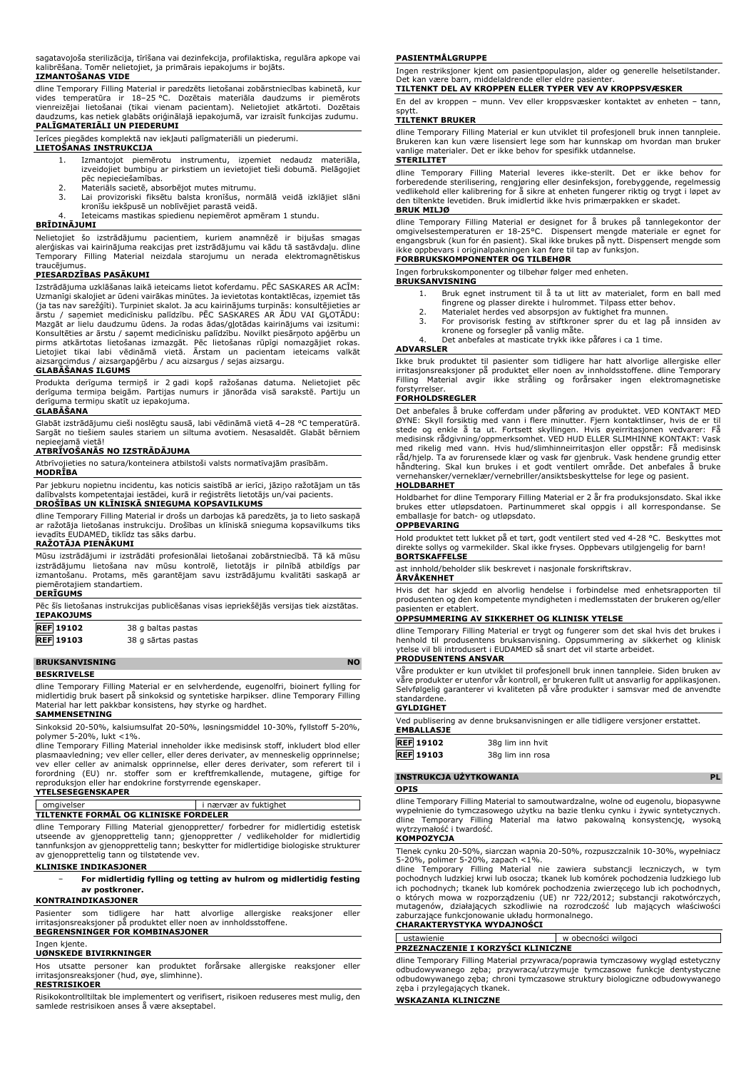sagatavojoša sterilizācija, tīrīšana vai dezinfekcija, profilaktiska, regulāra apkope vai kalibrēšana. Tomēr nelietojiet, ja primārais iepakojums ir bojāts.

**IZMANTOŠANAS VIDE**

dline Temporary Filling Material ir paredzēts lietošanai zobārstniecības kabinetā, kur vides temperatūra ir 18–25 °C. Dozētais materiāla daudzums ir piemērots vienreizējai lietošanai (tikai vienam pacientam). Nelietojiet atkārtoti. Dozētais daudzums, kas netiek glabāts oriģinālajā iepakojumā, var izraisīt funkcijas zudumu.

**PALĪGMATERIĀLI UN PIEDERUMI**

Ierīces piegādes komplektā nav iekļauti palīgmateriāli un piederumi.

**LIETOŠANAS INSTRUKCIJA**

1. Izmantojot piemērotu instrumentu, izņemiet nedaudz materiāla, izveidojiet bumbiņu ar pirkstiem un ievietojiet tieši dobumā. Pielāgojiet pēc nepieciešamības.
2. Materiāls sacietē, absorbējot mutes mitrumu.
3. Lai provizoriski fiksētu balsta kronīšus, normālā veidā izklājiet slāni kronīšu iekšpusē un noblīvējiet parastā veidā.
4. Ieteicams mastikas spiedienu nepiemērot apmēram 1 stundu.

**BRĪDINĀJUMI**

Nelietojiet šo izstrādājumu pacientiem, kuriem anamnēzē ir bijušas smagas alerģiskas vai kairinājuma reakcijas pret izstrādājumu vai kādu tā sastāvdaļu. dline Temporary Filling Material neizdala starojumu un nerada elektromagnētiskus traucējumus.

**PIESARDZĪBAS PASĀKUMI**

Izstrādājuma uzklāšanas laikā ieteicams lietot koferdamu. PĒC SASKARES AR ACĪM: Uzmanīgi skalojiet ar ūdeni vairākas minūtes. Ja ievietotas kontaktlēcas, izņemiet tās (ja tas nav sarežģīti). Turpiniet skalot. Ja acu kairinājums turpinās: konsultējieties ar ārstu / saņemiet medicīnisku palīdzību. PĒC SASKARES AR ĀDU VAI GĻOTĀDU: Mazgāt ar lielu daudzumu ūdens. Ja rodas ādas/gļotādas kairinājums vai izsitumi: Konsultēties ar ārstu / saņemt medicīnisku palīdzību. Novilkt piesārņoto apģērbu un pirms atkārtotas lietošanas izmazgāt. Pēc lietošanas rūpīgi nomazgājiet rokas. Lietojiet tikai labi vēdināmā vietā. Ārstam un pacientam ieteicams valkāt aizsargcimdus / aizsargapģērbu / acu aizsargus / sejas aizsargu.

**GLABĀŠANAS ILGUMS**

Produkta derīguma termiņš ir 2 gadi kopš ražošanas datuma. Nelietojiet pēc derīguma termiņa beigām. Partijas numurs ir jānorāda visā sarakstē. Partiju un derīguma termiņu skatīt uz iepakojuma.

**GLABĀŠANA**

Glabāt izstrādājumu cieši noslēgtu sausā, labi vēdināmā vietā 4–28 °C temperatūrā. Sargāt no tiešiem saules stariem un siltuma avotiem. Nesasaldēt. Glabāt bērniem nepieejamā vietā!

**ATBRĪVOŠANĀS NO IZSTRĀDĀJUMA**

Atbrīvojieties no satura/konteinera atbilstoši valsts normatīvajām prasībām.

**MODRĪBA**

Par jebkuru nopietnu incidentu, kas noticis saistībā ar ierīci, jāziņo ražotājam un tās dalībvalsts kompetentajai iestādei, kurā ir reģistrēts lietotājs un/vai pacients.

**DROŠĪBAS UN KLĪNISKĀ SNIEGUMA KOPSAVILKUMS**

dline Temporary Filling Material ir drošs un darbojas kā paredzēts, ja to lieto saskaņā ar ražotāja lietošanas instrukciju. Drošības un klīniskā snieguma kopsavilkums tiks ievadīts EUDAMED, tiklīdz tas sāks darbu.

**RAŽOTĀJA PIENĀKUMI**

Mūsu izstrādājumi ir izstrādāti profesionālai lietošanai zobārstniecībā. Tā kā mūsu izstrādājumu lietošana nav mūsu kontrolē, lietotājs ir pilnībā atbildīgs par izmantošanu. Protams, mēs garantējam savu izstrādājumu kvalitāti saskaņā ar piemērotajiem standartiem.

**DERĪGUMS**

Pēc šīs lietošanas instrukcijas publicēšanas visas iepriekšējās versijas tiek aizstātas.

**IEPAKOJUMS**

| | |
|---|---|
| REF 19102 | 38 g baltas pastas |
| REF 19103 | 38 g sārtas pastas |

## BRUKSANVISNING — NO

**BESKRIVELSE**

dline Temporary Filling Material er en selvherdende, eugenolfri, bioinert fylling for midlertidig bruk basert på sinkoksid og syntetiske harpikser. dline Temporary Filling Material har lett pakkbar konsistens, høy styrke og hardhet.

**SAMMENSETNING**

Sinkoksid 20-50%, kalsiumsulfat 20-50%, løsningsmiddel 10-30%, fyllstoff 5-20%, polymer 5-20%, lukt <1%.

dline Temporary Filling Material inneholder ikke medisinsk stoff, inkludert blod eller plasmaavledning; vev eller celler, eller deres derivater, av menneskelig opprinnelse; vev eller celler av animalsk opprinnelse, eller deres derivater, som referert til i forordning (EU) nr. stoffer som er kreftfremkallende, mutagene, giftige for reproduksjon eller har endokrine forstyrrende egenskaper.

**YTELSESEGENSKAPER**

| omgivelser | i nærvær av fuktighet |
|---|---|

**TILTENKTE FORMÅL OG KLINISKE FORDELER**

dline Temporary Filling Material gjenoppretter/ forbedrer for midlertidig estetisk utseende av gjenopprettelig tann; gjenoppretter / vedlikeholder for midlertidig tannfunksjon av gjenopprettelig tann; beskytter for midlertidige biologiske strukturer av gjenopprettelig tann og tilstøtende vev.

**KLINISKE INDIKASJONER**

– **For midlertidig fylling og tetting av hulrom og midlertidig festing av postkroner.**

**KONTRAINDIKASJONER**

Pasienter som tidligere har hatt alvorlige allergiske reaksjoner eller irritasjonsreaksjoner på produktet eller noen av innholdsstoffene.

**BEGRENSNINGER FOR KOMBINASJONER**

Ingen kjente.

**UØNSKEDE BIVIRKNINGER**

Hos utsatte personer kan produktet forårsake allergiske reaksjoner eller irritasjonsreaksjoner (hud, øye, slimhinne).

**RESTRISIKOER**

Risikokontrolltiltak ble implementert og verifisert, risikoen reduseres mest mulig, den samlede restrisikoen anses å være akseptabel.

**PASIENTMÅLGRUPPE**

Ingen restriksjoner kjent om pasientpopulasjon, alder og generelle helsetilstander. Det kan være barn, middelaldrende eller eldre pasienter.

**TILTENKT DEL AV KROPPEN ELLER TYPER VEV AV KROPPSVÆSKER**

En del av kroppen – munn. Vev eller kroppsvæsker kontaktet av enheten – tann, spytt.

**TILTENKT BRUKER**

dline Temporary Filling Material er kun utviklet til profesjonell bruk innen tannpleie. Brukeren kan kun være lisensiert lege som har kunnskap om hvordan man bruker vanlige materialer. Det er ikke behov for spesifikk utdannelse.

**STERILITET**

dline Temporary Filling Material leveres ikke-sterilt. Det er ikke behov for forberedende sterilisering, rengjøring eller desinfeksjon, forebyggende, regelmessig vedlikehold eller kalibrering for å sikre at enheten fungerer riktig og trygt i løpet av den tiltenkte levetiden. Bruk imidlertid ikke hvis primærpakken er skadet.

**BRUK MILJØ**

dline Temporary Filling Material er designet for å brukes på tannlegekontor der omgivelsestemperaturen er 18-25°C. Dispensert mengde materiale er egnet for engangsbruk (kun for én pasient). Skal ikke brukes på nytt. Dispensert mengde som ikke oppbevars i originalpakningen kan føre til tap av funksjon.

**FORBRUKSKOMPONENTER OG TILBEHØR**

Ingen forbrukskomponenter og tilbehør følger med enheten.

**BRUKSANVISNING**

1. Bruk egnet instrument til å ta ut litt av materialet, form en ball med fingrene og plasser direkte i hulrommet. Tilpass etter behov.
2. Materialet herdes ved absorpsjon av fuktighet fra munnen.
3. For provisorisk festing av stiftkroner sprer du et lag på innsiden av kronene og forsegler på vanlig måte.
4. Det anbefales at masticate trykk ikke påføres i ca 1 time.

**ADVARSLER**

Ikke bruk produktet til pasienter som tidligere har hatt alvorlige allergiske eller irritasjonsreaksjoner på produktet eller noen av innholdsstoffene. dline Temporary Filling Material avgir ikke stråling og forårsaker ingen elektromagnetiske forstyrrelser.

**FORHOLDSREGLER**

Det anbefales å bruke cofferdam under påføring av produktet. VED KONTAKT MED ØYNE: Skyll forsiktig med vann i flere minutter. Fjern kontaktlinser, hvis de er til stede og enkle å ta ut. Fortsett skyllingen. Hvis øyeirritasjonen vedvarer: Få medisinsk rådgivning/oppmerksomhet. VED HUD ELLER SLIMHINNE KONTAKT: Vask med rikelig med vann. Hvis hud/slimhinneirritasjon eller utslett oppstår: Få medisinsk råd/hjelp. Ta av forurensede klær og vask før gjenbruk. Vask hendene grundig etter håndtering. Skal kun brukes i et godt ventilert område. Det anbefales å bruke vernehansker/verneklær/vernebriller/ansiktsbeskyttelse for lege og pasient.

**HOLDBARHET**

Holdbarhet for dline Temporary Filling Material er 2 år fra produksjonsdato. Skal ikke brukes etter utløpsdatoen. Partinummeret skal oppgis i all korrespondanse. Se emballasje for batch- og utløpsdato.

**OPPBEVARING**

Hold produktet tett lukket på et tørt, godt ventilert sted ved 4-28 °C. Beskyttes mot direkte sollys og varmekilder. Skal ikke fryses. Oppbevars utilgjengelig for barn!

**BORTSKAFFELSE**

ast innhold/beholder slik beskrevet i nasjonale forskriftskrav.

**ÅRVÅKENHET**

Hvis det har skjedd en alvorlig hendelse i forbindelse med enhetsrapporten til produsenten og den kompetente myndigheten i medlemsstaten der brukeren og/eller pasienten er etablert.

**OPPSUMMERING AV SIKKERHET OG KLINISK YTELSE**

dline Temporary Filling Material er trygt og fungerer som det skal hvis det brukes i henhold til produsentens bruksanvisning. Oppsummering av sikkerhet og klinisk ytelse vil bli introdusert i EUDAMED så snart det vil starte arbeidet.

**PRODUSENTENS ANSVAR**

Våre produkter er utviklet til profesjonell bruk innen tannpleie. Siden bruken av våre produkter er utenfor vår kontroll, er brukeren fullt ut ansvarlig for applikasjonen. Selvfølgelig garanterer vi kvaliteten på våre produkter i samsvar med de anvendte standardene.

**GYLDIGHET**

Ved publisering av denne bruksanvisningen er alle tidligere versjoner erstattet.

**EMBALLASJE**

| | |
|---|---|
| REF 19102 | 38g lim inn hvit |
| REF 19103 | 38g lim inn rosa |

## INSTRUKCJA UŻYTKOWANIA — PL

**OPIS**

dline Temporary Filling Material to samoutwardzalne, wolne od eugenolu, biopasywne wypełnienie do tymczasowego użytku na bazie tlenku cynku i żywic syntetycznych. dline Temporary Filling Material ma łatwo pakowalną konsystencję, wysoką wytrzymałość i twardość.

**KOMPOZYCJA**

Tlenek cynku 20-50%, siarczan wapnia 20-50%, rozpuszczalnik 10-30%, wypełniacz 5-20%, polimer 5-20%, zapach <1%.

dline Temporary Filling Material nie zawiera substancji leczniczych, w tym pochodnych ludzkiej krwi lub osocza; tkanek lub komórek pochodzenia ludzkiego lub ich pochodnych; tkanek lub komórek pochodzenia zwierzęcego lub ich pochodnych, o których mowa w rozporządzeniu (UE) nr 722/2012; substancji rakotwórczych, mutagenów, działających szkodliwie na rozrodczość lub mających właściwości zaburzające funkcjonowanie układu hormonalnego.

**CHARAKTERYSTYKA WYDAJNOŚCI**

| ustawienie | w obecności wilgoci |
|---|---|

**PRZEZNACZENIE I KORZYŚCI KLINICZNE**

dline Temporary Filling Material przywraca/poprawia tymczasowy wygląd estetyczny odbudowywanego zęba; przywraca/utrzymuje tymczasowe funkcje dentystyczne odbudowywanego zęba; chroni tymczasowe struktury biologiczne odbudowywanego zęba i przylegających tkanek.

**WSKAZANIA KLINICZNE**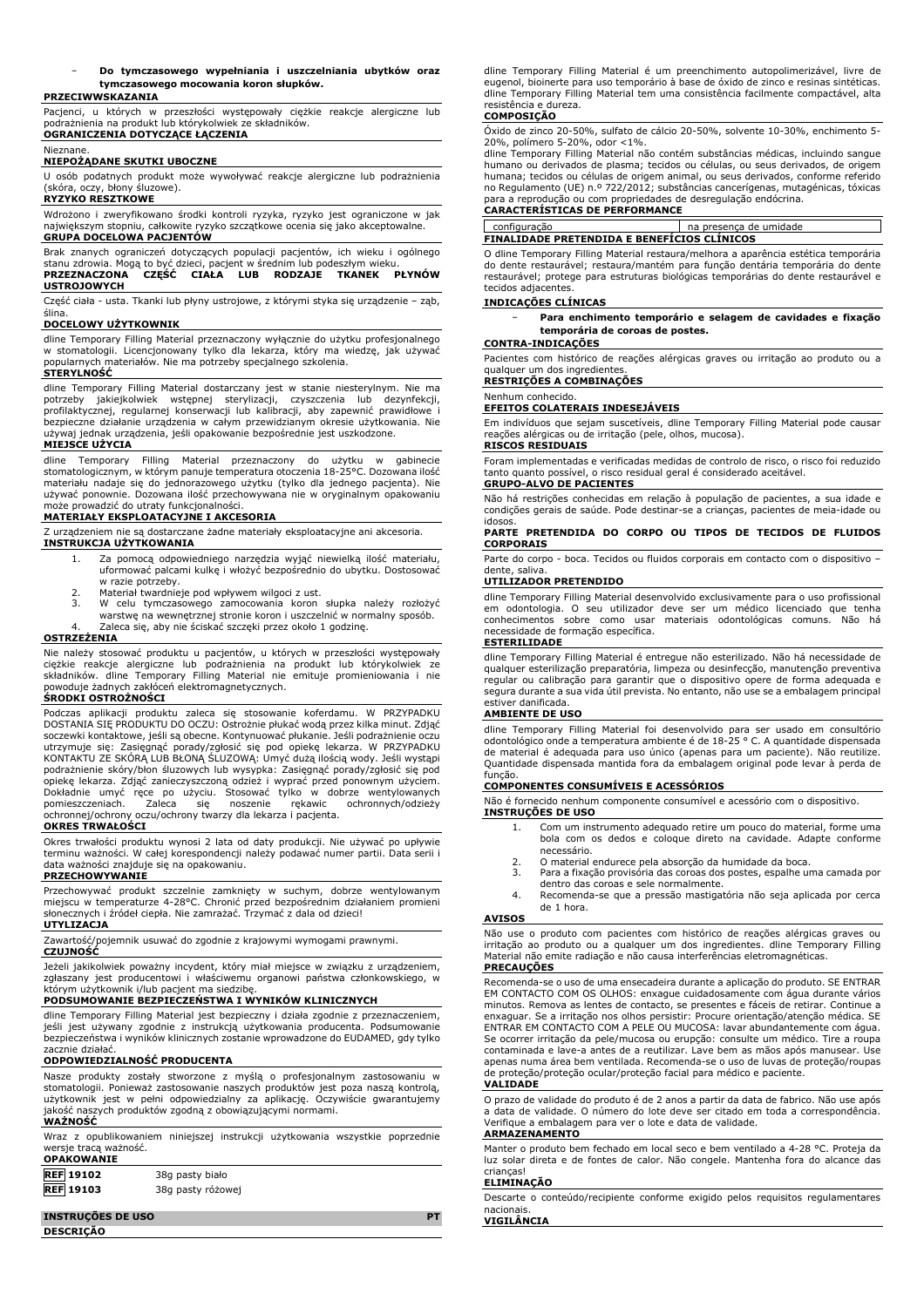- **Do tymczasowego wypełniania i uszczelniania ubytków oraz tymczasowego mocowania koron słupków.**

**PRZECIWWSKAZANIA**

Pacjenci, u których w przeszłości występowały ciężkie reakcje alergiczne lub podrażnienia na produkt lub którykolwiek ze składników.

**OGRANICZENIA DOTYCZĄCE ŁĄCZENIA**

Nieznane.

**NIEPOŻĄDANE SKUTKI UBOCZNE**

U osób podatnych produkt może wywoływać reakcje alergiczne lub podrażnienia (skóra, oczy, błony śluzowe).

**RYZYKO RESZTKOWE**

Wdrożono i zweryfikowano środki kontroli ryzyka, ryzyko jest ograniczone w jak największym stopniu, całkowite ryzyko szczątkowe ocenia się jako akceptowalne.

**GRUPA DOCELOWA PACJENTÓW**

Brak znanych ograniczeń dotyczących populacji pacjentów, ich wieku i ogólnego stanu zdrowia. Mogą to być dzieci, pacjent w średnim lub podeszłym wieku.

**PRZEZNACZONA CZĘŚĆ CIAŁA LUB RODZAJE TKANEK PŁYNÓW USTROJOWYCH**

Część ciała - usta. Tkanki lub płyny ustrojowe, z którymi styka się urządzenie – ząb, ślina.

**DOCELOWY UŻYTKOWNIK**

dline Temporary Filling Material przeznaczony wyłącznie do użytku profesjonalnego w stomatologii. Licencjonowany tylko dla lekarza, który ma wiedzę, jak używać popularnych materiałów. Nie ma potrzeby specjalnego szkolenia.

**STERYLNOŚĆ**

dline Temporary Filling Material dostarczany jest w stanie niesterylnym. Nie ma potrzeby jakiejkolwiek wstępnej sterylizacji, czyszczenia lub dezynfekcji, profilaktycznej, regularnej konserwacji lub kalibracji, aby zapewnić prawidłowe i bezpieczne działanie urządzenia w całym przewidzianym okresie użytkowania. Nie używaj jednak urządzenia, jeśli opakowanie bezpośrednie jest uszkodzone.

**MIEJSCE UŻYCIA**

dline Temporary Filling Material przeznaczony do użytku w gabinecie stomatologicznym, w którym panuje temperatura otoczenia 18-25°C. Dozowana ilość materiału nadaje się do jednorazowego użytku (tylko dla jednego pacjenta). Nie używać ponownie. Dozowana ilość przechowywana nie w oryginalnym opakowaniu może prowadzić do utraty funkcjonalności.

**MATERIAŁY EKSPLOATACYJNE I AKCESORIA**

Z urządzeniem nie są dostarczane żadne materiały eksploatacyjne ani akcesoria.

**INSTRUKCJA UŻYTKOWANIA**

1. Za pomocą odpowiedniego narzędzia wyjąć niewielką ilość materiału, uformować palcami kulkę i włożyć bezpośrednio do ubytku. Dostosować w razie potrzeby.
2. Materiał twardnieje pod wpływem wilgoci z ust.
3. W celu tymczasowego zamocowania koron słupka należy rozłożyć warstwę na wewnętrznej stronie koron i uszczelnić w normalny sposób.
4. Zaleca się, aby nie ściskać szczęki przez około 1 godzinę.

**OSTRZEŻENIA**

Nie należy stosować produktu u pacjentów, u których w przeszłości występowały ciężkie reakcje alergiczne lub podrażnienia na produkt lub którykolwiek ze składników. dline Temporary Filling Material nie emituje promieniowania i nie powoduje żadnych zakłóceń elektromagnetycznych.

**ŚRODKI OSTROŻNOŚCI**

Podczas aplikacji produktu zaleca się stosowanie koferdamu. W PRZYPADKU DOSTANIA SIĘ PRODUKTU DO OCZU: Ostrożnie płukać wodą przez kilka minut. Zdjąć soczewki kontaktowe, jeśli są obecne. Kontynuować płukanie. Jeśli podrażnienie oczu utrzymuje się: Zasięgnąć porady/zgłosić się pod opiekę lekarza. W PRZYPADKU KONTAKTU ZE SKÓRĄ LUB BŁONĄ ŚLUZOWĄ: Umyć dużą ilością wody. Jeśli wystąpi podrażnienie skóry/błon śluzowych lub wysypka: Zasięgnąć porady/zgłosić się pod opiekę lekarza. Zdjąć zanieczyszczoną odzież i wyprać przed ponownym użyciem. Dokładnie umyć ręce po użyciu. Stosować tylko w dobrze wentylowanych pomieszczeniach. Zaleca się noszenie rękawic ochronnych/odzieży ochronnej/ochrony oczu/ochrony twarzy dla lekarza i pacjenta.

**OKRES TRWAŁOŚCI**

Okres trwałości produktu wynosi 2 lata od daty produkcji. Nie używać po upływie terminu ważności. W całej korespondencji należy podawać numer partii. Data serii i data ważności znajduje się na opakowaniu.

**PRZECHOWYWANIE**

Przechowywać produkt szczelnie zamknięty w suchym, dobrze wentylowanym miejscu w temperaturze 4-28°C. Chronić przed bezpośrednim działaniem promieni słonecznych i źródeł ciepła. Nie zamrażać. Trzymać z dala od dzieci!

**UTYLIZACJA**

Zawartość/pojemnik usuwać do zgodnie z krajowymi wymogami prawnymi.

**CZUJNOŚĆ**

Jeżeli jakikolwiek poważny incydent, który miał miejsce w związku z urządzeniem, zgłaszany jest producentowi i właściwemu organowi państwa członkowskiego, w którym użytkownik i/lub pacjent ma siedzibę.

**PODSUMOWANIE BEZPIECZEŃSTWA I WYNIKÓW KLINICZNYCH**

dline Temporary Filling Material jest bezpieczny i działa zgodnie z przeznaczeniem, jeśli jest używany zgodnie z instrukcją użytkowania producenta. Podsumowanie bezpieczeństwa i wyników klinicznych zostanie wprowadzone do EUDAMED, gdy tylko zacznie działać.

**ODPOWIEDZIALNOŚĆ PRODUCENTA**

Nasze produkty zostały stworzone z myślą o profesjonalnym zastosowaniu w stomatologii. Ponieważ zastosowanie naszych produktów jest poza naszą kontrolą, użytkownik jest w pełni odpowiedzialny za aplikację. Oczywiście gwarantujemy jakość naszych produktów zgodną z obowiązującymi normami.

**WAŻNOŚĆ**

Wraz z opublikowaniem niniejszej instrukcji użytkowania wszystkie poprzednie wersje tracą ważność.

**OPAKOWANIE**

| | |
|---|---|
| **REF 19102** | 38g pasty biało |
| **REF 19103** | 38g pasty różowej |

## INSTRUÇÕES DE USO — PT

**DESCRIÇÃO**

dline Temporary Filling Material é um preenchimento autopolimerizável, livre de eugenol, bioinerte para uso temporário à base de óxido de zinco e resinas sintéticas. dline Temporary Filling Material tem uma consistência facilmente compactável, alta resistência e dureza.

**COMPOSIÇÃO**

Óxido de zinco 20-50%, sulfato de cálcio 20-50%, solvente 10-30%, enchimento 5-20%, polímero 5-20%, odor <1%.

dline Temporary Filling Material não contém substâncias médicas, incluindo sangue humano ou derivados de plasma; tecidos ou células, ou seus derivados, de origem humana; tecidos ou células de origem animal, ou seus derivados, conforme referido no Regulamento (UE) n.º 722/2012; substâncias cancerígenas, mutagénicas, tóxicas para a reprodução ou com propriedades de desregulação endócrina.

**CARACTERÍSTICAS DE PERFORMANCE**

| | |
|---|---|
| configuração | na presença de umidade |

**FINALIDADE PRETENDIDA E BENEFÍCIOS CLÍNICOS**

O dline Temporary Filling Material restaura/melhora a aparência estética temporária do dente restaurável; restaura/mantém para função dentária temporária do dente restaurável; protege para estruturas biológicas temporárias do dente restaurável e tecidos adjacentes.

**INDICAÇÕES CLÍNICAS**

- **Para enchimento temporário e selagem de cavidades e fixação temporária de coroas de postes.**

**CONTRA-INDICAÇÕES**

Pacientes com histórico de reações alérgicas graves ou irritação ao produto ou a qualquer um dos ingredientes.

**RESTRIÇÕES A COMBINAÇÕES**

Nenhum conhecido.

**EFEITOS COLATERAIS INDESEJÁVEIS**

Em indivíduos que sejam suscetíveis, dline Temporary Filling Material pode causar reações alérgicas ou de irritação (pele, olhos, mucosa).

**RISCOS RESIDUAIS**

Foram implementadas e verificadas medidas de controlo de risco, o risco foi reduzido tanto quanto possível, o risco residual geral é considerado aceitável.

**GRUPO-ALVO DE PACIENTES**

Não há restrições conhecidas em relação à população de pacientes, a sua idade e condições gerais de saúde. Pode destinar-se a crianças, pacientes de meia-idade ou idosos.

**PARTE PRETENDIDA DO CORPO OU TIPOS DE TECIDOS DE FLUIDOS CORPORAIS**

Parte do corpo - boca. Tecidos ou fluidos corporais em contacto com o dispositivo – dente, saliva.

**UTILIZADOR PRETENDIDO**

dline Temporary Filling Material desenvolvido exclusivamente para o uso profissional em odontologia. O seu utilizador deve ser um médico licenciado que tenha conhecimentos sobre como usar materiais odontológicas comuns. Não há necessidade de formação específica.

**ESTERILIDADE**

dline Temporary Filling Material é entregue não esterilizado. Não há necessidade de qualquer esterilização preparatória, limpeza ou desinfecção, manutenção preventiva regular ou calibração para garantir que o dispositivo opere de forma adequada e segura durante a sua vida útil prevista. No entanto, não use se a embalagem principal estiver danificada.

**AMBIENTE DE USO**

dline Temporary Filling Material foi desenvolvido para ser usado em consultório odontológico onde a temperatura ambiente é de 18-25 ° C. A quantidade dispensada de material é adequada para uso único (apenas para um paciente). Não reutilize. Quantidade dispensada mantida fora da embalagem original pode levar à perda de função.

**COMPONENTES CONSUMÍVEIS E ACESSÓRIOS**

Não é fornecido nenhum componente consumível e acessório com o dispositivo.

**INSTRUÇÕES DE USO**

1. Com um instrumento adequado retire um pouco do material, forme uma bola com os dedos e coloque direto na cavidade. Adapte conforme necessário.
2. O material endurece pela absorção da humidade da boca.
3. Para a fixação provisória das coroas dos postes, espalhe uma camada por dentro das coroas e sele normalmente.
4. Recomenda-se que a pressão mastigatória não seja aplicada por cerca de 1 hora.

**AVISOS**

Não use o produto com pacientes com histórico de reações alérgicas graves ou irritação ao produto ou a qualquer um dos ingredientes. dline Temporary Filling Material não emite radiação e não causa interferências eletromagnéticas.

**PRECAUÇÕES**

Recomenda-se o uso de uma ensecadeira durante a aplicação do produto. SE ENTRAR EM CONTACTO COM OS OLHOS: enxague cuidadosamente com água durante vários minutos. Remova as lentes de contacto, se presentes e fáceis de retirar. Continue a enxaguar. Se a irritação nos olhos persistir: Procure orientação/atenção médica. SE ENTRAR EM CONTACTO COM A PELE OU MUCOSA: lavar abundantemente com água. Se ocorrer irritação da pele/mucosa ou erupção: consulte um médico. Tire a roupa contaminada e lave-a antes de a reutilizar. Lave bem as mãos após manusear. Use apenas numa área bem ventilada. Recomenda-se o uso de luvas de proteção/roupas de proteção/proteção ocular/proteção facial para médico e paciente.

**VALIDADE**

O prazo de validade do produto é de 2 anos a partir da data de fabrico. Não use após a data de validade. O número do lote deve ser citado em toda a correspondência. Verifique a embalagem para ver o lote e data de validade.

**ARMAZENAMENTO**

Manter o produto bem fechado em local seco e bem ventilado a 4-28 °C. Proteja da luz solar direta e de fontes de calor. Não congele. Mantenha fora do alcance das crianças!

**ELIMINAÇÃO**

Descarte o conteúdo/recipiente conforme exigido pelos requisitos regulamentares nacionais.

**VIGILÂNCIA**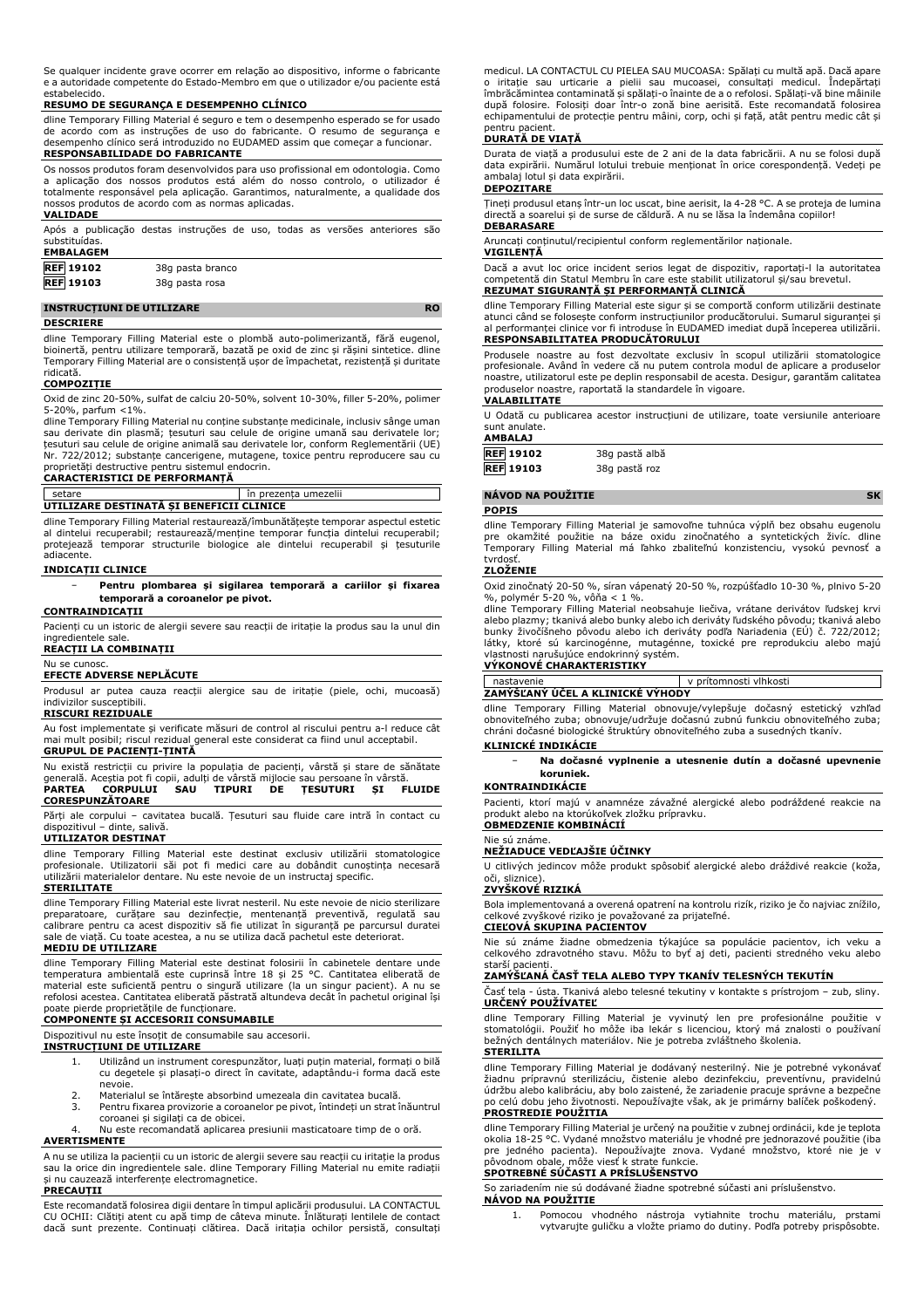Se qualquer incidente grave ocorrer em relação ao dispositivo, informe o fabricante e a autoridade competente do Estado-Membro em que o utilizador e/ou paciente está estabelecido.

**RESUMO DE SEGURANÇA E DESEMPENHO CLÍNICO**

dline Temporary Filling Material é seguro e tem o desempenho esperado se for usado de acordo com as instruções de uso do fabricante. O resumo de segurança e desempenho clínico será introduzido no EUDAMED assim que começar a funcionar.

**RESPONSABILIDADE DO FABRICANTE**

Os nossos produtos foram desenvolvidos para uso profissional em odontologia. Como a aplicação dos nossos produtos está além do nosso controlo, o utilizador é totalmente responsável pela aplicação. Garantimos, naturalmente, a qualidade dos nossos produtos de acordo com as normas aplicadas.

**VALIDADE**

Após a publicação destas instruções de uso, todas as versões anteriores são substituídas.

**EMBALAGEM**

| | |
|---|---|
| REF 19102 | 38g pasta branco |
| REF 19103 | 38g pasta rosa |

## INSTRUCȚIUNI DE UTILIZARE RO

**DESCRIERE**

dline Temporary Filling Material este o plombă auto-polimerizantă, fără eugenol, bioinertă, pentru utilizare temporară, bazată pe oxid de zinc și rășini sintetice. dline Temporary Filling Material are o consistență ușor de împachetat, rezistență și duritate ridicată.

**COMPOZIȚIE**

Oxid de zinc 20-50%, sulfat de calciu 20-50%, solvent 10-30%, filler 5-20%, polimer 5-20%, parfum <1%.

dline Temporary Filling Material nu conține substanțe medicinale, inclusiv sânge uman sau derivate din plasmă; țesuturi sau celule de origine umană sau derivatele lor; țesuturi sau celule de origine animală sau derivatele lor, conform Reglementării (UE) Nr. 722/2012; substanțe cancerigene, mutagene, toxice pentru reproducere sau cu proprietăți destructive pentru sistemul endocrin.

**CARACTERISTICI DE PERFORMANȚĂ**

| | |
|---|---|
| setare | în prezența umezelii |

**UTILIZARE DESTINATĂ ȘI BENEFICII CLINICE**

dline Temporary Filling Material restaurează/îmbunătățește temporar aspectul estetic al dintelui recuperabil; restaurează/menține temporar funcția dintelui recuperabil; protejează temporar structurile biologice ale dintelui recuperabil și țesuturile adiacente.

**INDICAȚII CLINICE**

- **Pentru plombarea și sigilarea temporară a cariilor și fixarea temporară a coroanelor pe pivot.**

**CONTRAINDICAȚII**

Pacienți cu un istoric de alergii severe sau reacții de iritație la produs sau la unul din ingredientele sale.

**REACȚII LA COMBINAȚII**

Nu se cunosc.

**EFECTE ADVERSE NEPLĂCUTE**

Produsul ar putea cauza reacții alergice sau de iritație (piele, ochi, mucoasă) indivizilor susceptibili.

**RISCURI REZIDUALE**

Au fost implementate și verificate măsuri de control al riscului pentru a-l reduce cât mai mult posibil; riscul rezidual general este considerat ca fiind unul acceptabil.

**GRUPUL DE PACIENȚI-ȚINTĂ**

Nu există restricții cu privire la populația de pacienți, vârstă și stare de sănătate generală. Aceștia pot fi copii, adulți de vârstă mijlocie sau persoane în vârstă.

**PARTEA CORPULUI SAU TIPURI DE ȚESUTURI ȘI FLUIDE CORESPUNZĂTOARE**

Părți ale corpului – cavitatea bucală. Țesuturi sau fluide care intră în contact cu dispozitivul – dinte, salivă.

**UTILIZATOR DESTINAT**

dline Temporary Filling Material este destinat exclusiv utilizării stomatologice profesionale. Utilizatorii săi pot fi medici care au dobândit cunoștința necesară utilizării materialelor dentare. Nu este nevoie de un instructaj specific.

**STERILITATE**

dline Temporary Filling Material este livrat nesteril. Nu este nevoie de nicio sterilizare preparatoare, curățare sau dezinfecție, mentenanță preventivă, regulată sau calibrare pentru ca acest dispozitiv să fie utilizat în siguranță pe parcursul duratei sale de viață. Cu toate acestea, a nu se utiliza dacă pachetul este deteriorat.

**MEDIU DE UTILIZARE**

dline Temporary Filling Material este destinat folosirii în cabinetele dentare unde temperatura ambientală este cuprinsă între 18 și 25 °C. Cantitatea eliberată de material este suficientă pentru o singură utilizare (la un singur pacient). A nu se refolosi acestea. Cantitatea eliberată păstrată altundeva decât în pachetul original își poate pierde proprietățile de funcționare.

**COMPONENTE ȘI ACCESORII CONSUMABILE**

Dispozitivul nu este însoțit de consumabile sau accesorii.

**INSTRUCȚIUNI DE UTILIZARE**

1. Utilizând un instrument corespunzător, luați puțin material, formați o bilă cu degetele și plasați-o direct în cavitate, adaptându-i forma dacă este nevoie.
2. Materialul se întărește absorbind umezeala din cavitatea bucală.
3. Pentru fixarea provizorie a coroanelor pe pivot, întindeți un strat înăuntrul coroanei și sigilați ca de obicei.
4. Nu este recomandată aplicarea presiunii masticatoare timp de o oră.

**AVERTISMENTE**

A nu se utiliza la pacienții cu un istoric de alergii severe sau reacții de iritație la produs sau la orice din ingredientele sale. dline Temporary Filling Material nu emite radiații și nu cauzează interferențe electromagnetice.

**PRECAUȚII**

Este recomandată folosirea digii dentare în timpul aplicării produsului. LA CONTACTUL CU OCHII: Clătiți atent cu apă timp de câteva minute. Înlăturați lentilele de contact dacă sunt prezente. Continuați clătirea. Dacă iritația ochilor persistă, consultați medicul. LA CONTACTUL CU PIELEA SAU MUCOASA: Spălați cu multă apă. Dacă apare o iritație sau urticarie a pielii sau mucoasei, consultați medicul. Îndepărtați îmbrăcămintea contaminată și spălați-o înainte de a o refolosi. Spălați-vă bine mâinile după folosire. Folosiți doar într-o zonă bine aerisită. Este recomandată folosirea echipamentului de protecție pentru mâini, corp, ochi și față, atât pentru medic cât și pentru pacient.

**DURATĂ DE VIAȚĂ**

Durata de viață a produsului este de 2 ani de la data fabricării. A nu se folosi după data expirării. Numărul lotului trebuie menționat în orice corespondență. Vedeți pe ambalaj lotul și data expirării.

**DEPOZITARE**

Țineți produsul etanș într-un loc uscat, bine aerisit, la 4-28 °C. A se proteja de lumina directă a soarelui și de surse de căldură. A nu se lăsa la îndemâna copiilor!

**DEBARASARE**

Aruncați conținutul/recipientul conform reglementărilor naționale.

**VIGILENȚĂ**

Dacă a avut loc orice incident serios legat de dispozitiv, raportați-l la autoritatea competentă din Statul Membru în care este stabilit utilizatorul și/sau brevetul.

**REZUMAT SIGURANȚĂ ȘI PERFORMANȚĂ CLINICĂ**

dline Temporary Filling Material este sigur și se comportă conform utilizării destinate atunci când se folosește conform instrucțiunilor producătorului. Sumarul siguranței și al performanței clinice vor fi introduse în EUDAMED imediat după începerea utilizării.

**RESPONSABILITATEA PRODUCĂTORULUI**

Produsele noastre au fost dezvoltate exclusiv în scopul utilizării stomatologice profesionale. Având în vedere că nu putem controla modul de aplicare a produselor noastre, utilizatorul este pe deplin responsabil de acesta. Desigur, garantăm calitatea produselor noastre, raportată la standardele în vigoare.

**VALABILITATE**

U Odată cu publicarea acestor instrucțiuni de utilizare, toate versiunile anterioare sunt anulate.

**AMBALAJ**

| | |
|---|---|
| REF 19102 | 38g pastă albă |
| REF 19103 | 38g pastă roz |

## NÁVOD NA POUŽITIE SK

**POPIS**

dline Temporary Filling Material je samovoľne tuhnúca výplň bez obsahu eugenolu pre okamžité použitie na báze oxidu zinočnatého a syntetických živíc. dline Temporary Filling Material má ľahko zbaliteľnú konzistenciu, vysokú pevnosť a tvrdosť.

**ZLOŽENIE**

Oxid zinočnatý 20-50 %, síran vápenatý 20-50 %, rozpúšťadlo 10-30 %, plnivo 5-20 %, polymér 5-20 %, vôňa < 1 %.

dline Temporary Filling Material neobsahuje liečivá, vrátane derivátov ľudskej krvi alebo plazmy; tkanivá alebo bunky alebo ich deriváty ľudského pôvodu; tkanivá alebo bunky živočíšneho pôvodu alebo ich deriváty podľa Nariadenia (EÚ) č. 722/2012; látky, ktoré sú karcinogénne, mutagénne, toxické pre reprodukciu alebo majú vlastnosti narušujúce endokrinný systém.

**VÝKONOVÉ CHARAKTERISTIKY**

| | |
|---|---|
| nastavenie | v prítomnosti vlhkosti |

**ZAMÝŠĽANÝ ÚČEL A KLINICKÉ VÝHODY**

dline Temporary Filling Material obnovuje/vylepšuje dočasný estetický vzhľad obnoviteľného zuba; obnovuje/udržuje dočasnú zubnú funkciu obnoviteľného zuba; chráni dočasné biologické štruktúry obnoviteľného zuba a susedných tkanív.

**KLINICKÉ INDIKÁCIE**

- **Na dočasné vyplnenie a utesnenie dutín a dočasné upevnenie koruniek.**

**KONTRAINDIKÁCIE**

Pacienti, ktorí majú v anamnéze závažné alergické alebo podráždené reakcie na produkt alebo na ktorúkoľvek zložku prípravku.

**OBMEDZENIE KOMBINÁCIÍ**

Nie sú známe.

**NEŽIADUCE VEDĽAJŠIE ÚČINKY**

U citlivých jedincov môže produkt spôsobiť alergické alebo dráždivé reakcie (koža, oči, sliznice).

**ZVYŠKOVÉ RIZIKÁ**

Bola implementovaná a overená opatrení na kontrolu rizík, riziko je čo najviac znížilo, celkové zvyškové riziko je považované za prijateľné.

**CIEĽOVÁ SKUPINA PACIENTOV**

Nie sú známe žiadne obmedzenia týkajúce sa populácie pacientov, ich veku a celkového zdravotného stavu. Môžu to byť aj deti, pacienti stredného veku alebo starší pacienti.

**ZAMÝŠĽANÁ ČASŤ TELA ALEBO TYPY TKANÍV TELESNÝCH TEKUTÍN**

Časť tela - ústa. Tkanivá alebo telesné tekutiny v kontakte s prístrojom – zub, sliny.

**URČENÝ POUŽÍVATEĽ**

dline Temporary Filling Material je vyvinutý len pre profesionálne použitie v stomatológii. Použiť ho môže iba lekár s licenciou, ktorý má znalosti o používaní bežných dentálnych materiálov. Nie je potreba zvláštneho školenia.

**STERILITA**

dline Temporary Filling Material je dodávaný nesterilný. Nie je potrebné vykonávať žiadnu prípravnú sterilizáciu, čistenie alebo dezinfekciu, preventívnu, pravidelnú údržbu alebo kalibráciu, aby bolo zaistené, že zariadenie pracuje správne a bezpečne po celú dobu jeho životnosti. Nepoužívajte však, ak je primárny balíček poškodený.

**PROSTREDIE POUŽITIA**

dline Temporary Filling Material je určený na použitie v zubnej ordinácii, kde je teplota okolia 18-25 °C. Vydané množstvo materiálu je vhodné pre jednorazové použitie (iba pre jedného pacienta). Nepoužívajte znova. Vydané množstvo, ktoré nie je v pôvodnom obale, môže viesť k strate funkcie.

**SPOTREBNÉ SÚČASTI A PRÍSLUŠENSTVO**

So zariadením nie sú dodávané žiadne spotrebné súčasti ani príslušenstvo.

**NÁVOD NA POUŽITIE**

1. Pomocou vhodného nástroja vytiahnite trochu materiálu, prstami vytvarujte guličku a vložte priamo do dutiny. Podľa potreby prispôsobte.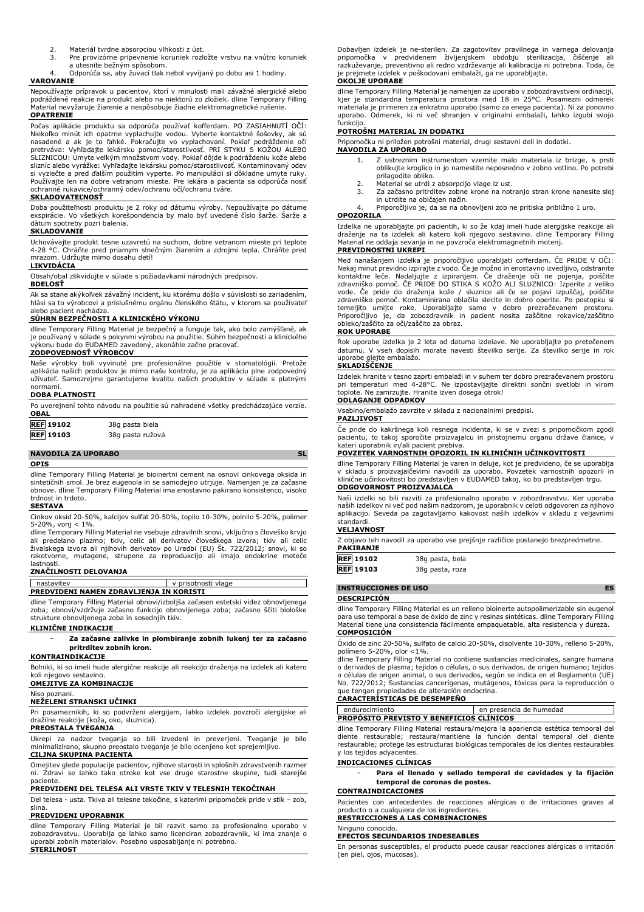2. Materiál tvrdne absorpciou vlhkosti z úst.
3. Pre provizórne pripevnenie koruniek rozložte vrstvu na vnútro koruniek a utesnite bežným spôsobom.
4. Odporúča sa, aby žuvací tlak nebol vyvíjaný po dobu asi 1 hodiny.

**VAROVANIE**

Nepoužívajte prípravok u pacientov, ktorí v minulosti mali závažné alergické alebo podráždené reakcie na produkt alebo na niektorú zo zložiek. dline Temporary Filling Material nevyžaruje žiarenie a nespôsobuje žiadne elektromagnetické rušenie.

**OPATRENIE**

Počas aplikácie produktu sa odporúča používať kofferdam. PO ZASIAHNUTÍ OČÍ: Niekoľko minút ich opatrne vyplachujte vodou. Vyberte kontaktné šošovky, ak sú nasadené a ak je to ľahké. Pokračujte vo vyplachovaní. Pokiaľ podráždenie očí pretrváva: Vyhľadajte lekársku pomoc/starostlivosť. PRI STYKU S KOŽOU ALEBO SLIZNICOU: Umyte veľkým množstvom vody. Pokiaľ dôjde k podráždeniu kože alebo slizníc alebo vyrážke: Vyhľadajte lekársku pomoc/starostlivosť. Kontaminovaný odev si vyzlečte a pred ďalším použitím vyperte. Po manipulácii si dôkladne umyte ruky. Používajte len na dobre vetranom mieste. Pre lekára a pacienta sa odporúča nosiť ochranné rukavice/ochranný odev/ochranu očí/ochranu tváre.

**SKLADOVATEĽNOSŤ**

Doba použiteľnosti produktu je 2 roky od dátumu výroby. Nepoužívajte po dátume exspirácie. Vo všetkých korešpondencia by malo byť uvedené číslo šarže. Šarže a dátum spotreby pozri balenia.

**SKLADOVANIE**

Uchovávajte produkt tesne uzavretú na suchom, dobre vetranom mieste pri teplote 4-28 °C. Chráňte pred priamym slnečným žiarením a zdrojmi tepla. Chráňte pred mrazom. Udržujte mimo dosahu detí!

**LIKVIDÁCIA**

Obsah/obal zlikvidujte v súlade s požiadavkami národných predpisov.

**BDELOSŤ**

Ak sa stane akýkoľvek závažný incident, ku ktorému došlo v súvislosti so zariadením, hlási sa to výrobcovi a príslušnému orgánu členského štátu, v ktorom sa používateľ alebo pacient nachádza.

**SÚHRN BEZPEČNOSTI A KLINICKÉHO VÝKONU**

dline Temporary Filling Material je bezpečný a funguje tak, ako bolo zamýšľané, ak je používaný v súlade s pokynmi výrobcu na použitie. Súhrn bezpečnosti a klinického výkonu bude do EUDAMED zavedený, akonáhle začne pracovať.

**ZODPOVEDNOSŤ VÝROBCOV**

Naše výrobky boli vyvinuté pre profesionálne použitie v stomatológii. Pretože aplikácia našich produktov je mimo našu kontrolu, je za aplikáciu plne zodpovedný užívateľ. Samozrejme garantujeme kvalitu našich produktov v súlade s platnými normami.

**DOBA PLATNOSTI**

Po uverejnení tohto návodu na použitie sú nahradené všetky predchádzajúce verzie.

**OBAL**

| | |
|---|---|
| REF 19102 | 38g pasta biela |
| REF 19103 | 38g pasta ružová |

## NAVODILA ZA UPORABO — SL

**OPIS**

dline Temporary Filling Material je bioinertni cement na osnovi cinkovega oksida in sintetičnih smol. Je brez eugenola in se samodejno utrjuje. Namenjen je za začasne obnove. dline Temporary Filling Material ima enostavno pakirano konsistenco, visoko trdnost in trdoto.

**SESTAVA**

Cinkov oksid 20-50%, kalcijev sulfat 20-50%, topilo 10-30%, polnilo 5-20%, polimer 5-20%, vonj < 1%.

dline Temporary Filling Material ne vsebuje zdravilnih snovi, vključno s človeško krvjo ali predelano plazmo; tkiv, celic ali derivatov človeškega izvora; tkiv ali celic živalskega izvora ali njihovih derivatov po Uredbi (EU) Št. 722/2012; snovi, ki so rakotvorne, mutagene, strupene za reprodukcijo ali imajo endokrine moteče lastnosti.

**ZNAČILNOSTI DELOVANJA**

| nastavitev | v prisotnosti vlage |
|---|---|

**PREDVIDENI NAMEN ZDRAVLJENJA IN KORISTI**

dline Temporary Filling Material obnovi/izboljša začasen estetski videz obnovljenega zoba; obnovi/vzdržuje začasno funkcijo obnovljenega zoba; začasno ščiti biološke strukture obnovljenega zoba in sosednjih tkiv.

**KLINIČNE INDIKACIJE**

- **Za začasne zalivke in plombiranje zobnih lukenj ter za začasno pritrditev zobnih kron.**

**KONTRAINDIKACIJE**

Bolniki, ki so imeli hude alergične reakcije ali reakcijo draženja na izdelek ali katero koli njegovo sestavino.

**OMEJITVE ZA KOMBINACIJE**

Niso poznani.

**NEŽELENI STRANSKI UČINKI**

Pri posameznikih, ki so podvrženi alergijam, lahko izdelek povzroči alergijske ali dražilne reakcije (koža, oko, sluznica).

**PREOSTALA TVEGANJA**

Ukrepi za nadzor tveganja so bili izvedeni in preverjeni. Tveganje je bilo minimalizirano, skupno preostalo tveganje je bilo ocenjeno kot sprejemljivo.

**CILJNA SKUPINA PACIENTA**

Omejitev glede populacije pacientov, njihove starosti in splošnih zdravstvenih razmer ni. Zdravi se lahko tako otroke kot vse druge starostne skupine, tudi starejše paciente.

**PREDVIDENI DEL TELESA ALI VRSTE TKIV V TELESNIH TEKOČINAH**

Del telesa - usta. Tkiva ali telesne tekočine, s katerimi pripomoček pride v stik – zob, slina.

**PREDVIDENI UPORABNIK**

dline Temporary Filling Material je bil razvit samo za profesionalno uporabo v zobozdravstvu. Uporablja ga lahko samo licenciran zobozdravnik, ki ima znanje o uporabi zobnih materialov. Posebno usposabljanje ni potrebno.

**STERILNOST**

Dobavljen izdelek je ne-sterilen. Za zagotovitev pravilnega in varnega delovanja pripomočka v predvidenem življenjskem obdobju sterilizacija, čiščenje ali razkuževanje, preventivno ali redno vzdrževanje ali kalibracija ni potrebna. Toda, če je prejmete izdelek v poškodovani embalaži, ga ne uporabljajte.

**OKOLJE UPORABE**

dline Temporary Filling Material je namenjen za uporabo v zobozdravstveni ordinaciji, kjer je standardna temperatura prostora med 18 in 25°C. Posamezni odmerek materiala je primeren za enkratno uporabo (samo za enega pacienta). Ni za ponovno uporabo. Odmerek, ki ni več shranjen v originalni embalaži, lahko izgubi svojo funkcijo.

**POTROŠNI MATERIAL IN DODATKI**

Pripomočku ni priložen potrošni material, drugi sestavni deli in dodatki.

**NAVODILA ZA UPORABO**

1. Z ustreznim instrumentom vzemite malo materiala iz brizge, s prsti oblikujte kroglico in jo namestite neposredno v zobno votlino. Po potrebi prilagodite obliko.
2. Material se utrdi z absorpcijo vlage iz ust.
3. Za začasno pritrditev zobne krone na notranjo stran krone nanesite sloj in utrdite na običajen način.
4. Priporočljivo je, da se na obnovljeni zob ne pritiska približno 1 uro.

**OPOZORILA**

Izdelka ne uporabljajte pri pacientih, ki so že kdaj imeli hude alergijske reakcije ali draženje na ta izdelek ali katero koli njegovo sestavino. dline Temporary Filling Material ne oddaja sevanja in ne povzroča elektromagnetnih motenj.

**PREVIDNOSTNI UKREPI**

Med nanašanjem izdelka je priporočljivo uporabljati cofferdam. ČE PRIDE V OČI: Nekaj minut previdno izpirajte z vodo. Če je možno in enostavno izvedljivo, odstranite kontaktne leče. Nadaljujte z izpiranjem. Če draženje oči ne pojenja, poiščite zdravniško pomoč. ČE PRIDE DO STIKA S KOŽO ALI SLUZNICO: Izperite z veliko vode. Če pride do draženja kože / sluznice ali če se pojavi izpuščaj, poiščite zdravniško pomoč. Kontaminirana oblačila slecite in dobro operite. Po postopku si temeljito umijte roke. Uporabljajte samo v dobro prezračevanem prostoru. Priporočljivo je, da zobozdravnik in pacient nosita zaščitne rokavice/zaščitno obleko/zaščito za oči/zaščito za obraz.

**ROK UPORABE**

Rok uporabe izdelka je 2 leta od datuma izdelave. Ne uporabljajte po preteČenem datumu. V vseh dopisih morate navesti številko serije. Za številko serije in rok uporabe glejte embalažo.

**SKLADIŠČENJE**

Izdelek hranite v tesno zaprti embalaži in v suhem ter dobro prezračevanem prostoru pri temperaturi med 4-28°C. Ne izpostavljajte direktni sončni svetlobi in virom toplote. Ne zamrzujte. Hranite izven dosega otrok!

**ODLAGANJE ODPADKOV**

Vsebino/embalažo zavrzite v skladu z nacionalnimi predpisi.

**PAZLJIVOST**

Če pride do kakršnega koli resnega incidenta, ki se v zvezi s pripomočkom zgodi pacientu, to takoj sporočite proizvajalcu in pristojnemu organu države članice, v kateri uporabnik in/ali pacient prebiva.

**POVZETEK VARNOSTNIH OPOZORIL IN KLINIČNIH UČINKOVITOSTI**

dline Temporary Filling Material je varen in deluje, kot je predvideno, če se uporablja v skladu s proizvajalčevimi navodili za uporabo. Povzetek varnostnih opozoril in klinične učinkovitosti bo predstavljen v EUDAMED takoj, ko bo predstavljen trgu.

**ODGOVORNOST PROIZVAJALCA**

Naši izdelki so bili razviti za profesionalno uporabo v zobozdravstvu. Ker uporaba naših izdelkov ni več pod našim nadzorom, je uporabnik v celoti odgovoren za njihovo aplikacijo. Seveda pa zagotavljamo kakovost naših izdelkov v skladu z veljavnimi standardi.

**VELJAVNOST**

Z objavo teh navodil za uporabo vse prejšnje različice postanejo brezpredmetne.

**PAKIRANJE**

| | |
|---|---|
| REF 19102 | 38g pasta, bela |
| REF 19103 | 38g pasta, roza |

## INSTRUCCIONES DE USO — ES

**DESCRIPCIÓN**

dline Temporary Filling Material es un relleno bioinerte autopolimerizable sin eugenol para uso temporal a base de óxido de zinc y resinas sintéticas. dline Temporary Filling Material tiene una consistencia fácilmente empaquetable, alta resistencia y dureza.

**COMPOSICIÓN**

Óxido de zinc 20-50%, sulfato de calcio 20-50%, disolvente 10-30%, relleno 5-20%, polímero 5-20%, olor <1%.

dline Temporary Filling Material no contiene sustancias medicinales, sangre humana o derivados de plasma; tejidos o células, o sus derivados, de origen humano; tejidos o células de origen animal, o sus derivados, según se indica en el Reglamento (UE) No. 722/2012; Sustancias cancerígenas, mutágenos, tóxicas para la reproducción o que tengan propiedades de alteración endocrina.

**CARACTERÍSTICAS DE DESEMPEÑO**

| endurecimiento | en presencia de humedad |
|---|---|

**PROPÓSITO PREVISTO Y BENEFICIOS CLÍNICOS**

dline Temporary Filling Material restaura/mejora la apariencia estética temporal del diente restaurable; restaura/mantiene la función dental temporal del diente restaurable; protege las estructuras biológicas temporales de los dientes restaurables y los tejidos adyacentes.

**INDICACIONES CLÍNICAS**

- **Para el llenado y sellado temporal de cavidades y la fijación temporal de coronas de postes.**

**CONTRAINDICACIONES**

Pacientes con antecedentes de reacciones alérgicas o de irritaciones graves al producto o a cualquiera de los ingredientes.

**RESTRICCIONES A LAS COMBINACIONES**

Ninguno conocido.

**EFECTOS SECUNDARIOS INDESEABLES**

En personas susceptibles, el producto puede causar reacciones alérgicas o irritación (en piel, ojos, mucosas).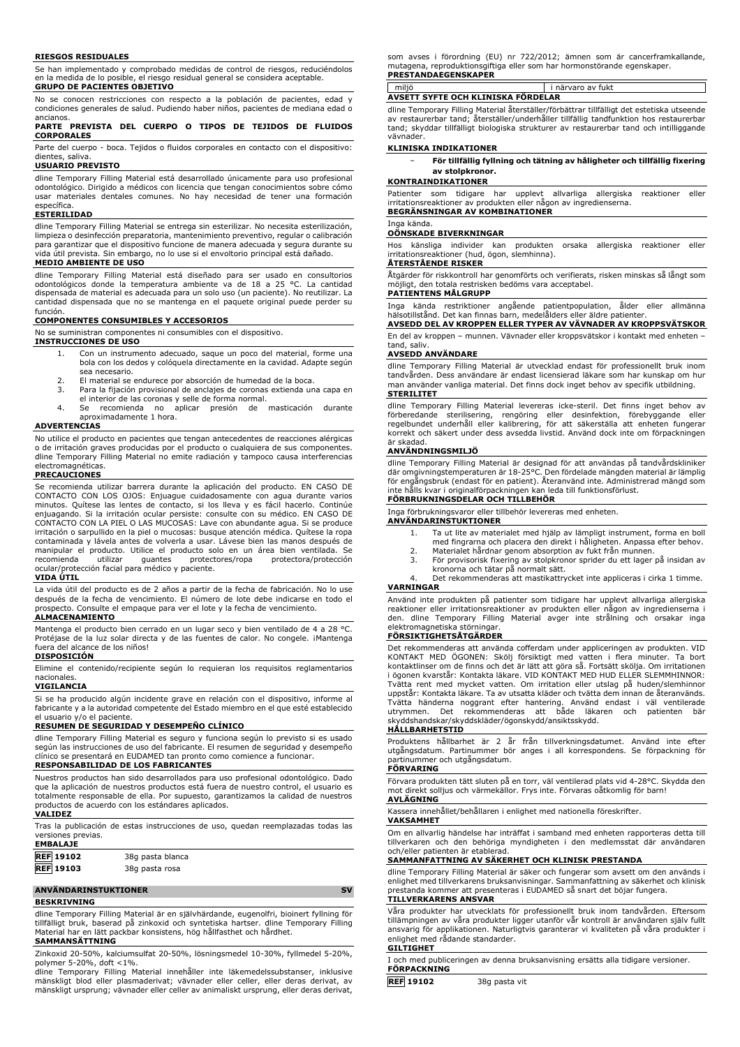**RIESGOS RESIDUALES**

Se han implementado y comprobado medidas de control de riesgos, reduciéndolos en la medida de lo posible, el riesgo residual general se considera aceptable.

**GRUPO DE PACIENTES OBJETIVO**

No se conocen restricciones con respecto a la población de pacientes, edad y condiciones generales de salud. Pudiendo haber niños, pacientes de mediana edad o ancianos.

**PARTE PREVISTA DEL CUERPO O TIPOS DE TEJIDOS DE FLUIDOS CORPORALES**

Parte del cuerpo - boca. Tejidos o fluidos corporales en contacto con el dispositivo: dientes, saliva.

**USUARIO PREVISTO**

dline Temporary Filling Material está desarrollado únicamente para uso profesional odontológico. Dirigido a médicos con licencia que tengan conocimientos sobre cómo usar materiales dentales comunes. No hay necesidad de tener una formación específica.

**ESTERILIDAD**

dline Temporary Filling Material se entrega sin esterilizar. No necesita esterilización, limpieza o desinfección preparatoria, mantenimiento preventivo, regular o calibración para garantizar que el dispositivo funcione de manera adecuada y segura durante su vida útil prevista. Sin embargo, no lo use si el envoltorio principal está dañado.

**MEDIO AMBIENTE DE USO**

dline Temporary Filling Material está diseñado para ser usado en consultorios odontológicos donde la temperatura ambiente va de 18 a 25 °C. La cantidad dispensada de material es adecuada para un solo uso (un paciente). No reutilizar. La cantidad dispensada que no se mantenga en el paquete original puede perder su función.

**COMPONENTES CONSUMIBLES Y ACCESORIOS**

No se suministran componentes ni consumibles con el dispositivo.

**INSTRUCCIONES DE USO**

1. Con un instrumento adecuado, saque un poco del material, forme una bola con los dedos y colóquela directamente en la cavidad. Adapte según sea necesario.
2. El material se endurece por absorción de humedad de la boca.
3. Para la fijación provisional de anclajes de coronas extienda una capa en el interior de las coronas y selle de forma normal.
4. Se recomienda no aplicar presión de masticación durante aproximadamente 1 hora.

**ADVERTENCIAS**

No utilice el producto en pacientes que tengan antecedentes de reacciones alérgicas o de irritación graves producidas por el producto o cualquiera de sus componentes. dline Temporary Filling Material no emite radiación y tampoco causa interferencias electromagnéticas.

**PRECAUCIONES**

Se recomienda utilizar barrera durante la aplicación del producto. EN CASO DE CONTACTO CON LOS OJOS: Enjuague cuidadosamente con agua durante varios minutos. Quítese las lentes de contacto, si los lleva y es fácil hacerlo. Continúe enjuagando. Si la irritación ocular persiste: consulte con su médico. EN CASO DE CONTACTO CON LA PIEL O LAS MUCOSAS: Lave con abundante agua. Si se produce irritación o sarpullido en la piel o mucosas: busque atención médica. Quítese la ropa contaminada y lávela antes de volverla a usar. Lávese bien las manos después de manipular el producto. Utilice el producto solo en un área bien ventilada. Se recomienda utilizar guantes protectores/ropa protectora/protección ocular/protección facial para médico y paciente.

**VIDA ÚTIL**

La vida útil del producto es de 2 años a partir de la fecha de fabricación. No lo use después de la fecha de vencimiento. El número de lote debe indicarse en todo el prospecto. Consulte el empaque para ver el lote y la fecha de vencimiento.

**ALMACENAMIENTO**

Mantenga el producto bien cerrado en un lugar seco y bien ventilado de 4 a 28 °C. Protéjase de la luz solar directa y de las fuentes de calor. No congele. ¡Mantenga fuera del alcance de los niños!

**DISPOSICIÓN**

Elimine el contenido/recipiente según lo requieran los requisitos reglamentarios nacionales.

**VIGILANCIA**

Si se ha producido algún incidente grave en relación con el dispositivo, informe al fabricante y a la autoridad competente del Estado miembro en el que esté establecido el usuario y/o el paciente.

**RESUMEN DE SEGURIDAD Y DESEMPEÑO CLÍNICO**

dline Temporary Filling Material es seguro y funciona según lo previsto si es usado según las instrucciones de uso del fabricante. El resumen de seguridad y desempeño clínico se presentará en EUDAMED tan pronto como comience a funcionar.

**RESPONSABILIDAD DE LOS FABRICANTES**

Nuestros productos han sido desarrollados para uso profesional odontológico. Dado que la aplicación de nuestros productos está fuera de nuestro control, el usuario es totalmente responsable de ella. Por supuesto, garantizamos la calidad de nuestros productos de acuerdo con los estándares aplicados.

**VALIDEZ**

Tras la publicación de estas instrucciones de uso, quedan reemplazadas todas las versiones previas.

**EMBALAJE**

| | |
|---|---|
| **REF 19102** | 38g pasta blanca |
| **REF 19103** | 38g pasta rosa |

## ANVÄNDARINSTUKTIONER SV

**BESKRIVNING**

dline Temporary Filling Material är en självhärdande, eugenolfri, bioinert fyllning för tillfälligt bruk, baserad på zinkoxid och syntetiska hartser. dline Temporary Filling Material har en lätt packbar konsistens, hög hållfasthet och hårdhet.

**SAMMANSÄTTNING**

Zinkoxid 20-50%, kalciumsulfat 20-50%, lösningsmedel 10-30%, fyllmedel 5-20%, polymer 5-20%, doft <1%.

dline Temporary Filling Material innehåller inte läkemedelssubstanser, inklusive mänskligt blod eller plasmaderivat; vävnader eller celler, eller deras derivat, av mänskligt ursprung; vävnader eller celler av animaliskt ursprung, eller deras derivat, som avses i förordning (EU) nr 722/2012; ämnen som är cancerframkallande, mutagena, reproduktionsgiftiga eller som har hormonstörande egenskaper.

**PRESTANDAEGENSKAPER**

| | |
|---|---|
| miljö | i närvaro av fukt |

**AVSETT SYFTE OCH KLINISKA FÖRDELAR**

dline Temporary Filling Material återställer/förbättrar tillfälligt det estetiska utseende av restaurerbar tand; återställer/underhåller tillfällig tandfunktion hos restaurerbar tand; skyddar tillfälligt biologiska strukturer av restaurerbar tand och intilliggande vävnader.

**KLINISKA INDIKATIONER**

- **För tillfällig fyllning och tätning av håligheter och tillfällig fixering av stolpkronor.**

**KONTRAINDIKATIONER**

Patienter som tidigare har upplevt allvarliga allergiska reaktioner eller irritationsreaktioner av produkten eller någon av ingredienserna.

**BEGRÄNSNINGAR AV KOMBINATIONER**

Inga kända.

**OÖNSKADE BIVERKNINGAR**

Hos känsliga individer kan produkten orsaka allergiska reaktioner eller irritationsreaktioner (hud, ögon, slemhinna).

**ÅTERSTÅENDE RISKER**

Åtgärder för riskkontroll har genomförts och verifierats, risken minskas så långt som möjligt, den totala restrisken bedöms vara acceptabel.

**PATIENTENS MÅLGRUPP**

Inga kända restriktioner angående patientpopulation, ålder eller allmänna hälsotillstånd. Det kan finnas barn, medelålders eller äldre patienter.

**AVSEDD DEL AV KROPPEN ELLER TYPER AV VÄVNADER AV KROPPSVÄTSKOR**

En del av kroppen – munnen. Vävnader eller kroppsvätskor i kontakt med enheten – tand, saliv.

**AVSEDD ANVÄNDARE**

dline Temporary Filling Material är utvecklad endast för professionellt bruk inom tandvården. Dess användare är endast licensierad läkare som har kunskap om hur man använder vanliga material. Det finns dock inget behov av specifik utbildning.

**STERILITET**

dline Temporary Filling Material levereras icke-steril. Det finns inget behov av förberedande sterilisering, rengöring eller desinfektion, förebyggande eller regelbundet underhåll eller kalibrering, för att säkerställa att enheten fungerar korrekt och säkert under dess avsedda livstid. Använd dock inte om förpackningen är skadad.

**ANVÄNDNINGSMILJÖ**

dline Temporary Filling Material är designad för att användas på tandvårdskliniker där omgivningstemperaturen är 18-25°C. Den fördelade mängden material är lämplig för engångsbruk (endast för en patient). Återanvänd inte. Administrerad mängd som inte hålls kvar i originalförpackningen kan leda till funktionsförlust.

**FÖRBRUKNINGSDELAR OCH TILLBEHÖR**

Inga förbrukningsvaror eller tillbehör levereras med enheten.

**ANVÄNDARINSTUKTIONER**

1. Ta ut lite av materialet med hjälp av lämpligt instrument, forma en boll med fingrarna och placera den direkt i håligheten. Anpassa efter behov.
2. Materialet hårdnar genom absorption av fukt från munnen.
3. För provisorisk fixering av stolpkronor sprider du ett lager på insidan av kronorna och tätar på normalt sätt.
4. Det rekommenderas att mastikattrycket inte appliceras i cirka 1 timme.

**VARNINGAR**

Använd inte produkten på patienter som tidigare har upplevt allvarliga allergiska reaktioner eller irritationsreaktioner av produkten eller någon av ingredienserna i den. dline Temporary Filling Material avger inte strålning och orsakar inga elektromagnetiska störningar.

**FÖRSIKTIGHETSÅTGÄRDER**

Det rekommenderas att använda cofferdam under appliceringen av produkten. VID KONTAKT MED ÖGONEN: Skölj försiktigt med vatten i flera minuter. Ta bort kontaktlinser om de finns och det är lätt att göra så. Fortsätt skölja. Om irritationen i ögonen kvarstår: Kontakta läkare. VID KONTAKT MED HUD ELLER SLEMHINNOR: Tvätta rent med mycket vatten. Om irritation eller utslag på huden/slemhinnor uppstår: Kontakta läkare. Ta av utsatta kläder och tvätta dem innan de återanvänds. Tvätta händerna noggrant efter hantering. Använd endast i väl ventilerade utrymmen. Det rekommenderas att både läkaren och patienten bär skyddshandskar/skyddskläder/ögonskydd/ansiktsskydd.

**HÅLLBARHETSTID**

Produktens hållbarhet är 2 år från tillverkningsdatumet. Använd inte efter utgångsdatum. Partinummer bör anges i all korrespondens. Se förpackning för partinummer och utgångsdatum.

**FÖRVARING**

Förvara produkten tätt sluten på en torr, väl ventilerad plats vid 4-28°C. Skydda den mot direkt solljus och värmekällor. Frys inte. Förvaras oåtkomlig för barn!

**AVLÄGNING**

Kassera innehållet/behållaren i enlighet med nationella föreskrifter.

**VAKSAMHET**

Om en allvarlig händelse har inträffat i samband med enheten rapporteras detta till tillverkaren och den behöriga myndigheten i den medlemsstat där användaren och/eller patienten är etablerad.

**SAMMANFATTNING AV SÄKERHET OCH KLINISK PRESTANDA**

dline Temporary Filling Material är säker och fungerar som avsett om den används i enlighet med tillverkarens bruksanvisningar. Sammanfattning av säkerhet och klinisk prestanda kommer att presenteras i EUDAMED så snart det böjar fungera.

**TILLVERKARENS ANSVAR**

Våra produkter har utvecklats för professionellt bruk inom tandvården. Eftersom tillämpningen av våra produkter ligger utanför vår kontroll är användaren själv fullt ansvarig för applikationen. Naturligtvis garanterar vi kvaliteten på våra produkter i enlighet med rådande standarder.

**GILTIGHET**

I och med publiceringen av denna bruksanvisning ersätts alla tidigare versioner.

**FÖRPACKNING**

| | |
|---|---|
| **REF 19102** | 38g pasta vit |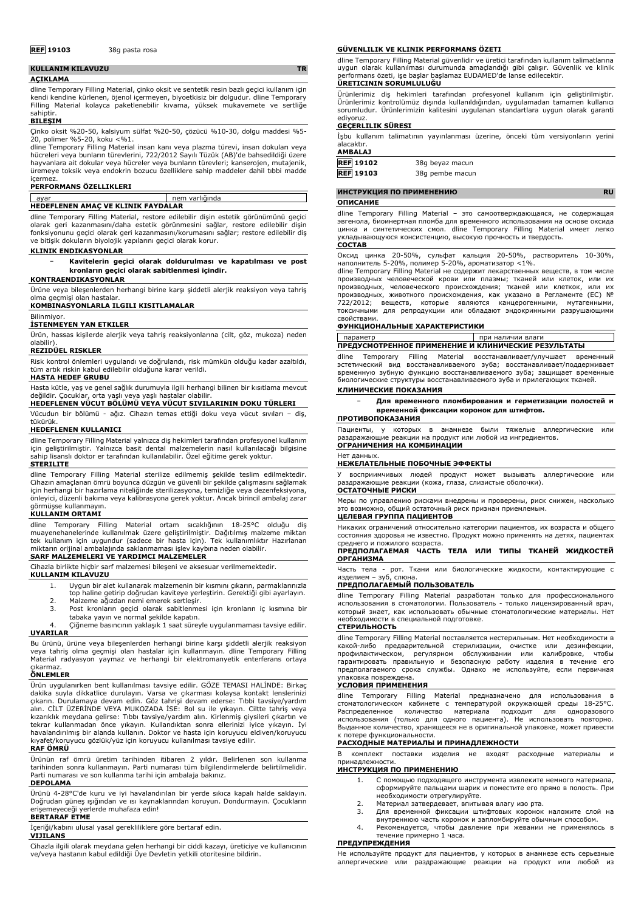**REF 19103** 38g pasta rosa

## KULLANIM KILAVUZU TR

### AÇIKLAMA

dline Temporary Filling Material, çinko oksit ve sentetik resin bazlı geçici kullanım için kendi kendine kürlenen, öjenol içermeyen, biyoetkisiz bir dolgudur. dline Temporary Filling Material kolayca paketlenebilir kıvama, yüksek mukavemete ve sertliğe sahiptir.

### BILEŞIM

Çinko oksit %20-50, kalsiyum sülfat %20-50, çözücü %10-30, dolgu maddesi %5-20, polimer %5-20, koku <%1.

dline Temporary Filling Material insan kanı veya plazma türevi, insan dokuları veya hücreleri veya bunların türevlerini, 722/2012 Sayılı Tüzük (AB)'de bahsedildiği üzere hayvanlara ait dokular veya hücreler veya bunların türevleri; kanserojen, mutajenik, üremeye toksik veya endokrin bozucu özelliklere sahip maddeler dahil tıbbi madde içermez.

### PERFORMANS ÖZELLIKLERI

| ayar | nem varlığında |
|---|---|

### HEDEFLENEN AMAÇ VE KLINIK FAYDALAR

dline Temporary Filling Material, restore edilebilir dişin estetik görünümünü geçici olarak geri kazanmasını/daha estetik görünmesini sağlar, restore edilebilir dişin fonksiyonunu geçici olarak geri kazanmasını/korumasını sağlar; restore edilebilir diş ve bitişik dokuların biyolojik yapılarını geçici olarak korur.

### KLINIK ENDIKASYONLAR

- **Kavitelerin geçici olarak doldurulması ve kapatılması ve post kronların geçici olarak sabitlenmesi içindir.**

### KONTRAENDIKASYONLAR

Ürüne veya bileşenlerden herhangi birine karşı şiddetli alerjik reaksiyon veya tahriş olma geçmişi olan hastalar.

### KOMBINASYONLARLA ILGILI KISITLAMALAR

Bilinmiyor.

### İSTENMEYEN YAN ETKILER

Ürün, hassas kişilerde alerjik veya tahriş reaksiyonlarına (cilt, göz, mukoza) neden olabilir).

### REZIDÜEL RISKLER

Risk kontrol önlemleri uygulandı ve doğrulandı, risk mümkün olduğu kadar azaltıldı, tüm artık riskin kabul edilebilir olduğuna karar verildi.

### HASTA HEDEF GRUBU

Hasta kütle, yaş ve genel sağlık durumuyla ilgili herhangi bilinen bir kısıtlama mevcut değildir. Çocuklar, orta yaşlı veya yaşlı hastalar olabilir.

### HEDEFLENEN VÜCUT BÖLÜMÜ VEYA VÜCUT SIVILARININ DOKU TÜRLERI

Vücudun bir bölümü - ağız. Cihazın temas ettiği doku veya vücut sıvıları – diş, tükürük.

### HEDEFLENEN KULLANICI

dline Temporary Filling Material yalnızca diş hekimleri tarafından profesyonel kullanım için geliştirilmiştir. Yalnızca basit dental malzemelerin nasıl kullanılacağı bilgisine sahip lisanslı doktor er tarafından kullanılabilir. Özel eğitime gerek yoktur.

### STERILITE

dline Temporary Filling Material sterilize edilmemiş şekilde teslim edilmektedir. Cihazın amaçlanan ömrü boyunca düzgün ve güvenli bir şekilde çalışmasını sağlamak için herhangi bir hazırlama niteliğinde sterilizasyona, temizliğe veya dezenfeksiyona, önleyici, düzenli bakıma veya kalibrasyona gerek yoktur. Ancak birincil ambalaj zarar görmüşse kullanmayın.

### KULLANIM ORTAMI

dline Temporary Filling Material ortam sıcaklığının 18-25°C olduğu diş muayenehanelerinde kullanılmak üzere geliştirilmiştir. Dağıtılmış malzeme miktarı tek kullanım için uygundur (sadece bir hasta için). Tek kullanımlıktır Hazırlanan miktarın orijinal ambalajında saklanmaması işlev kaybına neden olabilir.

### SARF MALZEMELERI VE YARDIMCI MALZEMELER

Cihazla birlikte hiçbir sarf malzemesi bileşeni ve aksesuar verilmemektedir.

### KULLANIM KILAVUZU

1. Uygun bir alet kullanarak malzemenin bir kısmını çıkarın, parmaklarınızla top haline getirip doğrudan kaviteye yerleştirin. Gerektiği gibi ayarlayın.
2. Malzeme ağızdan nemi emerek sertleşir.
3. Post kronların geçici olarak sabitlenmesi için kronların iç kısmına bir tabaka yayın ve normal şekilde kapatın.
4. Çiğneme basıncının yaklaşık 1 saat süreyle uygulanmaması tavsiye edilir.

### UYARILAR

Bu ürünü, ürüne veya bileşenlerden herhangi birine karşı şiddetli alerjik reaksiyon veya tahriş olma geçmişi olan hastalar için kullanmayın. dline Temporary Filling Material radyasyon yaymaz ve herhangi bir elektromanyetik enterferans ortaya çıkarmaz.

### ÖNLEMLER

Ürün uygulanırken bent kullanılması tavsiye edilir. GÖZE TEMASI HALİNDE: Birkaç dakika suyla dikkatlice durulayın. Varsa ve çıkarması kolaysa kontakt lenslerinizi çıkarın. Durulamaya devam edin. Göz tahrişi devam ederse: Tıbbi tavsiye/yardım alın. CİLT ÜZERİNDE VEYA MUKOZADA İSE: Bol su ile yıkayın. Ciltte tahriş veya kızarıklık meydana gelirse: Tıbbi tavsiye/yardım alın. Kirlenmiş giysileri çıkartın ve tekrar kullanmadan önce yıkayın. Kullandıktan sonra ellerinizi iyice yıkayın. İyi havalandırılmış bir alanda kullanın. Doktor ve hasta için koruyucu eldiven/koruyucu kıyafet/koruyucu gözlük/yüz için koruyucu kullanılması tavsiye edilir.

### RAF ÖMRÜ

Ürünün raf ömrü üretim tarihinden itibaren 2 yıldır. Belirlenen son kullanma tarihinden sonra kullanmayın. Parti numarası tüm bilgilendirmelerde belirtilmelidir. Parti numarası ve son kullanma tarihi için ambalaja bakınız.

### DEPOLAMA

Ürünü 4-28°C'de kuru ve iyi havalandırılan bir yerde sıkıca kapalı halde saklayın. Doğrudan güneş ışığından ve ısı kaynaklarından koruyun. Dondurmayın. Çocukların erişemeyeceği yerlerde muhafaza edin!

### BERTARAF ETME

İçeriği/kabını ulusal yasal gerekliliklere göre bertaraf edin.

### VIJILANS

Cihazla ilgili olarak meydana gelen herhangi bir ciddi kazayı, üreticiye ve kullanıcının ve/veya hastanın kabul edildiği Üye Devletin yetkili otoritesine bildirin.

### GÜVENLILIK VE KLINIK PERFORMANS ÖZETI

dline Temporary Filling Material güvenlidir ve üretici tarafından kullanım talimatlarına uygun olarak kullanılması durumunda amaçlandığı gibi çalışır. Güvenlik ve klinik performans özeti, işe başlar başlamaz EUDAMED'de lanse edilecektir.

### ÜRETICININ SORUMLULUĞU

Ürünlerimiz diş hekimleri tarafından profesyonel kullanım için geliştirilmiştir. Ürünlerimiz kontrolümüz dışında kullanıldığından, uygulamadan tamamen kullanıcı sorumludur. Ürünlerimizin kalitesini uygulanan standartlara uygun olarak garanti ediyoruz.

### GEÇERLILIK SÜRESI

İşbu kullanım talimatının yayınlanması üzerine, önceki tüm versiyonların yerini alacaktır.

### AMBALAJ

| | |
|---|---|
| **REF 19102** | 38g beyaz macun |
| **REF 19103** | 38g pembe macun |

## ИНСТРУКЦИЯ ПО ПРИМЕНЕНИЮ RU

### ОПИСАНИЕ

dline Temporary Filling Material – это самоотверждающаяся, не содержащая эвгенола, биоинертная пломба для временного использования на основе оксида цинка и синтетических смол. dline Temporary Filling Material имеет легко укладывающуюся консистенцию, высокую прочность и твердость.

### СОСТАВ

Оксид цинка 20-50%, сульфат кальция 20-50%, растворитель 10-30%, наполнитель 5-20%, полимер 5-20%, ароматизатор <1%.

dline Temporary Filling Material не содержит лекарственных веществ, в том числе производных человеческой крови или плазмы; тканей или клеток, или их производных, человеческого происхождения; тканей или клеток, или их производных, животного происхождения, как указано в Регламенте (ЕС) № 722/2012; веществ, которые являются канцерогенными, мутагенными, токсичными для репродукции или обладают эндокринными разрушающими свойствами.

### ФУНКЦИОНАЛЬНЫЕ ХАРАКТЕРИСТИКИ

| параметр | при наличии влаги |
|---|---|

### ПРЕДУСМОТРЕННОЕ ПРИМЕНЕНИЕ И КЛИНИЧЕСКИЕ РЕЗУЛЬТАТЫ

dline Temporary Filling Material восстанавливает/улучшает временный эстетический вид восстанавливаемого зуба; восстанавливает/поддерживает временную зубную функцию восстанавливаемого зуба; защищает временные биологические структуры восстанавливаемого зуба и прилегающих тканей.

### КЛИНИЧЕСКИЕ ПОКАЗАНИЯ

- **Для временного пломбирования и герметизации полостей и временной фиксации коронок для штифтов.**

### ПРОТИВОПОКАЗАНИЯ

Пациенты, у которых в анамнезе были тяжелые аллергические или раздражающие реакции на продукт или любой из ингредиентов.

### ОГРАНИЧЕНИЯ НА КОМБИНАЦИИ

Нет данных.

### НЕЖЕЛАТЕЛЬНЫЕ ПОБОЧНЫЕ ЭФФЕКТЫ

У восприимчивых людей продукт может вызывать аллергические или раздражающие реакции (кожа, глаза, слизистые оболочки).

### ОСТАТОЧНЫЕ РИСКИ

Меры по управлению рисками внедрены и проверены, риск снижен, насколько это возможно, общий остаточный риск признан приемлемым.

### ЦЕЛЕВАЯ ГРУППА ПАЦИЕНТОВ

Никаких ограничений относительно категории пациентов, их возраста и общего состояния здоровья не известно. Продукт можно применять на детях, пациентах среднего и пожилого возраста.

### ПРЕДПОЛАГАЕМАЯ ЧАСТЬ ТЕЛА ИЛИ ТИПЫ ТКАНЕЙ ЖИДКОСТЕЙ ОРГАНИЗМА

Часть тела - рот. Ткани или биологические жидкости, контактирующие с изделием – зуб, слюна.

### ПРЕДПОЛАГАЕМЫЙ ПОЛЬЗОВАТЕЛЬ

dline Temporary Filling Material разработан только для профессионального использования в стоматологии. Пользователь - только лицензированный врач, который знает, как использовать обычные стоматологические материалы. Нет необходимости в специальной подготовке.

### СТЕРИЛЬНОСТЬ

dline Temporary Filling Material поставляется нестерильным. Нет необходимости в какой-либо предварительной стерилизации, очистке или дезинфекции, профилактическом, регулярном обслуживании или калибровке, чтобы гарантировать правильную и безопасную работу изделия в течение его предполагаемого срока службы. Однако не используйте, если первичная упаковка повреждена.

### УСЛОВИЯ ПРИМЕНЕНИЯ

dline Temporary Filling Material предназначено для использования в стоматологическом кабинете с температурой окружающей среды 18-25°C. Распределенное количество материала подходит для одноразового использования (только для одного пациента). Не использовать повторно. Выданное количество, хранящееся не в оригинальной упаковке, может привести к потере функциональности.

### РАСХОДНЫЕ МАТЕРИАЛЫ И ПРИНАДЛЕЖНОСТИ

В комплект поставки изделия не входят расходные материалы и принадлежности.

### ИНСТРУКЦИЯ ПО ПРИМЕНЕНИЮ

1. С помощью подходящего инструмента извлеките немного материала, сформируйте пальцами шарик и поместите его прямо в полость. При необходимости отрегулируйте.
2. Материал затвердевает, впитывая влагу изо рта.
3. Для временной фиксации штифтовых коронок наложите слой на внутреннюю часть коронок и запломбируйте обычным способом.
4. Рекомендуется, чтобы давление при жевании не применялось в течение примерно 1 часа.

### ПРЕДУПРЕЖДЕНИЯ

Не используйте продукт для пациентов, у которых в анамнезе есть серьезные аллергические или раздражающие реакции на продукт или любой из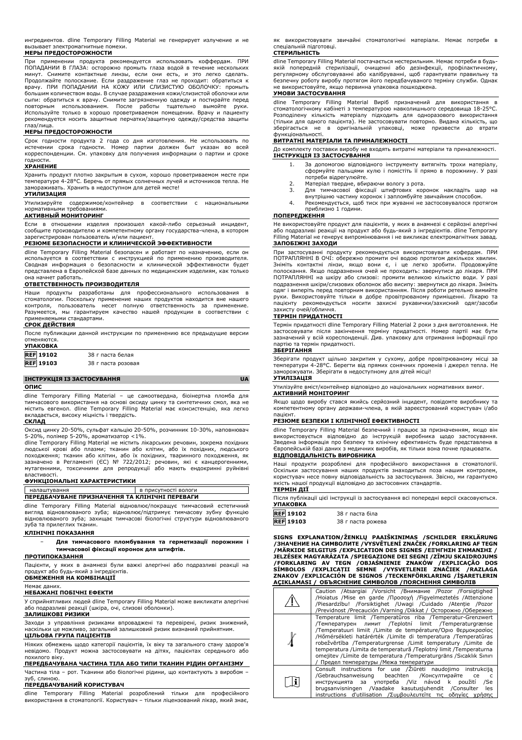ингредиентов. dline Temporary Filling Material не генерирует излучение и не вызывает электромагнитные помехи.

**МЕРЫ ПРЕДОСТОРОЖНОСТИ**

При применении продукта рекомендуется использовать коффердам. ПРИ ПОПАДАНИИ В ГЛАЗА: осторожно промыть глаза водой в течение нескольких минут. Снимите контактные линзы, если они есть, и это легко сделать. Продолжайте полоскание. Если раздражение глаз не проходит: обратиться к врачу. ПРИ ПОПАДАНИИ НА КОЖУ ИЛИ СЛИЗИСТУЮ ОБОЛОЧКУ: промыть большим количеством воды. В случае раздражения кожи/слизистой оболочки или сыпи: обратиться к врачу. Снимите загрязненную одежду и постирайте перед повторным использованием. После работы тщательно вымойте руки. Используйте только в хорошо проветриваемом помещении. Врачу и пациенту рекомендуется носить защитные перчатки/защитную одежду/средства защиты глаз/лица.

**МЕРЫ ПРЕДОСТОРОЖНОСТИ**

Срок годности продукта 2 года со дня изготовления. Не использовать по истечении срока годности. Номер партии должен быт указан во всей корреспонденции. См. упаковку для получения информации о партии и сроке годности.

**ХРАНЕНИЕ**

Хранить продукт плотно закрытым в сухом, хорошо проветриваемом месте при температуре 4-28°C. Беречь от прямых солнечных лучей и источников тепла. Не замораживать. Хранить в недоступном для детей месте!

**УТИЛИЗАЦИЯ**

Утилизируйте содержимое/контейнер в соответствии с национальными нормативными требованиями.

**АКТИВНЫЙ МОНИТОРИНГ**

Если в отношении изделия произошел какой-либо серьезный инцидент, сообщите производителю и компетентному органу государства-члена, в котором зарегистрирован пользователь и/или пациент.

**РЕЗЮМЕ БЕЗОПАСНОСТИ И КЛИНИЧЕСКОЙ ЭФФЕКТИВНОСТИ**

dline Temporary Filling Material безопасен и работает по назначению, если он используется в соответствии с инструкцией по применению производителя. Сводная информация о безопасности и клинической эффективности будет представлена в Европейской базе данных по медицинским изделиям, как только она начнет работать.

**ОТВЕТСТВЕННОСТЬ ПРОИЗВОДИТЕЛЯ**

Наши продукты разработаны для профессионального использования в стоматологии. Поскольку применение наших продуктов находится вне нашего контроля, пользователь несет полную ответственность за применение. Разумеется, мы гарантируем качество нашей продукции в соответствии с применяемыми стандартами.

**СРОК ДЕЙСТВИЯ**

После публикации данной инструкции по применению все предыдущие версии отменяются.

**УПАКОВКА**

| | |
|---|---|
| REF 19102 | 38 г паста белая |
| REF 19103 | 38 г паста розовая |

## ІНСТРУКЦІЯ ІЗ ЗАСТОСУВАННЯ UA

**ОПИС**

dline Temporary Filling Material – це самоотвердна, біоінертна пломба для тимчасового використання на основі оксиду цинку та синтетичних смол, яка не містить евгенол. dline Temporary Filling Material має консистенцію, яка легко вкладається, високу міцність і твердість.

**СКЛАД**

Оксид цинку 20-50%, сульфат кальцію 20-50%, розчинник 10-30%, наповнювач 5-20%, полімер 5-20%, ароматизатор <1%.

dline Temporary Filling Material не містить лікарських речовин, зокрема похідних людської крові або плазми; тканин або клітин, або їх похідних, людського походження; тканин або клітин, або їх похідних, тваринного походження, як зазначено в Регламенті (ЄС) № 722/2012; речовин, які є канцерогенними, мутагенними, токсичними для репродукції або мають ендокринні руйнівні властивості.

**ФУНКЦІОНАЛЬНІ ХАРАКТЕРИСТИКИ**

| налаштування | в присутності вологи |
|---|---|

**ПЕРЕДБАЧУВАНЕ ПРИЗНАЧЕННЯ ТА КЛІНІЧНІ ПЕРЕВАГИ**

dline Temporary Filling Material відновлює/покращує тимчасовий естетичний вигляд відновлюваного зуба; відновлює/підтримує тимчасову зубну функцію відновлюваного зуба; захищає тимчасові біологічні структури відновлюваного зуба та прилеглих тканин.

**КЛІНІЧНІ ПОКАЗАННЯ**

- **Для тимчасового пломбування та герметизації порожнин і тимчасової фіксації коронок для штифтів.**

**ПРОТИПОКАЗАННЯ**

Пацієнти, у яких в анамнезі були важкі алергічні або подразливі реакції на продукт або будь-який з інгредієнтів.

**ОБМЕЖЕННЯ НА КОМБІНАЦІЇ**

Немає даних.

**НЕБАЖАНІ ПОБІЧНІ ЕФЕКТИ**

У сприйнятливих людей dline Temporary Filling Material може викликати алергічні або подразливі реакції (шкіра, очі, слизові оболонки).

**ЗАЛИШКОВІ РИЗИКИ**

Заходи з управління ризиками впроваджені та перевірені, ризик знижений, наскільки це можливо, загальний залишковий ризик визнаний прийнятним.

**ЦІЛЬОВА ГРУПА ПАЦІЄНТІВ**

Ніяких обмежень щодо категорії пацієнтів, їх віку та загального стану здоров'я невідомо. Продукт можна застосовувати на дітях, пацієнтах середнього або похилого віку.

**ПЕРЕДБАЧУВАНА ЧАСТИНА ТІЛА АБО ТИПИ ТКАНИН РІДИН ОРГАНІЗМУ**

Частина тіла – рот. Тканини або біологічні рідини, що контактують з виробом – зуб, слиною.

**ПЕРЕДБАЧУВАНИЙ КОРИСТУВАЧ**

dline Temporary Filling Material розроблений тільки для професійного використання в стоматології. Користувач – тільки ліцензований лікар, який знає, як використовувати звичайні стоматологічні матеріали. Немає потреби в спеціальній підготовці.

**СТЕРИЛЬНІСТЬ**

dline Temporary Filling Material постачається нестерильним. Немає потреби в будь-якій попередній стерилізації, очищенні або дезінфекції, профілактичному, регулярному обслуговуванні або калібруванні, щоб гарантувати правильну та безпечну роботу виробу протягом його передбачуваного терміну служби. Однак не використовуйте, якщо первинна упаковка пошкоджена.

**УМОВИ ЗАСТОСУВАННЯ**

dline Temporary Filling Material Виріб призначений для використання в стоматологічному кабінеті з температурою навколишнього середовища 18-25°C. Розподілену кількість матеріалу підходить для одноразового використання (тільки для одного пацієнта). Не застосовувати повторно. Видана кількість, що зберігається не в оригінальній упаковці, може призвести до втрати функціональності.

**ВИТРАТНІ МАТЕРІАЛИ ТА ПРИНАЛЕЖНОСТІ**

До комплекту поставки виробу не входять витратні матеріали та приналежності.

**ІНСТРУКЦІЯ ІЗ ЗАСТОСУВАННЯ**

1. За допомогою відповідного інструменту витягніть трохи матеріалу, сформуйте пальцями кулю і помістіть її прямо в порожнину. У разі потреби відрегулюйте.
2. Матеріал твердне, вбираючи вологу з рота.
3. Для тимчасової фіксації штифтових коронок накладіть шар на внутрішню частину коронок і запломбуйте звичайним способом.
4. Рекомендується, щоб тиск при жуванні не застосовувався протягом приблизно 1 години.

**ПОПЕРЕДЖЕННЯ**

Не використовуйте продукт для пацієнтів, у яких в анамнезі є серйозні алергічні або подразливі реакції на продукт або будь-який з інгредієнтів. dline Temporary Filling Material не генерує випромінювання і не викликає електромагнітних завад.

**ЗАПОБІЖНІ ЗАХОДИ**

При застосуванні продукту рекомендується використовувати кофердам. ПРИ ПОТРАПЛЯННІ В ОЧІ: обережно промити очі водою протягом декількох хвилин. Зніміть контактні лінзи, якщо вони є, і це легко зробити. Продовжуйте полоскання. Якщо подразнення очей не проходить: звернутися до лікаря. ПРИ ПОТРАПЛЯННІ на шкіру або слизові: промити великою кількістю води. У разі подразнення шкіри/слизових оболонок або висипу: звернутися до лікаря. Зніміть одяг і виперіть перед повторним використанням. Після роботи ретельно вимийте руки. Використовуйте тільки в добре провітрюваному приміщенні. Лікарю та пацієнту рекомендується носити захисні рукавички/захисний одяг/засоби захисту очей/обличчя.

**ТЕРМІН ПРИДАТНОСТІ**

Термін придатності dline Temporary Filling Material 2 роки з дня виготовлення. Не застосовувати після закінчення терміну придатності. Номер партії має бути зазначений у всій кореспонденції. Див. упаковку для отримання інформації про партію та термін придатності.

**ЗБЕРІГАННЯ**

Зберігати продукт щільно закритим у сухому, добре провітрюваному місці за температури 4-28°C. Берегти від прямих сонячних променів і джерел тепла. Не заморожувати. Зберігати в недоступному для дітей місці!

**УТИЛІЗАЦІЯ**

Утилізуйте вміст/контейнер відповідно до національних нормативних вимог.

**АКТИВНИЙ МОНІТОРИНГ**

Якщо щодо виробу стався якийсь серйозний інцидент, повідомте виробнику та компетентному органу держави-члена, в якій зареєстрований користувач і/або пацієнт.

**РЕЗЮМЕ БЕЗПЕКИ І КЛІНІЧНОЇ ЕФЕКТИВНОСТІ**

dline Temporary Filling Material безпечний і працює за призначенням, якщо він використовується відповідно до інструкцій виробника щодо застосування. Зведена інформація про безпеку та клінічну ефективність буде представлена в Європейській базі даних з медичних виробів, як тільки вона почне працювати.

**ВІДПОВІДАЛЬНІСТЬ ВИРОБНИКА**

Наші продукти розроблені для професійного використання в стоматології. Оскільки застосування наших продуктів знаходиться поза нашим контролем, користувач несе повну відповідальність за застосування. Звісно, ми гарантуємо якість нашої продукції відповідно до застосовних стандартів.

**ТЕРМІН ДІЇ**

Після публікації цієї інструкції із застосування всі попередні версії скасовуються.

**УПАКОВКА**

| | |
|---|---|
| REF 19102 | 38 г паста біла |
| REF 19103 | 38 г паста рожева |

**SIGNS EXPLANATION/ŽENKLŲ PAAIŠKINIMAS /SCHILDER ERKLÄRUNG /ЗНАЧЕНИЕ НА СИМВОЛИТЕ /VYSVĚTLENÍ ZNAČEK /FORKLARING AF TEGN /MÄRKIDE SELGITUS /EXPLICATION DES SIGNES /ΕΞΉΓΗΣΗ ΣΉΜΑΝΣΗΣ / JELZÉSEK MAGYARÁZATA /SPIEGAZIONE DEI SEGNI /ZĪMJU SKAIDROJUMS /FORKLARING AV TEGN /OBJAŚNIENIE ZNAKÓW /EXPLICAÇÃO DOS SÍMBOLOS /EXPLICAȚII SEMNE /VYSVETLENIE ZNAČIEK /RAZLAGA ZNAKOV /EXPLICACIÓN DE SIGNOS /TECKENFÖRKLARING /İŞARETLERIN AÇIKLAMASI / ОБЪЯСНЕНИЕ СИМВОЛОВ /ПОЯСНЕННЯ СИМВОЛІВ**

| | |
|---|---|
| ⚠ | Caution /Atsargiai /Vorsicht /Внимание /Pozor /Forsigtighed /Hoiatus /Mise en garde /Προσοχή /Figyelmeztetés /Attenzione /Piesardzību! /Forsiktighet /Uwagi /Cuidado /Atenție /Pozor /Previdnost /Precaución /Varning /Dikkat / Осторожно /Обережно |
| 🌡 | Temperature limit /Temperatūros riba /Temperatur-Grenzwert /Температурен лимит /Teplotní limit /Temperaturgrænse /Temperatuuri limiit /Limite de température/Όριο θερμοκρασίας /Hőmérsékleti határérték /Limite di temperatura /Temperatūras robežvērtība /Temperaturgrense /Limit temperatury /Limite de temperatura /Limita de temperatură /Teplotný limit /Temperaturna omejitev /Límite de temperatura /Temperaturgräns /Sıcaklık Sınırı / Предел температуры /Межа температури |
| 📖 | Consult instructions for use /Žiūrėti naudojimo instrukciją /Gebrauchsanweisung beachten /Консултирайте се с инструкцията за употреба /Viz návod k použití /Se brugsanvisningen /Vaadake kasutusjuhendit /Consulter les instructions d'utilisation /Συμβουλευτείτε τις οδηγίες χρήσης |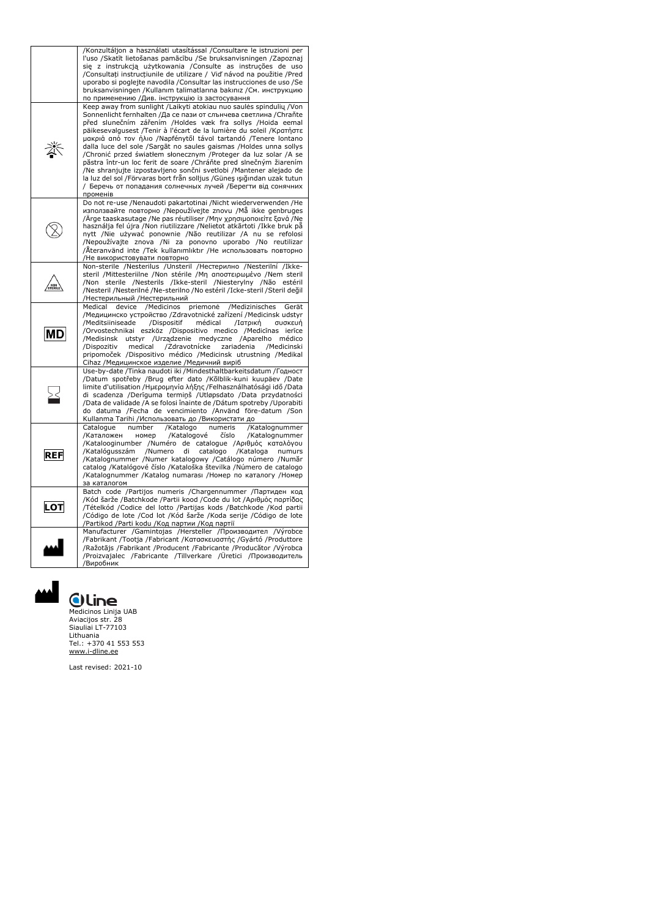| | |
|---|---|
| | /Konzultáljon a használati utasítással /Consultare le istruzioni per l'uso /Skatīt lietošanas pamācību /Se bruksanvisningen /Zapoznaj się z instrukcją użytkowania /Consulte as instruções de uso /Consultați instrucțiunile de utilizare / Viď návod na použitie /Pred uporabo si poglejte navodila /Consultar las instrucciones de uso /Se bruksanvisningen /Kullanım talimatlarına bakınız /См. инструкцию по применению /Див. інструкцію із застосування |
| | Keep away from sunlight /Laikyti atokiau nuo saulės spindulių /Von Sonnenlicht fernhalten /Да се пази от слънчева светлина /Chraňte před slunečním zářením /Holdes væk fra sollys /Hoida eemal päikesevalgusest /Tenir à l'écart de la lumière du soleil /Κρατήστε μακριά από τον ήλιο /Napfénytől távol tartandó /Tenere lontano dalla luce del sole /Sargāt no saules gaismas /Holdes unna sollys /Chronić przed światłem słonecznym /Proteger da luz solar /A se păstra într-un loc ferit de soare /Chráňte pred slnečným žiarením /Ne shranjujte izpostavljeno sončni svetlobi /Mantener alejado de la luz del sol /Förvaras bort från solljus /Güneş ışığından uzak tutun / Беречь от попадания солнечных лучей /Берегти від сонячних променів |
| | Do not re-use /Nenaudoti pakartotinai /Nicht wiederverwenden /Не използвайте повторно /Nepoužívejte znovu /Må ikke genbruges /Ärge taaskasutage /Ne pas réutiliser /Μην χρησιμοποιείτε ξανά /Ne használja fel újra /Non riutilizzare /Nelietot atkārtoti /Ikke bruk på nytt /Nie używać ponownie /Não reutilizar /A nu se refolosi /Nepoužívajte znova /Ni za ponovno uporabo /No reutilizar /Återanvänd inte /Tek kullanımlıktır /Не использовать повторно /Не використовувати повторно |
| NON STERILE | Non-sterile /Nesterilus /Unsteril /Нестерилно /Nesterilní /Ikke-steril /Mittesteriilne /Non stérile /Μη αποστειρωμένο /Nem steril /Non sterile /Nesterils /Ikke-steril /Niesterylny /Não estéril /Nesteril /Nesterilné /Ne-sterilno /No estéril /Icke-steril /Steril değil /Нестерильный /Нестерильний |
| MD | Medical device /Medicinos priemonė /Medizinisches Gerät /Медицинско устройство /Zdravotnické zařízení /Medicinsk udstyr /Meditsiiniseade /Dispositif médical /Ιατρική συσκευή /Orvostechnikai eszköz /Dispositivo medico /Medicīnas ierīce /Medisinsk utstyr /Urządzenie medyczne /Aparelho médico /Dispozitiv medical /Zdravotnícke zariadenia /Medicinski pripomoček /Dispositivo médico /Medicinsk utrustning /Medikal Cihaz /Медицинское изделие /Медичний виріб |
| | Use-by-date /Tinka naudoti iki /Mindesthaltbarkeitsdatum /Годност /Datum spotřeby /Brug efter dato /Kõlblik-kuni kuupäev /Date limite d'utilisation /Ημερομηνία λήξης /Felhasználhatósági idő /Data di scadenza /Derīguma termiņš /Utløpsdato /Data przydatności /Data de validade /A se folosi înainte de /Dátum spotreby /Uporabiti do datuma /Fecha de vencimiento /Använd före-datum /Son Kullanma Tarihi /Использовать до /Використати до |
| REF | Catalogue number /Katalogo numeris /Katalognummer /Каталожен номер /Katalogové číslo /Katalognummer /Katalooginumber /Numéro de catalogue /Αριθμός καταλόγου /Katalógusszám /Numero di catalogo /Kataloga numurs /Katalognummer /Numer katalogowy /Catálogo número /Număr catalog /Katalógové číslo /Kataloška številka /Número de catalogo /Katalognummer /Katalog numarası /Номер по каталогу /Номер за каталогом |
| LOT | Batch code /Partijos numeris /Chargennummer /Партиден код /Kód šarže /Batchkode /Partii kood /Code du lot /Αριθμός παρτίδας /Tételkód /Codice del lotto /Partijas kods /Batchkode /Kod partii /Código de lote /Cod lot /Kód šarže /Koda serije /Código de lote /Partikod /Parti kodu /Код партии /Код партії |
| | Manufacturer /Gamintojas /Hersteller /Производител /Výrobce /Fabrikant /Tootja /Fabricant /Κατασκευαστής /Gyártó /Produttore /Ražotājs /Fabrikant /Producent /Fabricante /Producător /Výrobca /Proizvajalec /Fabricante /Tillverkare /Üretici /Производитель /Виробник |

Line

Medicinos Linija UAB
Aviacijos str. 28
Siauliai LT-77103
Lithuania
Tel.: +370 41 553 553
www.i-dline.ee

Last revised: 2021-10